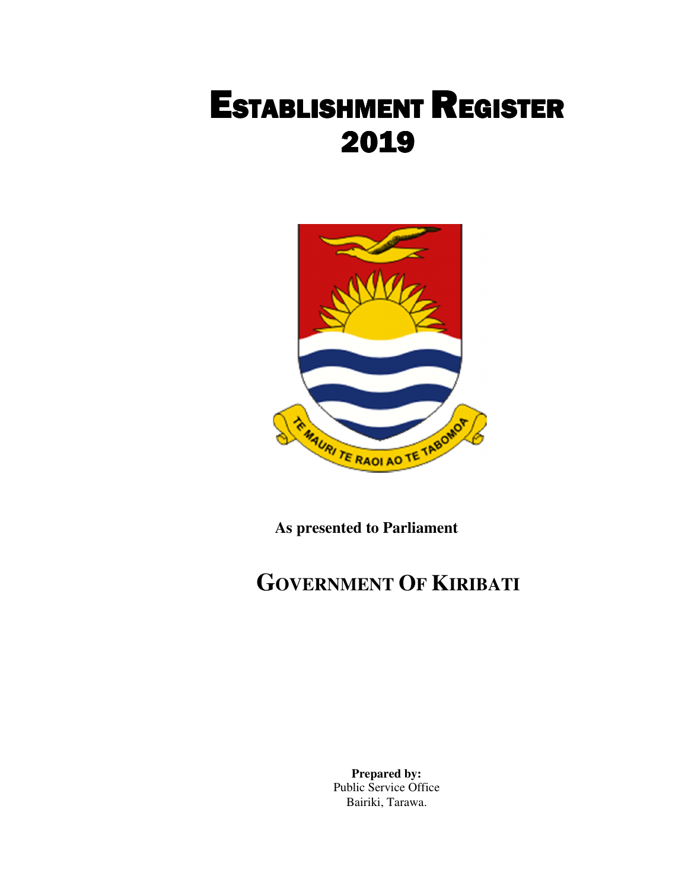# ESTABLISHMENT REGISTER 2019

**As presented to Parliament**

## GOVERNMENT OF KIRIBATI

**Prepared by:**
Public Service Office
Bairiki, Tarawa.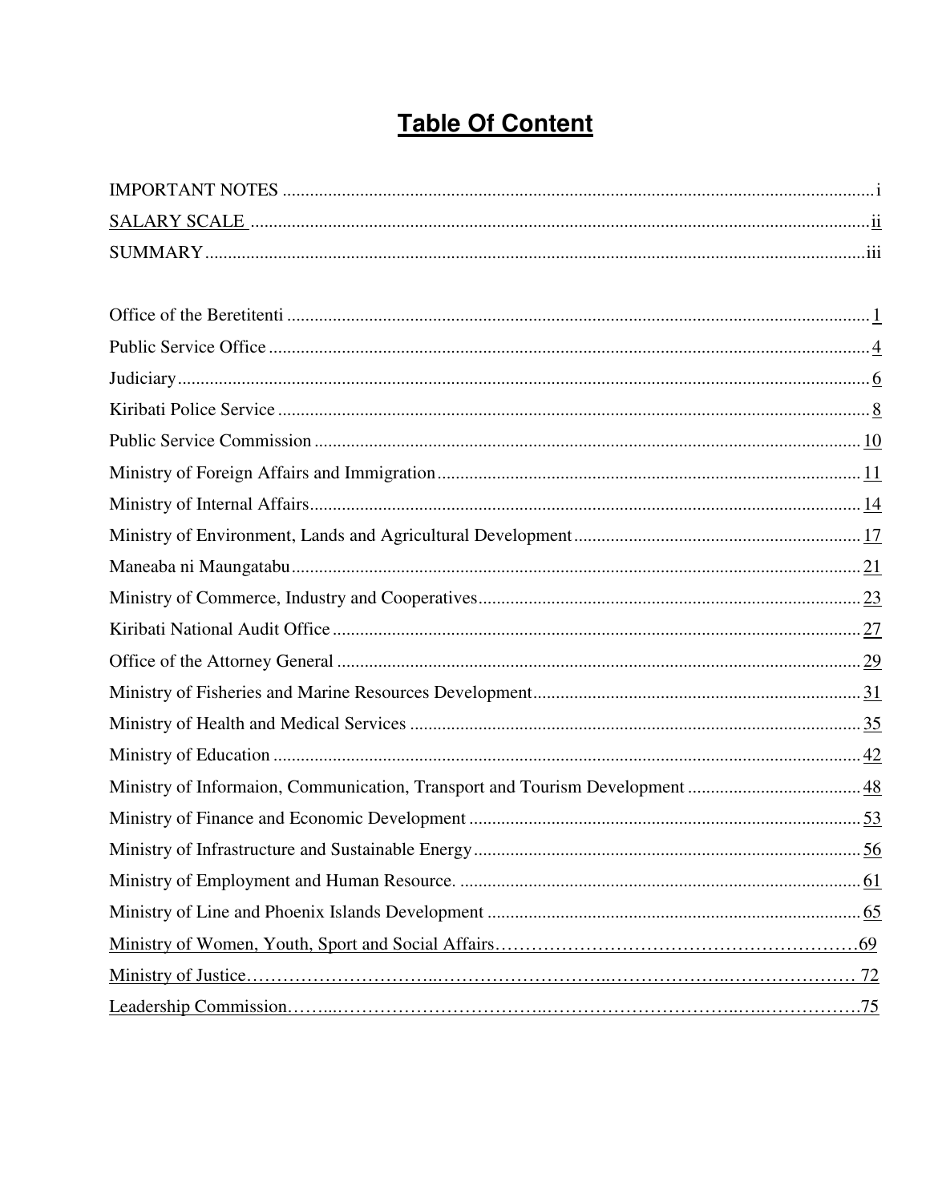# Table Of Content

| | |
|---|---|
| IMPORTANT NOTES | i |
| SALARY SCALE | ii |
| SUMMARY | iii |
| | |
| Office of the Beretitenti | 1 |
| Public Service Office | 4 |
| Judiciary | 6 |
| Kiribati Police Service | 8 |
| Public Service Commission | 10 |
| Ministry of Foreign Affairs and Immigration | 11 |
| Ministry of Internal Affairs | 14 |
| Ministry of Environment, Lands and Agricultural Development | 17 |
| Maneaba ni Maungatabu | 21 |
| Ministry of Commerce, Industry and Cooperatives | 23 |
| Kiribati National Audit Office | 27 |
| Office of the Attorney General | 29 |
| Ministry of Fisheries and Marine Resources Development | 31 |
| Ministry of Health and Medical Services | 35 |
| Ministry of Education | 42 |
| Ministry of Informaion, Communication, Transport and Tourism Development | 48 |
| Ministry of Finance and Economic Development | 53 |
| Ministry of Infrastructure and Sustainable Energy | 56 |
| Ministry of Employment and Human Resource. | 61 |
| Ministry of Line and Phoenix Islands Development | 65 |
| Ministry of Women, Youth, Sport and Social Affairs | 69 |
| Ministry of Justice | 72 |
| Leadership Commission | 75 |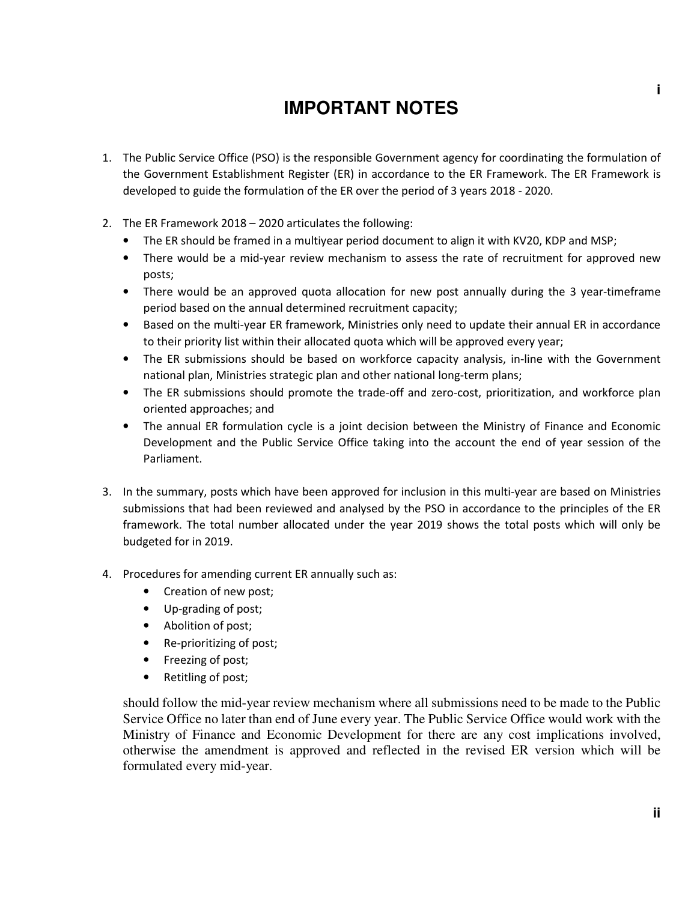# IMPORTANT NOTES

1. The Public Service Office (PSO) is the responsible Government agency for coordinating the formulation of the Government Establishment Register (ER) in accordance to the ER Framework. The ER Framework is developed to guide the formulation of the ER over the period of 3 years 2018 - 2020.

2. The ER Framework 2018 – 2020 articulates the following:
   - The ER should be framed in a multiyear period document to align it with KV20, KDP and MSP;
   - There would be a mid-year review mechanism to assess the rate of recruitment for approved new posts;
   - There would be an approved quota allocation for new post annually during the 3 year-timeframe period based on the annual determined recruitment capacity;
   - Based on the multi-year ER framework, Ministries only need to update their annual ER in accordance to their priority list within their allocated quota which will be approved every year;
   - The ER submissions should be based on workforce capacity analysis, in-line with the Government national plan, Ministries strategic plan and other national long-term plans;
   - The ER submissions should promote the trade-off and zero-cost, prioritization, and workforce plan oriented approaches; and
   - The annual ER formulation cycle is a joint decision between the Ministry of Finance and Economic Development and the Public Service Office taking into the account the end of year session of the Parliament.

3. In the summary, posts which have been approved for inclusion in this multi-year are based on Ministries submissions that had been reviewed and analysed by the PSO in accordance to the principles of the ER framework. The total number allocated under the year 2019 shows the total posts which will only be budgeted for in 2019.

4. Procedures for amending current ER annually such as:
   - Creation of new post;
   - Up-grading of post;
   - Abolition of post;
   - Re-prioritizing of post;
   - Freezing of post;
   - Retitling of post;

   should follow the mid-year review mechanism where all submissions need to be made to the Public Service Office no later than end of June every year. The Public Service Office would work with the Ministry of Finance and Economic Development for there are any cost implications involved, otherwise the amendment is approved and reflected in the revised ER version which will be formulated every mid-year.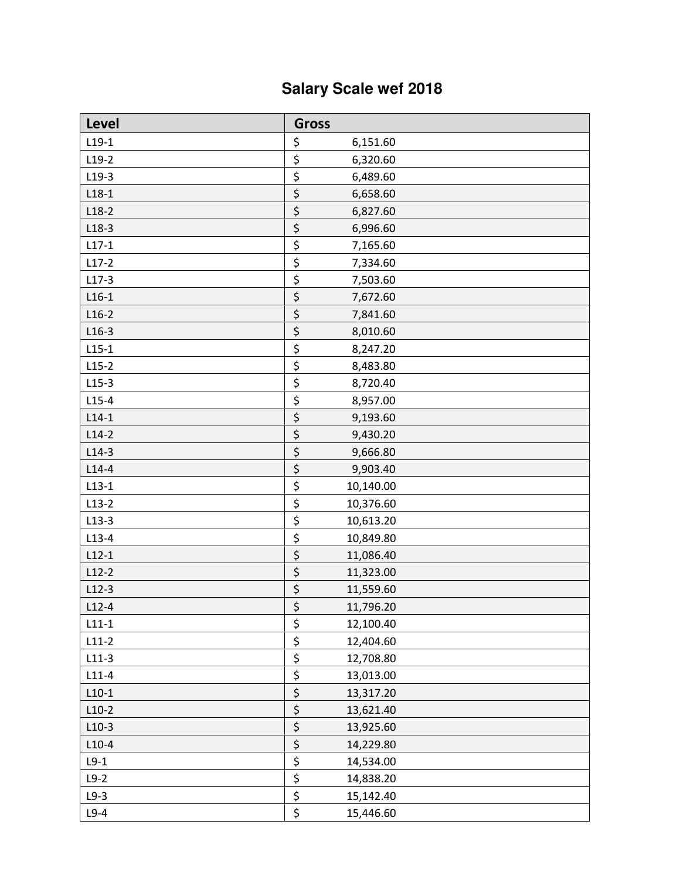# Salary Scale wef 2018

| Level | Gross |
|---|---|
| L19-1 | $ 6,151.60 |
| L19-2 | $ 6,320.60 |
| L19-3 | $ 6,489.60 |
| L18-1 | $ 6,658.60 |
| L18-2 | $ 6,827.60 |
| L18-3 | $ 6,996.60 |
| L17-1 | $ 7,165.60 |
| L17-2 | $ 7,334.60 |
| L17-3 | $ 7,503.60 |
| L16-1 | $ 7,672.60 |
| L16-2 | $ 7,841.60 |
| L16-3 | $ 8,010.60 |
| L15-1 | $ 8,247.20 |
| L15-2 | $ 8,483.80 |
| L15-3 | $ 8,720.40 |
| L15-4 | $ 8,957.00 |
| L14-1 | $ 9,193.60 |
| L14-2 | $ 9,430.20 |
| L14-3 | $ 9,666.80 |
| L14-4 | $ 9,903.40 |
| L13-1 | $ 10,140.00 |
| L13-2 | $ 10,376.60 |
| L13-3 | $ 10,613.20 |
| L13-4 | $ 10,849.80 |
| L12-1 | $ 11,086.40 |
| L12-2 | $ 11,323.00 |
| L12-3 | $ 11,559.60 |
| L12-4 | $ 11,796.20 |
| L11-1 | $ 12,100.40 |
| L11-2 | $ 12,404.60 |
| L11-3 | $ 12,708.80 |
| L11-4 | $ 13,013.00 |
| L10-1 | $ 13,317.20 |
| L10-2 | $ 13,621.40 |
| L10-3 | $ 13,925.60 |
| L10-4 | $ 14,229.80 |
| L9-1 | $ 14,534.00 |
| L9-2 | $ 14,838.20 |
| L9-3 | $ 15,142.40 |
| L9-4 | $ 15,446.60 |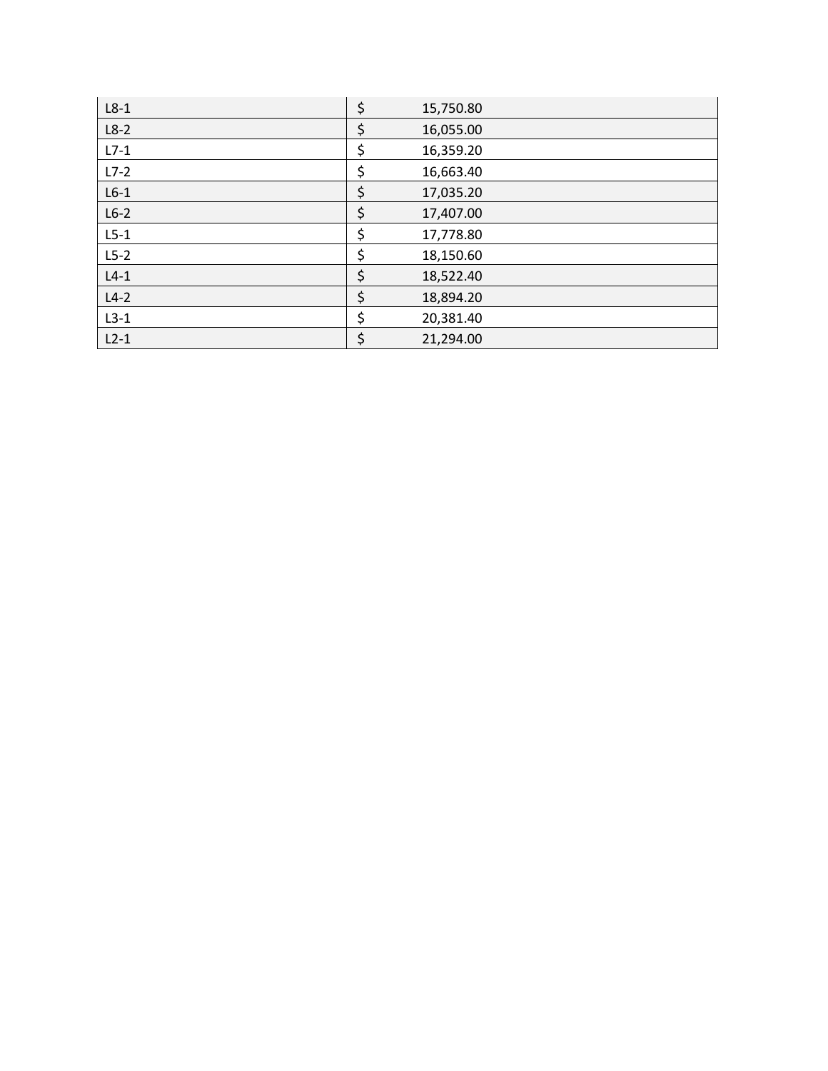| | |
|---|---|
| L8-1 | $ 15,750.80 |
| L8-2 | $ 16,055.00 |
| L7-1 | $ 16,359.20 |
| L7-2 | $ 16,663.40 |
| L6-1 | $ 17,035.20 |
| L6-2 | $ 17,407.00 |
| L5-1 | $ 17,778.80 |
| L5-2 | $ 18,150.60 |
| L4-1 | $ 18,522.40 |
| L4-2 | $ 18,894.20 |
| L3-1 | $ 20,381.40 |
| L2-1 | $ 21,294.00 |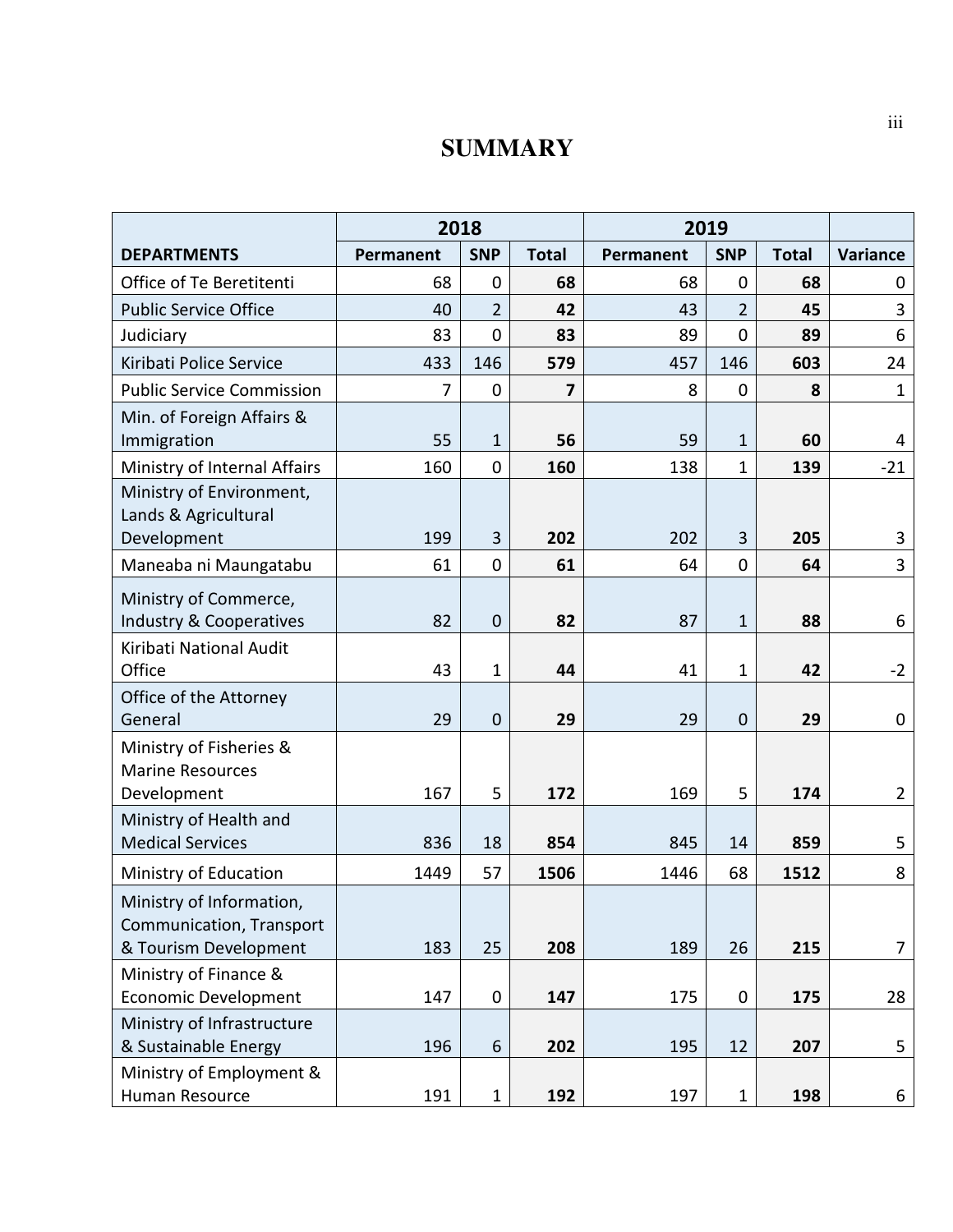# SUMMARY

| DEPARTMENTS | 2018 | | | 2019 | | | Variance |
|---|---|---|---|---|---|---|---|
| | Permanent | SNP | Total | Permanent | SNP | Total | |
| Office of Te Beretitenti | 68 | 0 | **68** | 68 | 0 | **68** | 0 |
| Public Service Office | 40 | 2 | **42** | 43 | 2 | **45** | 3 |
| Judiciary | 83 | 0 | **83** | 89 | 0 | **89** | 6 |
| Kiribati Police Service | 433 | 146 | **579** | 457 | 146 | **603** | 24 |
| Public Service Commission | 7 | 0 | **7** | 8 | 0 | **8** | 1 |
| Min. of Foreign Affairs & Immigration | 55 | 1 | **56** | 59 | 1 | **60** | 4 |
| Ministry of Internal Affairs | 160 | 0 | **160** | 138 | 1 | **139** | -21 |
| Ministry of Environment, Lands & Agricultural Development | 199 | 3 | **202** | 202 | 3 | **205** | 3 |
| Maneaba ni Maungatabu | 61 | 0 | **61** | 64 | 0 | **64** | 3 |
| Ministry of Commerce, Industry & Cooperatives | 82 | 0 | **82** | 87 | 1 | **88** | 6 |
| Kiribati National Audit Office | 43 | 1 | **44** | 41 | 1 | **42** | -2 |
| Office of the Attorney General | 29 | 0 | **29** | 29 | 0 | **29** | 0 |
| Ministry of Fisheries & Marine Resources Development | 167 | 5 | **172** | 169 | 5 | **174** | 2 |
| Ministry of Health and Medical Services | 836 | 18 | **854** | 845 | 14 | **859** | 5 |
| Ministry of Education | 1449 | 57 | **1506** | 1446 | 68 | **1512** | 8 |
| Ministry of Information, Communication, Transport & Tourism Development | 183 | 25 | **208** | 189 | 26 | **215** | 7 |
| Ministry of Finance & Economic Development | 147 | 0 | **147** | 175 | 0 | **175** | 28 |
| Ministry of Infrastructure & Sustainable Energy | 196 | 6 | **202** | 195 | 12 | **207** | 5 |
| Ministry of Employment & Human Resource | 191 | 1 | **192** | 197 | 1 | **198** | 6 |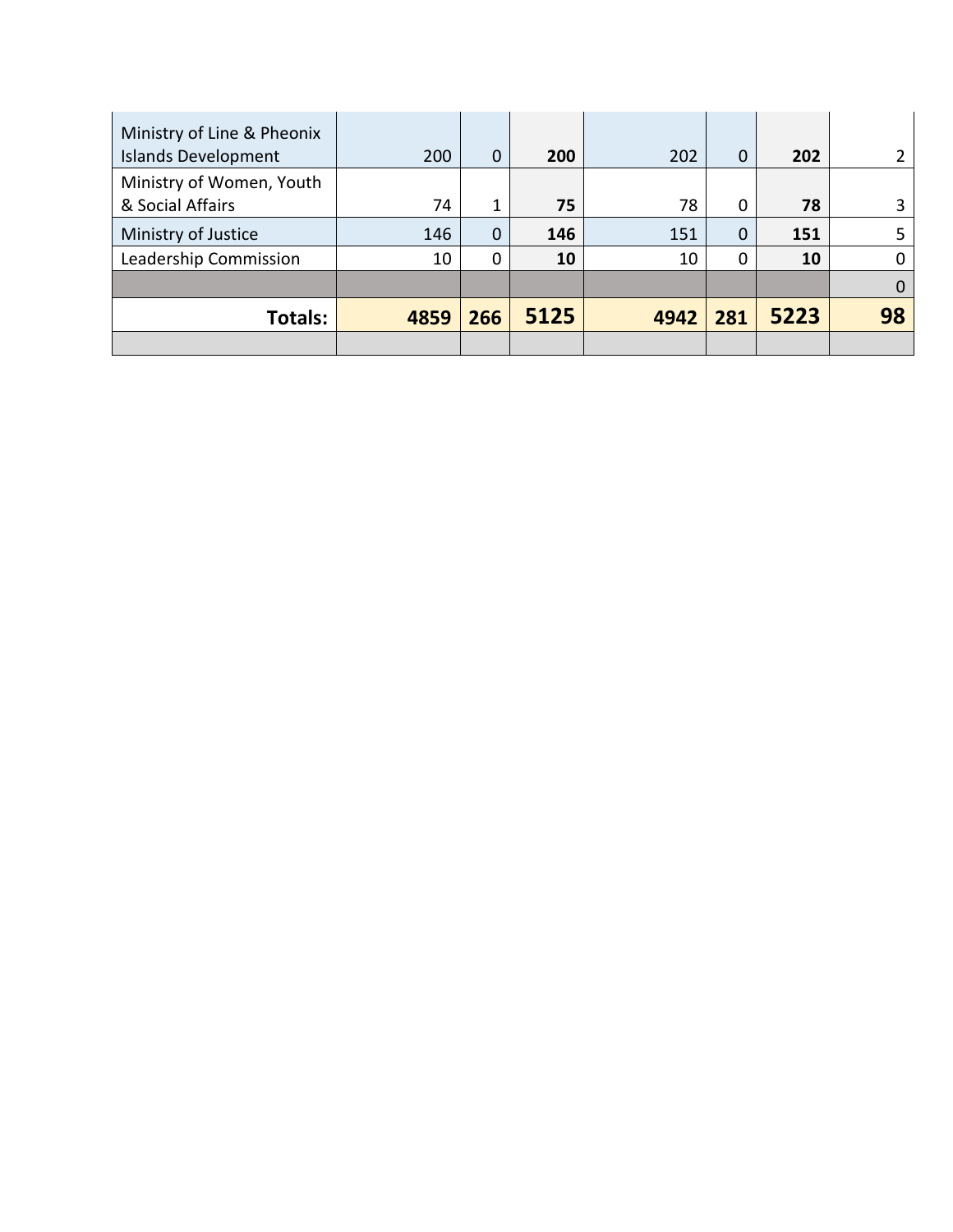| | | | | | | | |
|---|---|---|---|---|---|---|---|
| Ministry of Line & Pheonix Islands Development | 200 | 0 | **200** | 202 | 0 | **202** | 2 |
| Ministry of Women, Youth & Social Affairs | 74 | 1 | **75** | 78 | 0 | **78** | 3 |
| Ministry of Justice | 146 | 0 | **146** | 151 | 0 | **151** | 5 |
| Leadership Commission | 10 | 0 | **10** | 10 | 0 | **10** | 0 |
| | | | | | | | 0 |
| **Totals:** | **4859** | **266** | **5125** | **4942** | **281** | **5223** | **98** |
| | | | | | | | |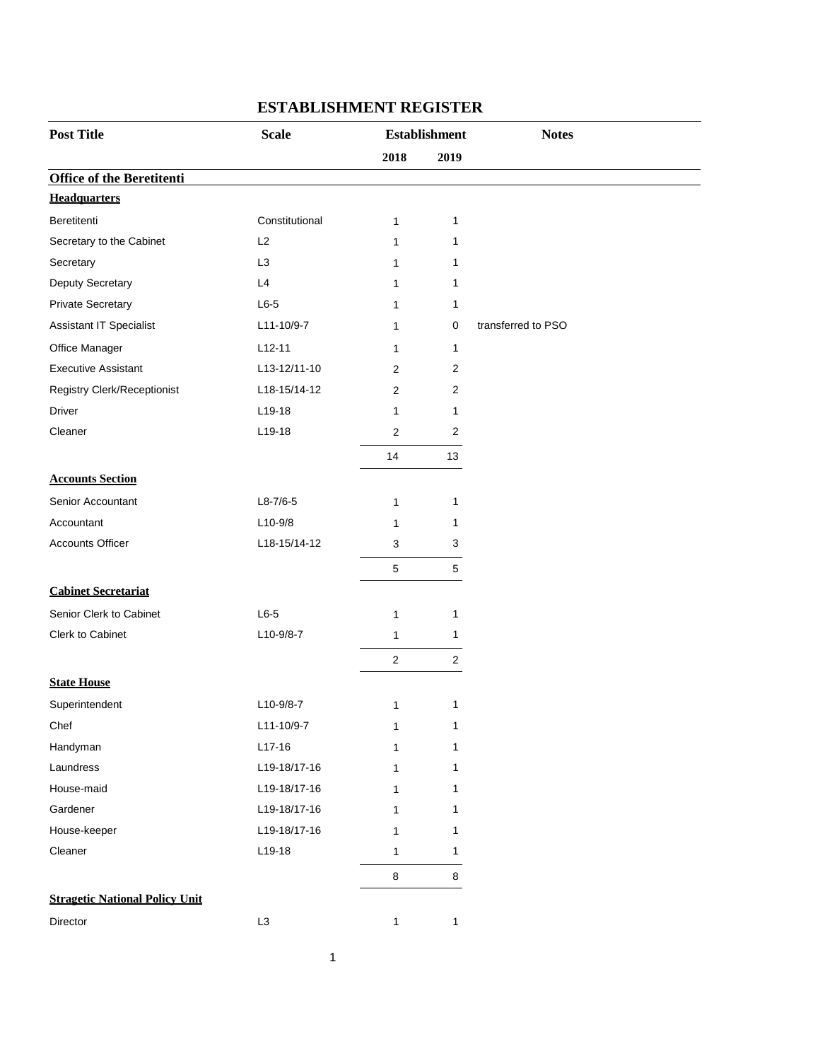# ESTABLISHMENT REGISTER

| Post Title | Scale | Establishment | | Notes |
|---|---|---|---|---|
| | | 2018 | 2019 | |
| **Office of the Beretitenti** | | | | |
| **Headquarters** | | | | |
| Beretitenti | Constitutional | 1 | 1 | |
| Secretary to the Cabinet | L2 | 1 | 1 | |
| Secretary | L3 | 1 | 1 | |
| Deputy Secretary | L4 | 1 | 1 | |
| Private Secretary | L6-5 | 1 | 1 | |
| Assistant IT Specialist | L11-10/9-7 | 1 | 0 | transferred to PSO |
| Office Manager | L12-11 | 1 | 1 | |
| Executive Assistant | L13-12/11-10 | 2 | 2 | |
| Registry Clerk/Receptionist | L18-15/14-12 | 2 | 2 | |
| Driver | L19-18 | 1 | 1 | |
| Cleaner | L19-18 | 2 | 2 | |
| | | 14 | 13 | |
| **Accounts Section** | | | | |
| Senior Accountant | L8-7/6-5 | 1 | 1 | |
| Accountant | L10-9/8 | 1 | 1 | |
| Accounts Officer | L18-15/14-12 | 3 | 3 | |
| | | 5 | 5 | |
| **Cabinet Secretariat** | | | | |
| Senior Clerk to Cabinet | L6-5 | 1 | 1 | |
| Clerk to Cabinet | L10-9/8-7 | 1 | 1 | |
| | | 2 | 2 | |
| **State House** | | | | |
| Superintendent | L10-9/8-7 | 1 | 1 | |
| Chef | L11-10/9-7 | 1 | 1 | |
| Handyman | L17-16 | 1 | 1 | |
| Laundress | L19-18/17-16 | 1 | 1 | |
| House-maid | L19-18/17-16 | 1 | 1 | |
| Gardener | L19-18/17-16 | 1 | 1 | |
| House-keeper | L19-18/17-16 | 1 | 1 | |
| Cleaner | L19-18 | 1 | 1 | |
| | | 8 | 8 | |
| **Stragetic National Policy Unit** | | | | |
| Director | L3 | 1 | 1 | |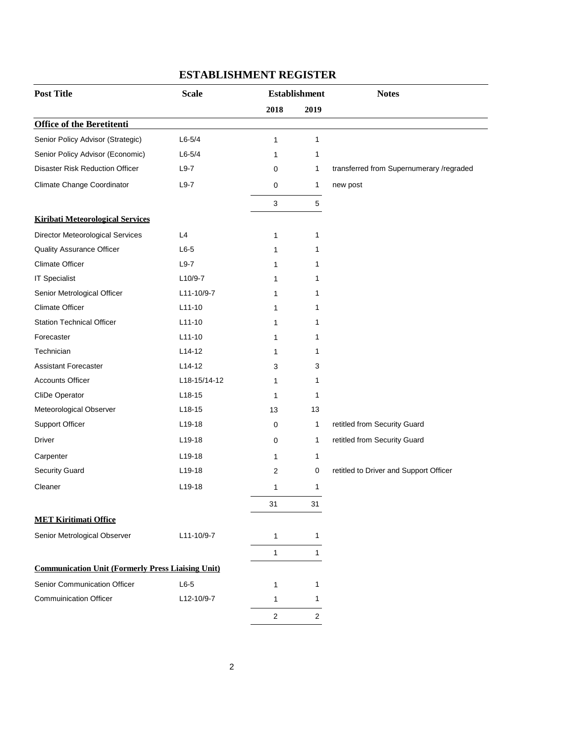# ESTABLISHMENT REGISTER

| Post Title | Scale | Establishment | | Notes |
|---|---|---|---|---|
| | | 2018 | 2019 | |
| **Office of the Beretitenti** | | | | |
| Senior Policy Advisor (Strategic) | L6-5/4 | 1 | 1 | |
| Senior Policy Advisor (Economic) | L6-5/4 | 1 | 1 | |
| Disaster Risk Reduction Officer | L9-7 | 0 | 1 | transferred from Supernumerary /regraded |
| Climate Change Coordinator | L9-7 | 0 | 1 | new post |
| | | 3 | 5 | |
| **Kiribati Meteorological Services** | | | | |
| Director Meteorological Services | L4 | 1 | 1 | |
| Quality Assurance Officer | L6-5 | 1 | 1 | |
| Climate Officer | L9-7 | 1 | 1 | |
| IT Specialist | L10/9-7 | 1 | 1 | |
| Senior Metrological Officer | L11-10/9-7 | 1 | 1 | |
| Climate Officer | L11-10 | 1 | 1 | |
| Station Technical Officer | L11-10 | 1 | 1 | |
| Forecaster | L11-10 | 1 | 1 | |
| Technician | L14-12 | 1 | 1 | |
| Assistant Forecaster | L14-12 | 3 | 3 | |
| Accounts Officer | L18-15/14-12 | 1 | 1 | |
| CliDe Operator | L18-15 | 1 | 1 | |
| Meteorological Observer | L18-15 | 13 | 13 | |
| Support Officer | L19-18 | 0 | 1 | retitled from Security Guard |
| Driver | L19-18 | 0 | 1 | retitled from Security Guard |
| Carpenter | L19-18 | 1 | 1 | |
| Security Guard | L19-18 | 2 | 0 | retitled to Driver and Support Officer |
| Cleaner | L19-18 | 1 | 1 | |
| | | 31 | 31 | |
| **MET Kiritimati Office** | | | | |
| Senior Metrological Observer | L11-10/9-7 | 1 | 1 | |
| | | 1 | 1 | |
| **Communication Unit (Formerly Press Liaising Unit)** | | | | |
| Senior Communication Officer | L6-5 | 1 | 1 | |
| Commuinication Officer | L12-10/9-7 | 1 | 1 | |
| | | 2 | 2 | |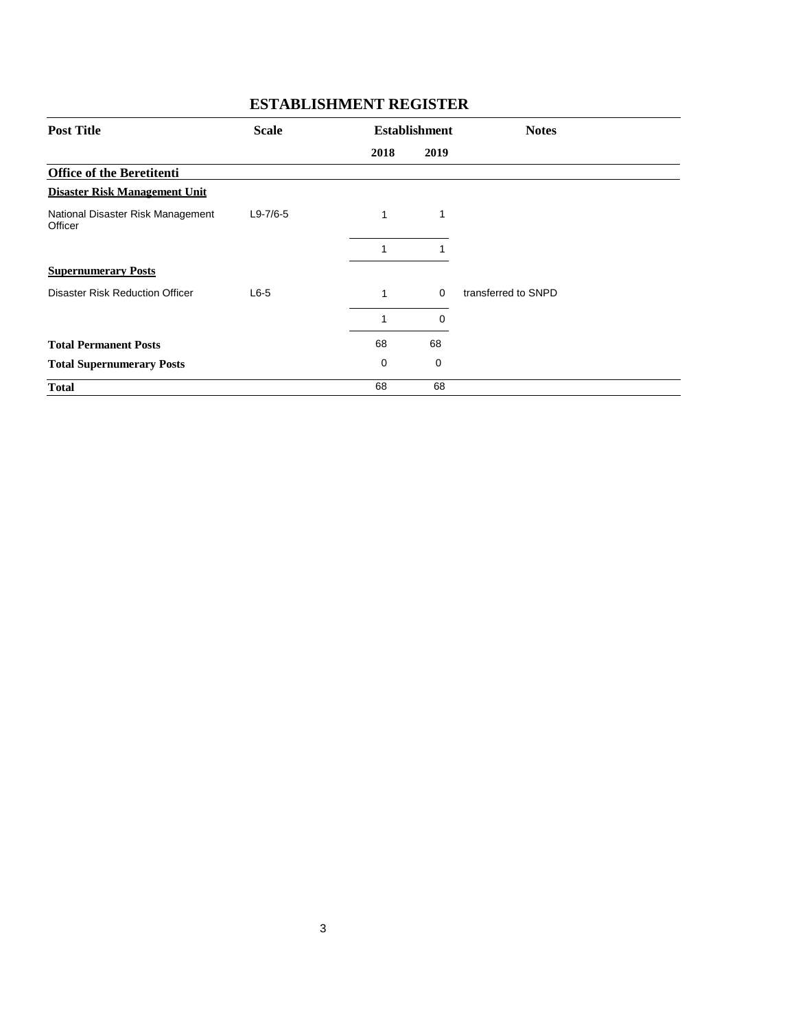## ESTABLISHMENT REGISTER

| Post Title | Scale | Establishment | | Notes |
|---|---|---|---|---|
| | | 2018 | 2019 | |
| **Office of the Beretitenti** | | | | |
| **Disaster Risk Management Unit** | | | | |
| National Disaster Risk Management Officer | L9-7/6-5 | 1 | 1 | |
| | | 1 | 1 | |
| **Supernumerary Posts** | | | | |
| Disaster Risk Reduction Officer | L6-5 | 1 | 0 | transferred to SNPD |
| | | 1 | 0 | |
| **Total Permanent Posts** | | 68 | 68 | |
| **Total Supernumerary Posts** | | 0 | 0 | |
| **Total** | | 68 | 68 | |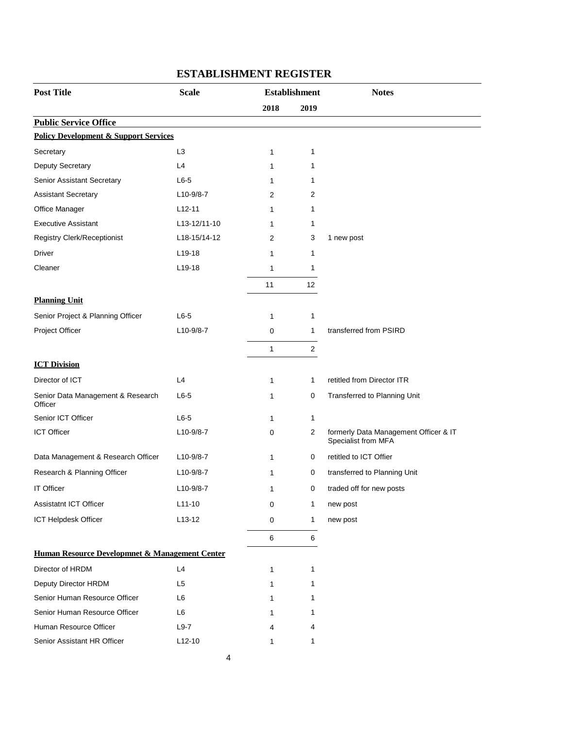# ESTABLISHMENT REGISTER

| Post Title | Scale | Establishment | | Notes |
|---|---|---|---|---|
| | | 2018 | 2019 | |
| **Public Service Office** | | | | |
| **Policy Development & Support Services** | | | | |
| Secretary | L3 | 1 | 1 | |
| Deputy Secretary | L4 | 1 | 1 | |
| Senior Assistant Secretary | L6-5 | 1 | 1 | |
| Assistant Secretary | L10-9/8-7 | 2 | 2 | |
| Office Manager | L12-11 | 1 | 1 | |
| Executive Assistant | L13-12/11-10 | 1 | 1 | |
| Registry Clerk/Receptionist | L18-15/14-12 | 2 | 3 | 1 new post |
| Driver | L19-18 | 1 | 1 | |
| Cleaner | L19-18 | 1 | 1 | |
| | | 11 | 12 | |
| **Planning Unit** | | | | |
| Senior Project & Planning Officer | L6-5 | 1 | 1 | |
| Project Officer | L10-9/8-7 | 0 | 1 | transferred from PSIRD |
| | | 1 | 2 | |
| **ICT Division** | | | | |
| Director of ICT | L4 | 1 | 1 | retitled from Director ITR |
| Senior Data Management & Research Officer | L6-5 | 1 | 0 | Transferred to Planning Unit |
| Senior ICT Officer | L6-5 | 1 | 1 | |
| ICT Officer | L10-9/8-7 | 0 | 2 | formerly Data Management Officer & IT Specialist from MFA |
| Data Management & Research Officer | L10-9/8-7 | 1 | 0 | retitled to ICT Offier |
| Research & Planning Officer | L10-9/8-7 | 1 | 0 | transferred to Planning Unit |
| IT Officer | L10-9/8-7 | 1 | 0 | traded off for new posts |
| Assistatnt ICT Officer | L11-10 | 0 | 1 | new post |
| ICT Helpdesk Officer | L13-12 | 0 | 1 | new post |
| | | 6 | 6 | |
| **Human Resource Developmnet & Management Center** | | | | |
| Director of HRDM | L4 | 1 | 1 | |
| Deputy Director HRDM | L5 | 1 | 1 | |
| Senior Human Resource Officer | L6 | 1 | 1 | |
| Senior Human Resource Officer | L6 | 1 | 1 | |
| Human Resource Officer | L9-7 | 4 | 4 | |
| Senior Assistant HR Officer | L12-10 | 1 | 1 | |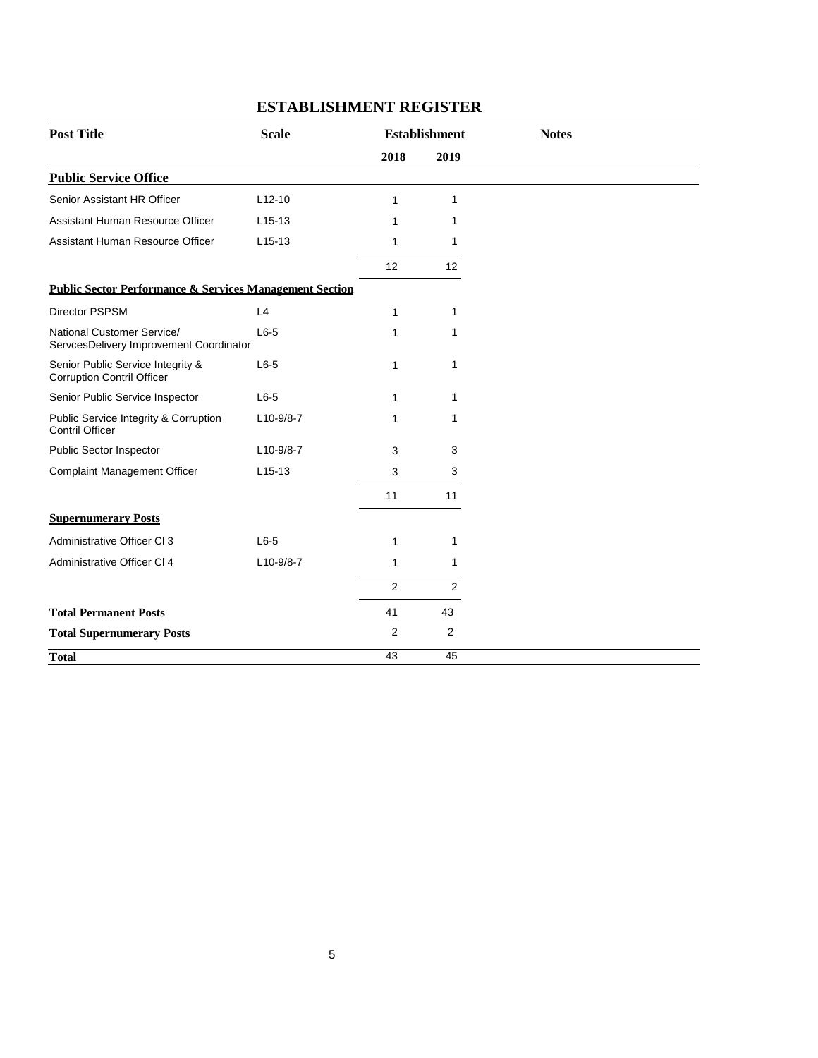# ESTABLISHMENT REGISTER

| Post Title | Scale | Establishment | | Notes |
|---|---|---|---|---|
| | | 2018 | 2019 | |
| **Public Service Office** | | | | |
| Senior Assistant HR Officer | L12-10 | 1 | 1 | |
| Assistant Human Resource Officer | L15-13 | 1 | 1 | |
| Assistant Human Resource Officer | L15-13 | 1 | 1 | |
| | | 12 | 12 | |
| **Public Sector Performance & Services Management Section** | | | | |
| Director PSPSM | L4 | 1 | 1 | |
| National Customer Service/ ServcesDelivery Improvement Coordinator | L6-5 | 1 | 1 | |
| Senior Public Service Integrity & Corruption Contril Officer | L6-5 | 1 | 1 | |
| Senior Public Service Inspector | L6-5 | 1 | 1 | |
| Public Service Integrity & Corruption Contril Officer | L10-9/8-7 | 1 | 1 | |
| Public Sector Inspector | L10-9/8-7 | 3 | 3 | |
| Complaint Management Officer | L15-13 | 3 | 3 | |
| | | 11 | 11 | |
| **Supernumerary Posts** | | | | |
| Administrative Officer Cl 3 | L6-5 | 1 | 1 | |
| Administrative Officer Cl 4 | L10-9/8-7 | 1 | 1 | |
| | | 2 | 2 | |
| **Total Permanent Posts** | | 41 | 43 | |
| **Total Supernumerary Posts** | | 2 | 2 | |
| **Total** | | 43 | 45 | |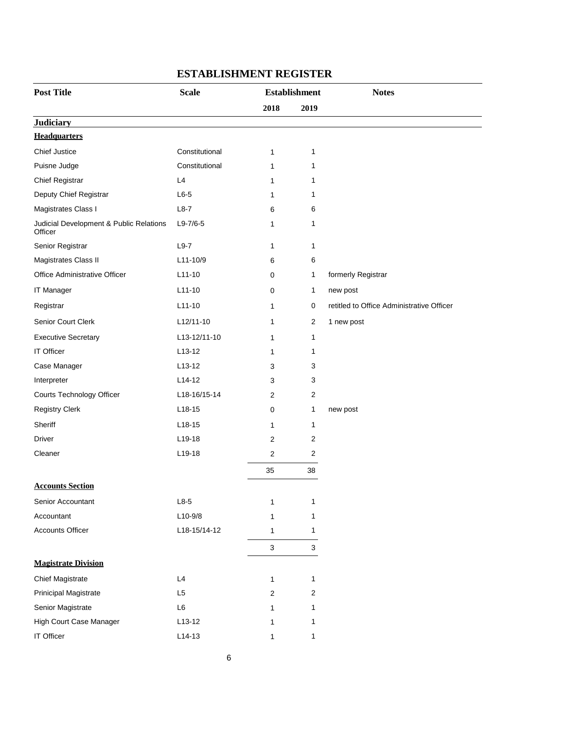# ESTABLISHMENT REGISTER

| Post Title | Scale | Establishment | | Notes |
|---|---|---|---|---|
| | | 2018 | 2019 | |
| **Judiciary** | | | | |
| **Headquarters** | | | | |
| Chief Justice | Constitutional | 1 | 1 | |
| Puisne Judge | Constitutional | 1 | 1 | |
| Chief Registrar | L4 | 1 | 1 | |
| Deputy Chief Registrar | L6-5 | 1 | 1 | |
| Magistrates Class I | L8-7 | 6 | 6 | |
| Judicial Development & Public Relations Officer | L9-7/6-5 | 1 | 1 | |
| Senior Registrar | L9-7 | 1 | 1 | |
| Magistrates Class II | L11-10/9 | 6 | 6 | |
| Office Administrative Officer | L11-10 | 0 | 1 | formerly Registrar |
| IT Manager | L11-10 | 0 | 1 | new post |
| Registrar | L11-10 | 1 | 0 | retitled to Office Administrative Officer |
| Senior Court Clerk | L12/11-10 | 1 | 2 | 1 new post |
| Executive Secretary | L13-12/11-10 | 1 | 1 | |
| IT Officer | L13-12 | 1 | 1 | |
| Case Manager | L13-12 | 3 | 3 | |
| Interpreter | L14-12 | 3 | 3 | |
| Courts Technology Officer | L18-16/15-14 | 2 | 2 | |
| Registry Clerk | L18-15 | 0 | 1 | new post |
| Sheriff | L18-15 | 1 | 1 | |
| Driver | L19-18 | 2 | 2 | |
| Cleaner | L19-18 | 2 | 2 | |
| | | 35 | 38 | |
| **Accounts Section** | | | | |
| Senior Accountant | L8-5 | 1 | 1 | |
| Accountant | L10-9/8 | 1 | 1 | |
| Accounts Officer | L18-15/14-12 | 1 | 1 | |
| | | 3 | 3 | |
| **Magistrate Division** | | | | |
| Chief Magistrate | L4 | 1 | 1 | |
| Prinicipal Magistrate | L5 | 2 | 2 | |
| Senior Magistrate | L6 | 1 | 1 | |
| High Court Case Manager | L13-12 | 1 | 1 | |
| IT Officer | L14-13 | 1 | 1 | |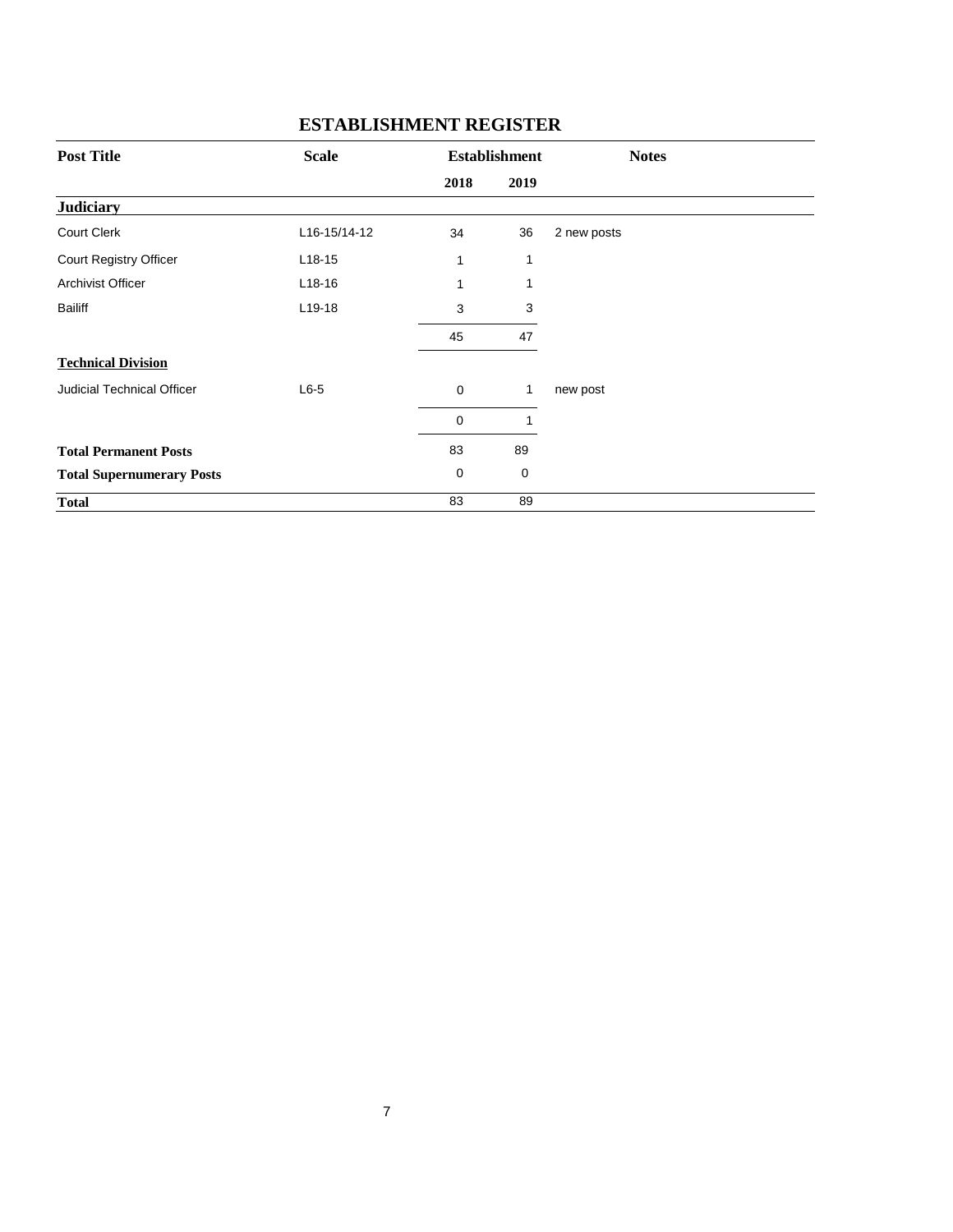# ESTABLISHMENT REGISTER

| Post Title | Scale | Establishment | | Notes |
|---|---|---|---|---|
| | | 2018 | 2019 | |
| **Judiciary** | | | | |
| Court Clerk | L16-15/14-12 | 34 | 36 | 2 new posts |
| Court Registry Officer | L18-15 | 1 | 1 | |
| Archivist Officer | L18-16 | 1 | 1 | |
| Bailiff | L19-18 | 3 | 3 | |
| | | 45 | 47 | |
| **Technical Division** | | | | |
| Judicial Technical Officer | L6-5 | 0 | 1 | new post |
| | | 0 | 1 | |
| **Total Permanent Posts** | | 83 | 89 | |
| **Total Supernumerary Posts** | | 0 | 0 | |
| **Total** | | 83 | 89 | |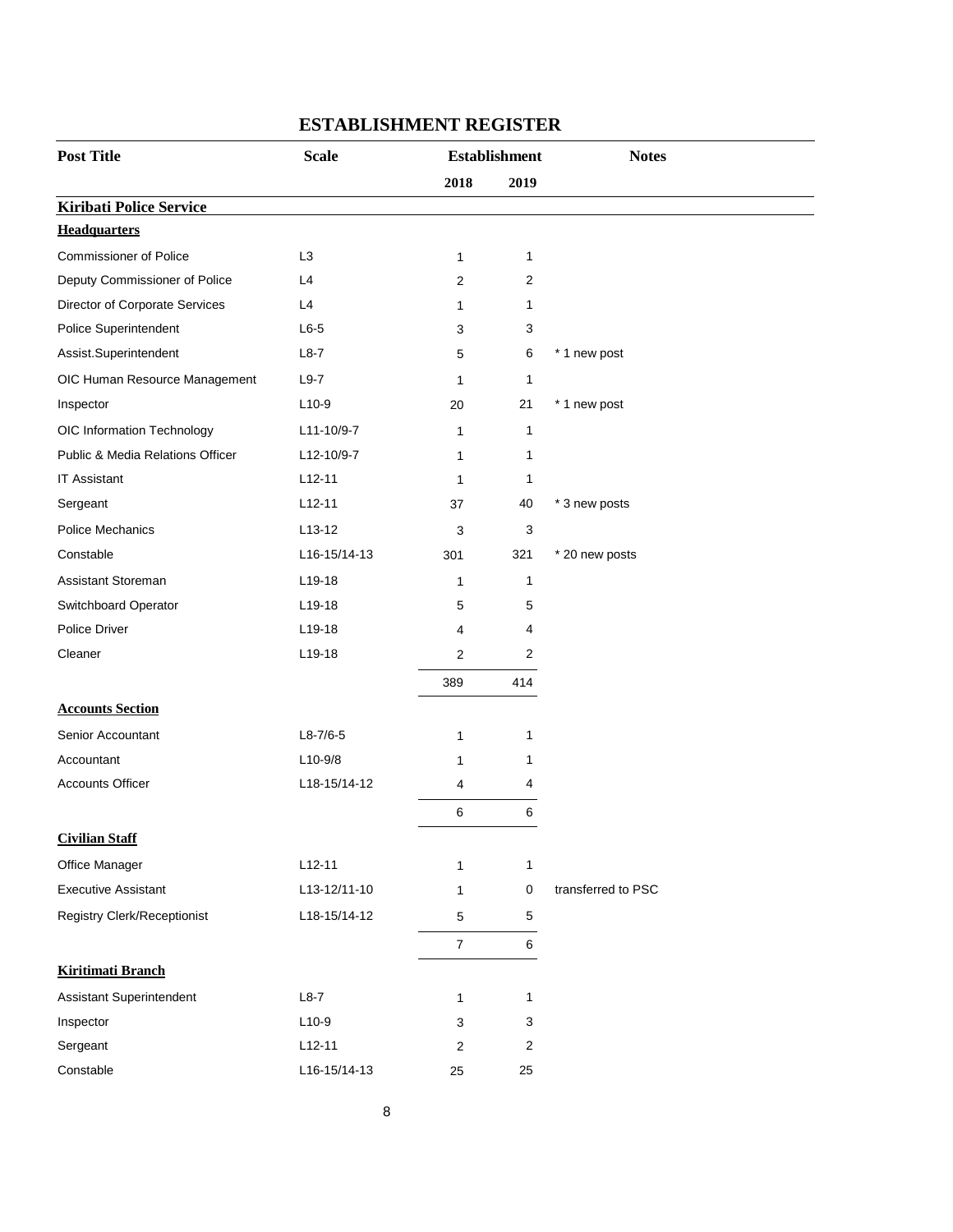# ESTABLISHMENT REGISTER

| Post Title | Scale | Establishment | | Notes |
|---|---|---|---|---|
| | | 2018 | 2019 | |
| **Kiribati Police Service** | | | | |
| **Headquarters** | | | | |
| Commissioner of Police | L3 | 1 | 1 | |
| Deputy Commissioner of Police | L4 | 2 | 2 | |
| Director of Corporate Services | L4 | 1 | 1 | |
| Police Superintendent | L6-5 | 3 | 3 | |
| Assist.Superintendent | L8-7 | 5 | 6 | * 1 new post |
| OIC Human Resource Management | L9-7 | 1 | 1 | |
| Inspector | L10-9 | 20 | 21 | * 1 new post |
| OIC Information Technology | L11-10/9-7 | 1 | 1 | |
| Public & Media Relations Officer | L12-10/9-7 | 1 | 1 | |
| IT Assistant | L12-11 | 1 | 1 | |
| Sergeant | L12-11 | 37 | 40 | * 3 new posts |
| Police Mechanics | L13-12 | 3 | 3 | |
| Constable | L16-15/14-13 | 301 | 321 | * 20 new posts |
| Assistant Storeman | L19-18 | 1 | 1 | |
| Switchboard Operator | L19-18 | 5 | 5 | |
| Police Driver | L19-18 | 4 | 4 | |
| Cleaner | L19-18 | 2 | 2 | |
| | | 389 | 414 | |
| **Accounts Section** | | | | |
| Senior Accountant | L8-7/6-5 | 1 | 1 | |
| Accountant | L10-9/8 | 1 | 1 | |
| Accounts Officer | L18-15/14-12 | 4 | 4 | |
| | | 6 | 6 | |
| **Civilian Staff** | | | | |
| Office Manager | L12-11 | 1 | 1 | |
| Executive Assistant | L13-12/11-10 | 1 | 0 | transferred to PSC |
| Registry Clerk/Receptionist | L18-15/14-12 | 5 | 5 | |
| | | 7 | 6 | |
| **Kiritimati Branch** | | | | |
| Assistant Superintendent | L8-7 | 1 | 1 | |
| Inspector | L10-9 | 3 | 3 | |
| Sergeant | L12-11 | 2 | 2 | |
| Constable | L16-15/14-13 | 25 | 25 | |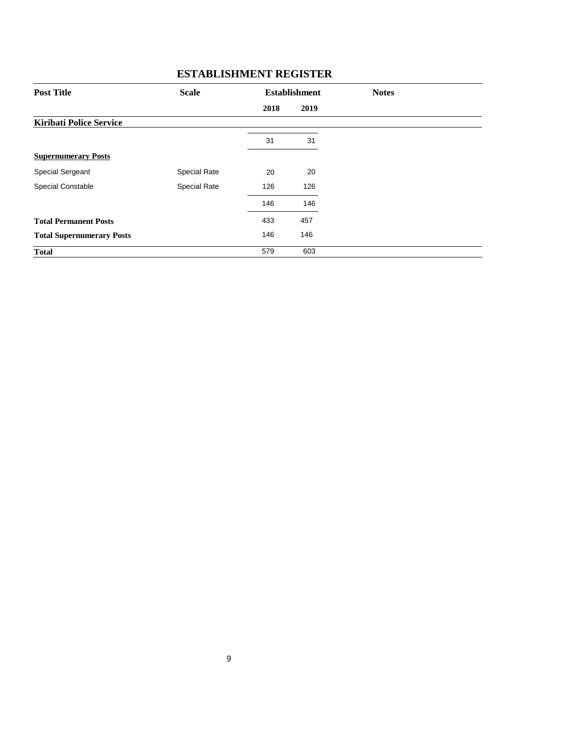## ESTABLISHMENT REGISTER

| Post Title | Scale | Establishment | | Notes |
|---|---|---|---|---|
| | | 2018 | 2019 | |
| **Kiribati Police Service** | | | | |
| | | 31 | 31 | |
| **Supernumerary Posts** | | | | |
| Special Sergeant | Special Rate | 20 | 20 | |
| Special Constable | Special Rate | 126 | 126 | |
| | | 146 | 146 | |
| **Total Permanent Posts** | | 433 | 457 | |
| **Total Supernumerary Posts** | | 146 | 146 | |
| **Total** | | 579 | 603 | |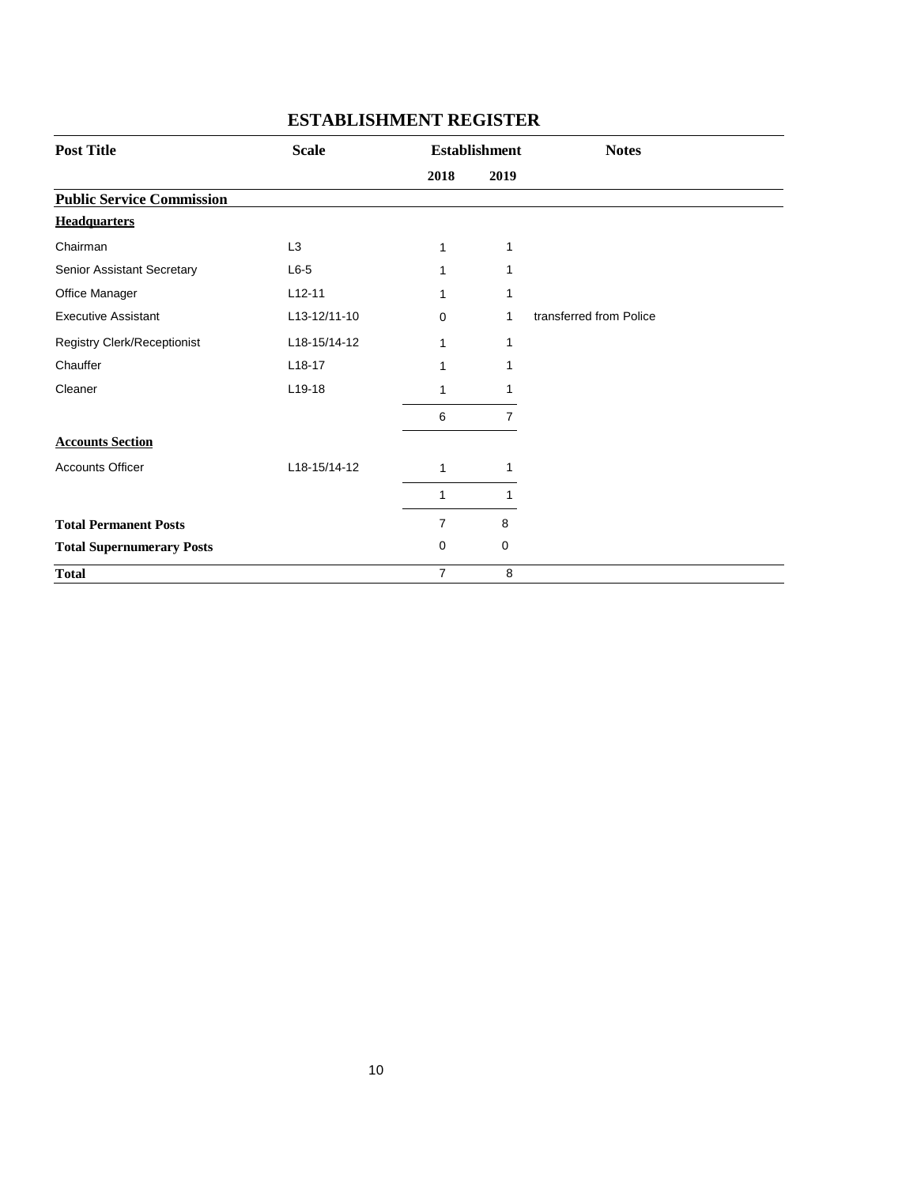# ESTABLISHMENT REGISTER

| Post Title | Scale | Establishment | | Notes |
|---|---|---|---|---|
| | | 2018 | 2019 | |
| **Public Service Commission** | | | | |
| **Headquarters** | | | | |
| Chairman | L3 | 1 | 1 | |
| Senior Assistant Secretary | L6-5 | 1 | 1 | |
| Office Manager | L12-11 | 1 | 1 | |
| Executive Assistant | L13-12/11-10 | 0 | 1 | transferred from Police |
| Registry Clerk/Receptionist | L18-15/14-12 | 1 | 1 | |
| Chauffer | L18-17 | 1 | 1 | |
| Cleaner | L19-18 | 1 | 1 | |
| | | 6 | 7 | |
| **Accounts Section** | | | | |
| Accounts Officer | L18-15/14-12 | 1 | 1 | |
| | | 1 | 1 | |
| **Total Permanent Posts** | | 7 | 8 | |
| **Total Supernumerary Posts** | | 0 | 0 | |
| **Total** | | 7 | 8 | |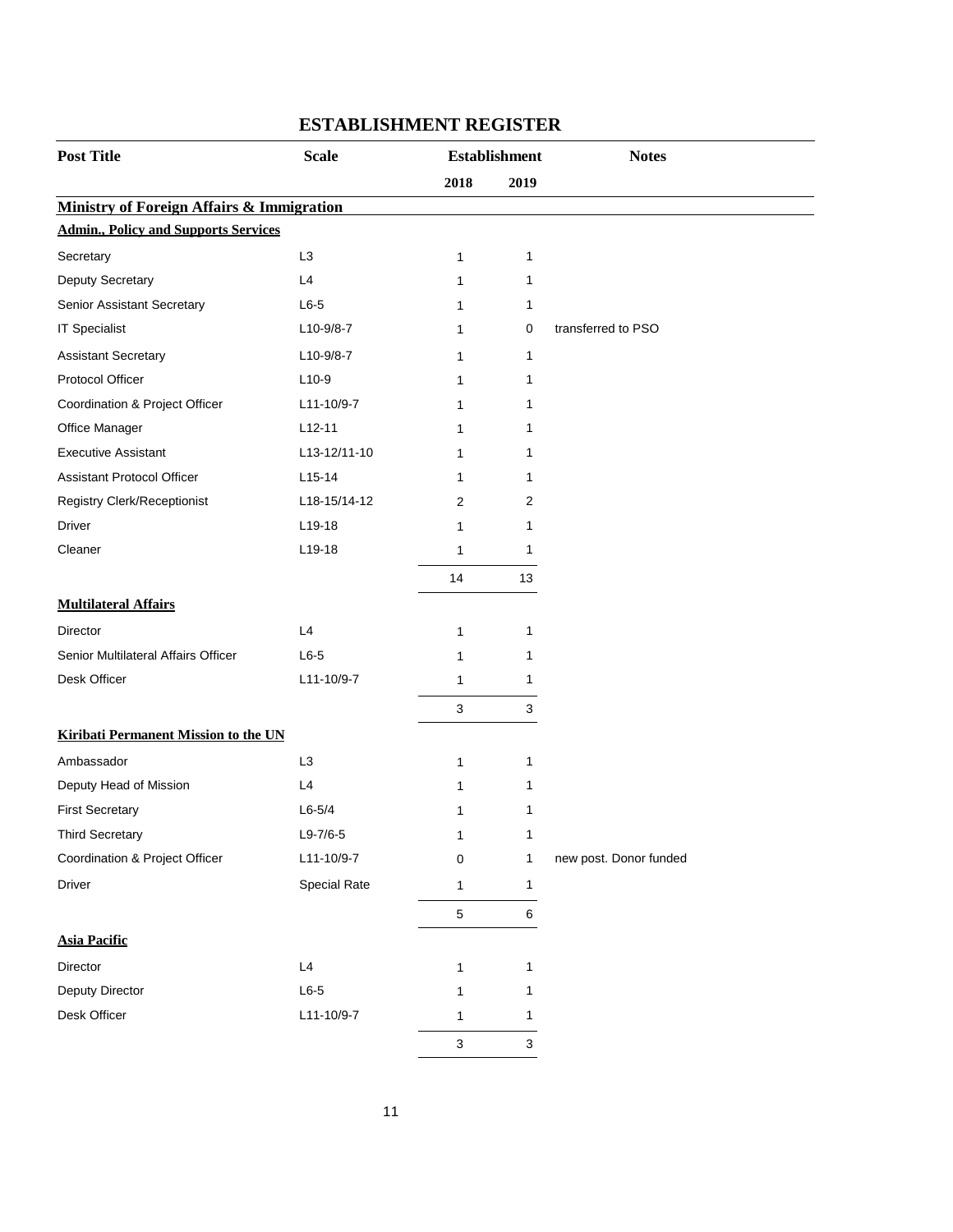# ESTABLISHMENT REGISTER

| Post Title | Scale | Establishment | | Notes |
|---|---|---|---|---|
| | | 2018 | 2019 | |
| **Ministry of Foreign Affairs & Immigration** | | | | |
| **Admin., Policy and Supports Services** | | | | |
| Secretary | L3 | 1 | 1 | |
| Deputy Secretary | L4 | 1 | 1 | |
| Senior Assistant Secretary | L6-5 | 1 | 1 | |
| IT Specialist | L10-9/8-7 | 1 | 0 | transferred to PSO |
| Assistant Secretary | L10-9/8-7 | 1 | 1 | |
| Protocol Officer | L10-9 | 1 | 1 | |
| Coordination & Project Officer | L11-10/9-7 | 1 | 1 | |
| Office Manager | L12-11 | 1 | 1 | |
| Executive Assistant | L13-12/11-10 | 1 | 1 | |
| Assistant Protocol Officer | L15-14 | 1 | 1 | |
| Registry Clerk/Receptionist | L18-15/14-12 | 2 | 2 | |
| Driver | L19-18 | 1 | 1 | |
| Cleaner | L19-18 | 1 | 1 | |
| | | 14 | 13 | |
| **Multilateral Affairs** | | | | |
| Director | L4 | 1 | 1 | |
| Senior Multilateral Affairs Officer | L6-5 | 1 | 1 | |
| Desk Officer | L11-10/9-7 | 1 | 1 | |
| | | 3 | 3 | |
| **Kiribati Permanent Mission to the UN** | | | | |
| Ambassador | L3 | 1 | 1 | |
| Deputy Head of Mission | L4 | 1 | 1 | |
| First Secretary | L6-5/4 | 1 | 1 | |
| Third Secretary | L9-7/6-5 | 1 | 1 | |
| Coordination & Project Officer | L11-10/9-7 | 0 | 1 | new post. Donor funded |
| Driver | Special Rate | 1 | 1 | |
| | | 5 | 6 | |
| **Asia Pacific** | | | | |
| Director | L4 | 1 | 1 | |
| Deputy Director | L6-5 | 1 | 1 | |
| Desk Officer | L11-10/9-7 | 1 | 1 | |
| | | 3 | 3 | |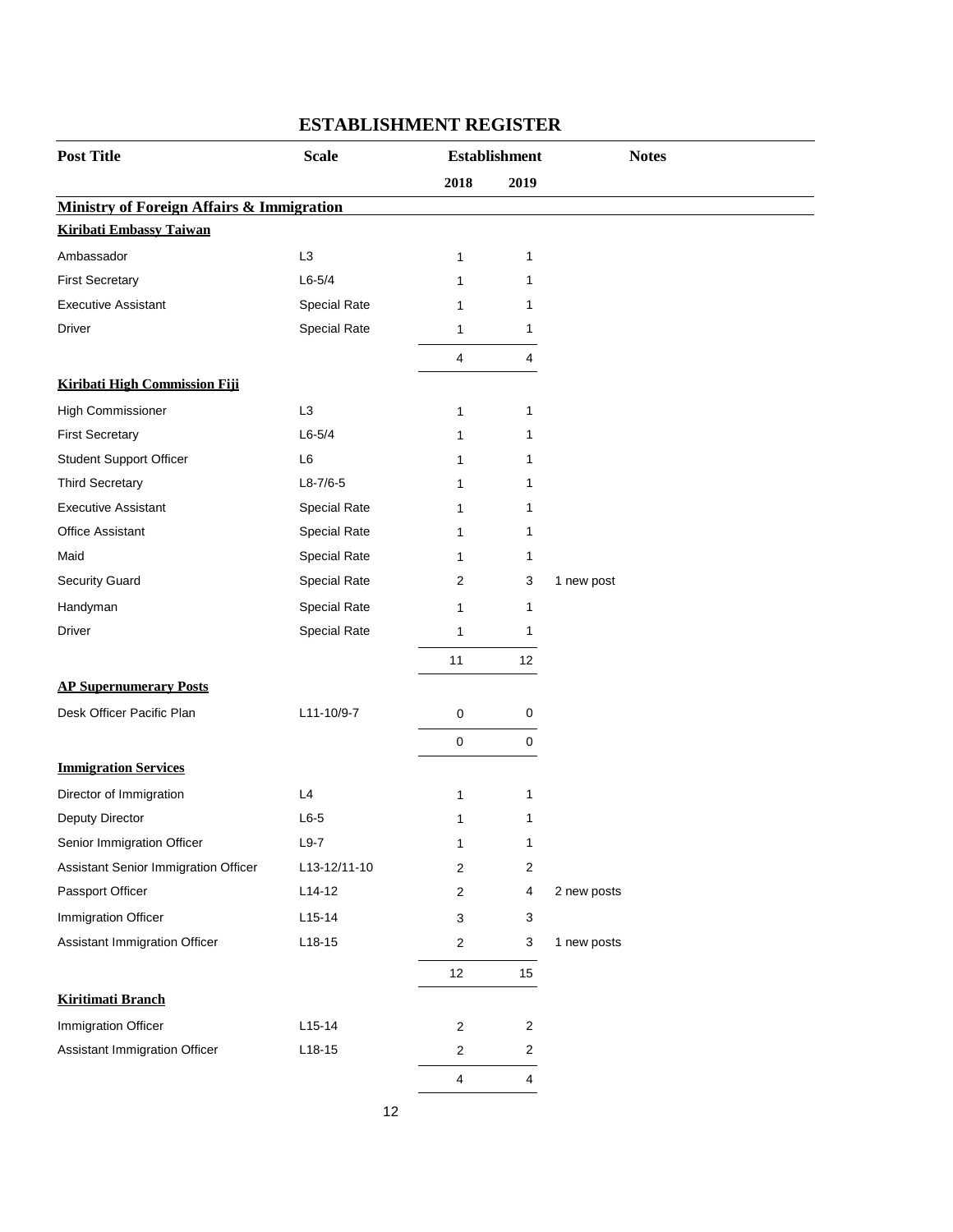# ESTABLISHMENT REGISTER

| Post Title | Scale | Establishment | | Notes |
|---|---|---|---|---|
| | | 2018 | 2019 | |
| **Ministry of Foreign Affairs & Immigration** | | | | |
| **Kiribati Embassy Taiwan** | | | | |
| Ambassador | L3 | 1 | 1 | |
| First Secretary | L6-5/4 | 1 | 1 | |
| Executive Assistant | Special Rate | 1 | 1 | |
| Driver | Special Rate | 1 | 1 | |
| | | 4 | 4 | |
| **Kiribati High Commission Fiji** | | | | |
| High Commissioner | L3 | 1 | 1 | |
| First Secretary | L6-5/4 | 1 | 1 | |
| Student Support Officer | L6 | 1 | 1 | |
| Third Secretary | L8-7/6-5 | 1 | 1 | |
| Executive Assistant | Special Rate | 1 | 1 | |
| Office Assistant | Special Rate | 1 | 1 | |
| Maid | Special Rate | 1 | 1 | |
| Security Guard | Special Rate | 2 | 3 | 1 new post |
| Handyman | Special Rate | 1 | 1 | |
| Driver | Special Rate | 1 | 1 | |
| | | 11 | 12 | |
| **AP Supernumerary Posts** | | | | |
| Desk Officer Pacific Plan | L11-10/9-7 | 0 | 0 | |
| | | 0 | 0 | |
| **Immigration Services** | | | | |
| Director of Immigration | L4 | 1 | 1 | |
| Deputy Director | L6-5 | 1 | 1 | |
| Senior Immigration Officer | L9-7 | 1 | 1 | |
| Assistant Senior Immigration Officer | L13-12/11-10 | 2 | 2 | |
| Passport Officer | L14-12 | 2 | 4 | 2 new posts |
| Immigration Officer | L15-14 | 3 | 3 | |
| Assistant Immigration Officer | L18-15 | 2 | 3 | 1 new posts |
| | | 12 | 15 | |
| **Kiritimati Branch** | | | | |
| Immigration Officer | L15-14 | 2 | 2 | |
| Assistant Immigration Officer | L18-15 | 2 | 2 | |
| | | 4 | 4 | |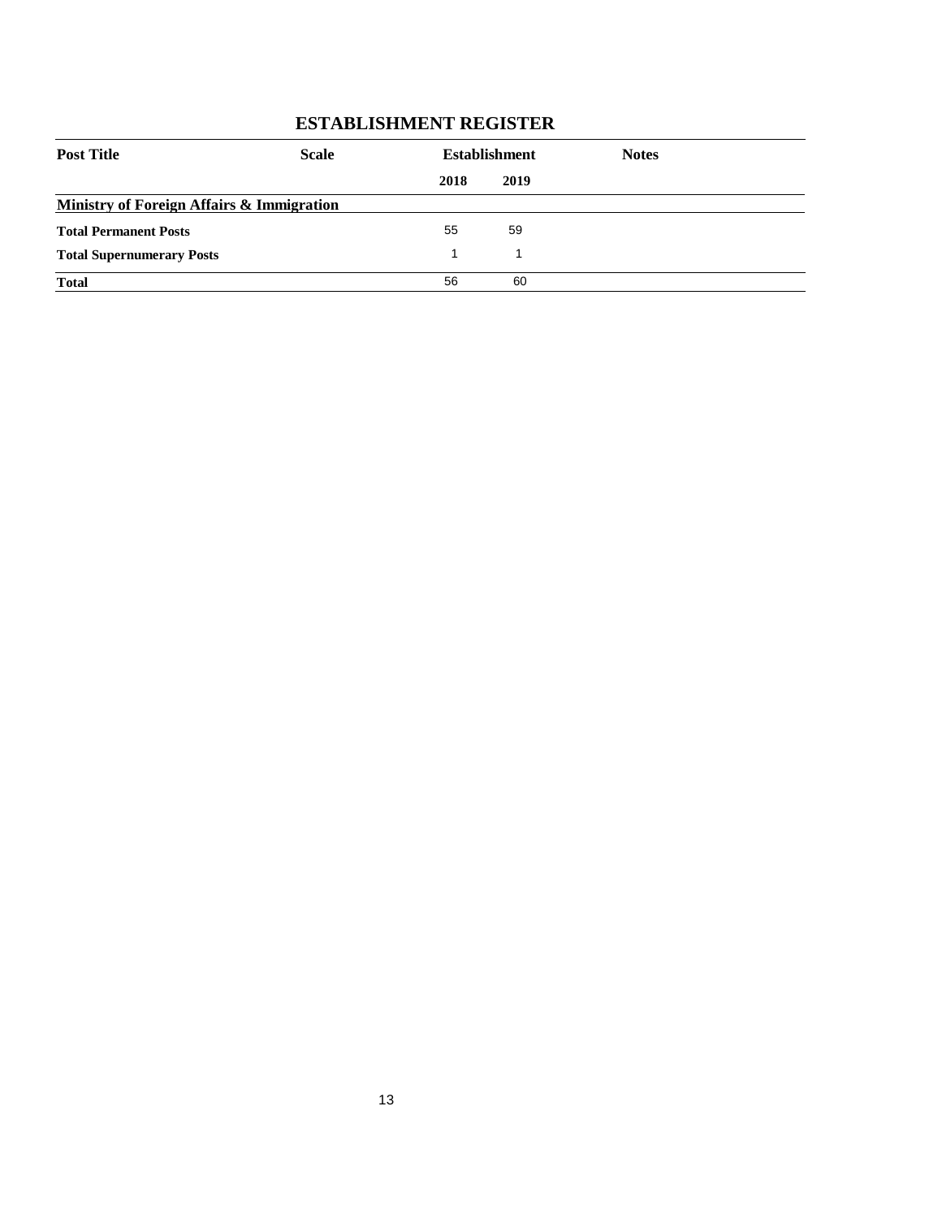## ESTABLISHMENT REGISTER

| Post Title | Scale | Establishment | | Notes |
|---|---|---|---|---|
| | | 2018 | 2019 | |
| **Ministry of Foreign Affairs & Immigration** | | | | |
| **Total Permanent Posts** | | 55 | 59 | |
| **Total Supernumerary Posts** | | 1 | 1 | |
| **Total** | | 56 | 60 | |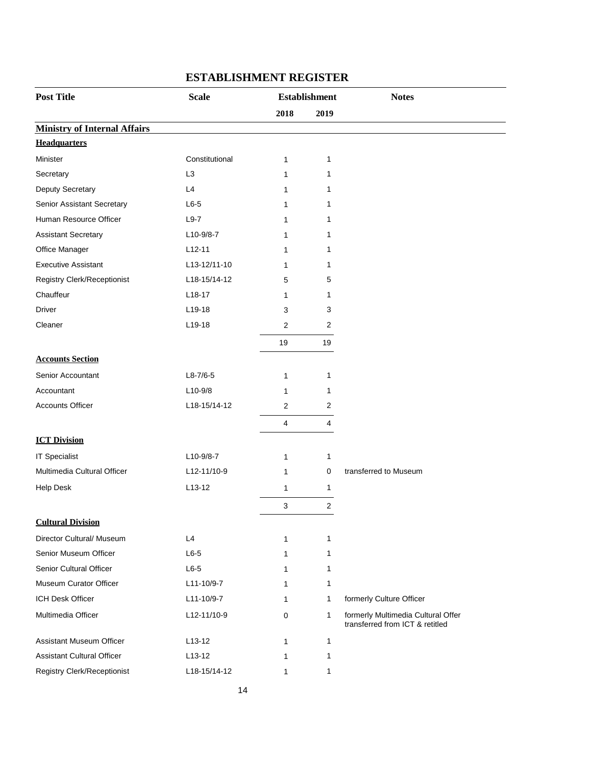# ESTABLISHMENT REGISTER

| Post Title | Scale | Establishment | | Notes |
|---|---|---|---|---|
| | | 2018 | 2019 | |
| **Ministry of Internal Affairs** | | | | |
| **Headquarters** | | | | |
| Minister | Constitutional | 1 | 1 | |
| Secretary | L3 | 1 | 1 | |
| Deputy Secretary | L4 | 1 | 1 | |
| Senior Assistant Secretary | L6-5 | 1 | 1 | |
| Human Resource Officer | L9-7 | 1 | 1 | |
| Assistant Secretary | L10-9/8-7 | 1 | 1 | |
| Office Manager | L12-11 | 1 | 1 | |
| Executive Assistant | L13-12/11-10 | 1 | 1 | |
| Registry Clerk/Receptionist | L18-15/14-12 | 5 | 5 | |
| Chauffeur | L18-17 | 1 | 1 | |
| Driver | L19-18 | 3 | 3 | |
| Cleaner | L19-18 | 2 | 2 | |
| | | 19 | 19 | |
| **Accounts Section** | | | | |
| Senior Accountant | L8-7/6-5 | 1 | 1 | |
| Accountant | L10-9/8 | 1 | 1 | |
| Accounts Officer | L18-15/14-12 | 2 | 2 | |
| | | 4 | 4 | |
| **ICT Division** | | | | |
| IT Specialist | L10-9/8-7 | 1 | 1 | |
| Multimedia Cultural Officer | L12-11/10-9 | 1 | 0 | transferred to Museum |
| Help Desk | L13-12 | 1 | 1 | |
| | | 3 | 2 | |
| **Cultural Division** | | | | |
| Director Cultural/ Museum | L4 | 1 | 1 | |
| Senior Museum Officer | L6-5 | 1 | 1 | |
| Senior Cultural Officer | L6-5 | 1 | 1 | |
| Museum Curator Officer | L11-10/9-7 | 1 | 1 | |
| ICH Desk Officer | L11-10/9-7 | 1 | 1 | formerly Culture Officer |
| Multimedia Officer | L12-11/10-9 | 0 | 1 | formerly Multimedia Cultural Offer transferred from ICT & retitled |
| Assistant Museum Officer | L13-12 | 1 | 1 | |
| Assistant Cultural Officer | L13-12 | 1 | 1 | |
| Registry Clerk/Receptionist | L18-15/14-12 | 1 | 1 | |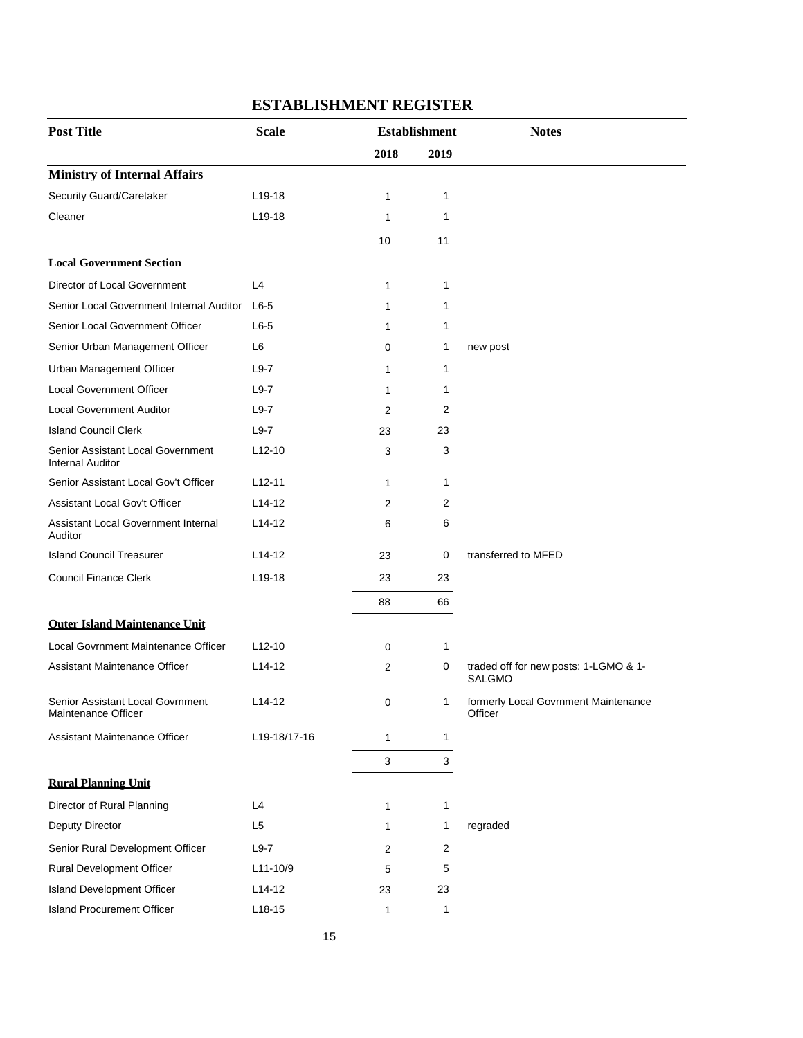# ESTABLISHMENT REGISTER

| Post Title | Scale | Establishment | | Notes |
|---|---|---|---|---|
| | | 2018 | 2019 | |
| **Ministry of Internal Affairs** | | | | |
| Security Guard/Caretaker | L19-18 | 1 | 1 | |
| Cleaner | L19-18 | 1 | 1 | |
| | | 10 | 11 | |
| **Local Government Section** | | | | |
| Director of Local Government | L4 | 1 | 1 | |
| Senior Local Government Internal Auditor | L6-5 | 1 | 1 | |
| Senior Local Government Officer | L6-5 | 1 | 1 | |
| Senior Urban Management Officer | L6 | 0 | 1 | new post |
| Urban Management Officer | L9-7 | 1 | 1 | |
| Local Government Officer | L9-7 | 1 | 1 | |
| Local Government Auditor | L9-7 | 2 | 2 | |
| Island Council Clerk | L9-7 | 23 | 23 | |
| Senior Assistant Local Government Internal Auditor | L12-10 | 3 | 3 | |
| Senior Assistant Local Gov't Officer | L12-11 | 1 | 1 | |
| Assistant Local Gov't Officer | L14-12 | 2 | 2 | |
| Assistant Local Government Internal Auditor | L14-12 | 6 | 6 | |
| Island Council Treasurer | L14-12 | 23 | 0 | transferred to MFED |
| Council Finance Clerk | L19-18 | 23 | 23 | |
| | | 88 | 66 | |
| **Outer Island Maintenance Unit** | | | | |
| Local Govrnment Maintenance Officer | L12-10 | 0 | 1 | |
| Assistant Maintenance Officer | L14-12 | 2 | 0 | traded off for new posts: 1-LGMO & 1-SALGMO |
| Senior Assistant Local Govrnment Maintenance Officer | L14-12 | 0 | 1 | formerly Local Govrnment Maintenance Officer |
| Assistant Maintenance Officer | L19-18/17-16 | 1 | 1 | |
| | | 3 | 3 | |
| **Rural Planning Unit** | | | | |
| Director of Rural Planning | L4 | 1 | 1 | |
| Deputy Director | L5 | 1 | 1 | regraded |
| Senior Rural Development Officer | L9-7 | 2 | 2 | |
| Rural Development Officer | L11-10/9 | 5 | 5 | |
| Island Development Officer | L14-12 | 23 | 23 | |
| Island Procurement Officer | L18-15 | 1 | 1 | |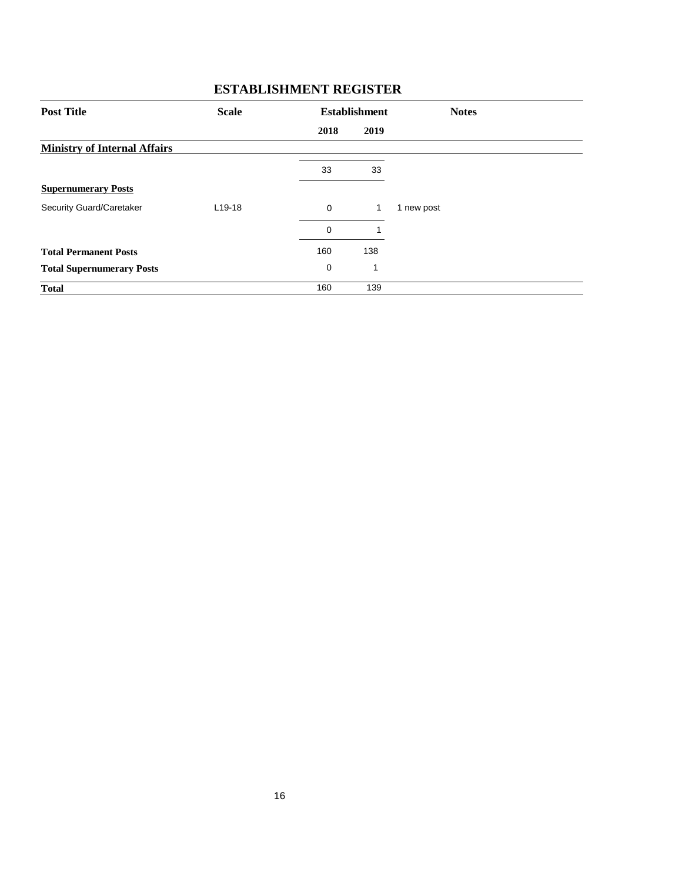## ESTABLISHMENT REGISTER

| Post Title | Scale | Establishment | | Notes |
|---|---|---|---|---|
| | | 2018 | 2019 | |
| **Ministry of Internal Affairs** | | | | |
| | | 33 | 33 | |
| **Supernumerary Posts** | | | | |
| Security Guard/Caretaker | L19-18 | 0 | 1 | 1 new post |
| | | 0 | 1 | |
| **Total Permanent Posts** | | 160 | 138 | |
| **Total Supernumerary Posts** | | 0 | 1 | |
| **Total** | | 160 | 139 | |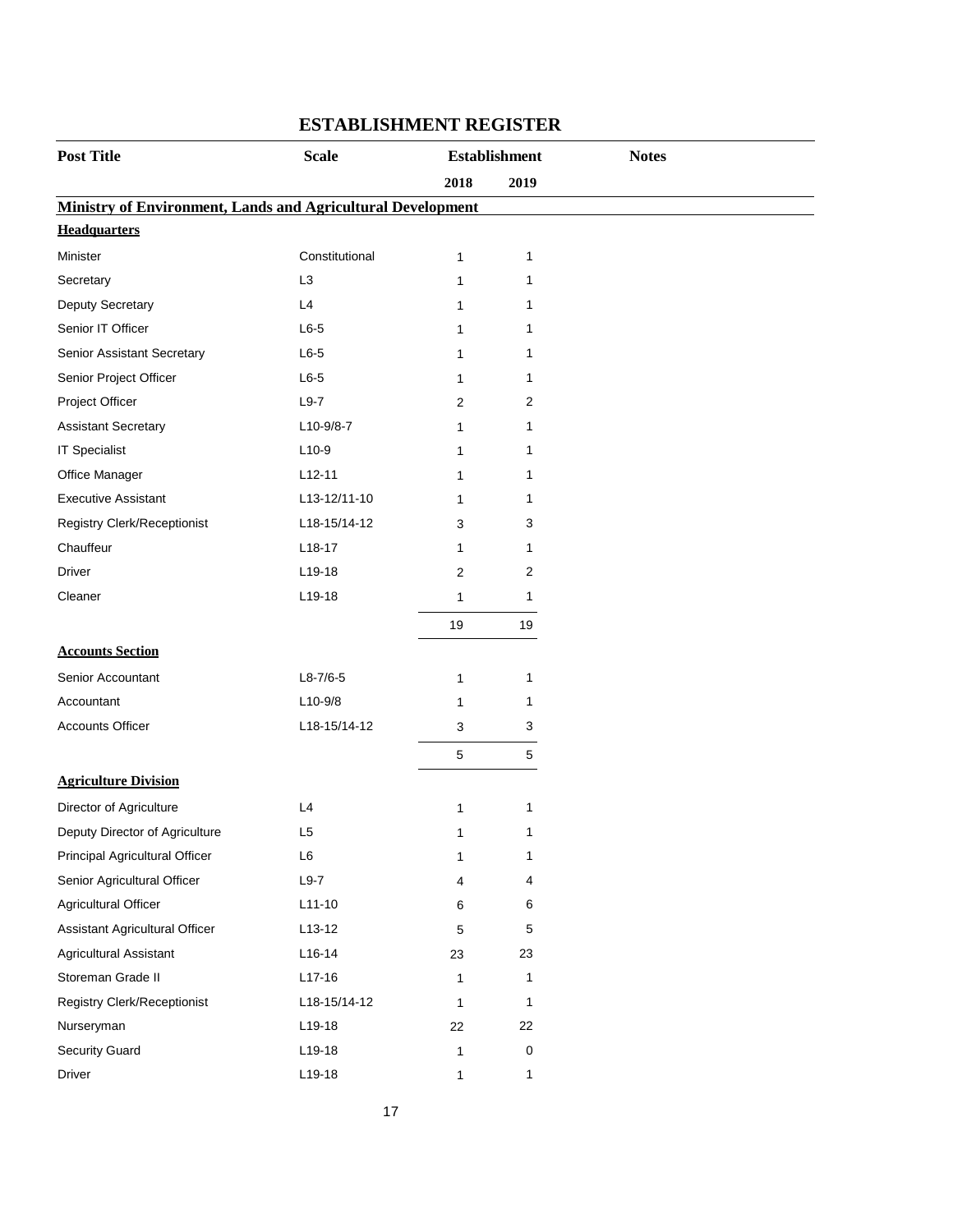# ESTABLISHMENT REGISTER

| Post Title | Scale | Establishment | | Notes |
|---|---|---|---|---|
| | | 2018 | 2019 | |
| **Ministry of Environment, Lands and Agricultural Development** | | | | |
| **Headquarters** | | | | |
| Minister | Constitutional | 1 | 1 | |
| Secretary | L3 | 1 | 1 | |
| Deputy Secretary | L4 | 1 | 1 | |
| Senior IT Officer | L6-5 | 1 | 1 | |
| Senior Assistant Secretary | L6-5 | 1 | 1 | |
| Senior Project Officer | L6-5 | 1 | 1 | |
| Project Officer | L9-7 | 2 | 2 | |
| Assistant Secretary | L10-9/8-7 | 1 | 1 | |
| IT Specialist | L10-9 | 1 | 1 | |
| Office Manager | L12-11 | 1 | 1 | |
| Executive Assistant | L13-12/11-10 | 1 | 1 | |
| Registry Clerk/Receptionist | L18-15/14-12 | 3 | 3 | |
| Chauffeur | L18-17 | 1 | 1 | |
| Driver | L19-18 | 2 | 2 | |
| Cleaner | L19-18 | 1 | 1 | |
| | | 19 | 19 | |
| **Accounts Section** | | | | |
| Senior Accountant | L8-7/6-5 | 1 | 1 | |
| Accountant | L10-9/8 | 1 | 1 | |
| Accounts Officer | L18-15/14-12 | 3 | 3 | |
| | | 5 | 5 | |
| **Agriculture Division** | | | | |
| Director of Agriculture | L4 | 1 | 1 | |
| Deputy Director of Agriculture | L5 | 1 | 1 | |
| Principal Agricultural Officer | L6 | 1 | 1 | |
| Senior Agricultural Officer | L9-7 | 4 | 4 | |
| Agricultural Officer | L11-10 | 6 | 6 | |
| Assistant Agricultural Officer | L13-12 | 5 | 5 | |
| Agricultural Assistant | L16-14 | 23 | 23 | |
| Storeman Grade II | L17-16 | 1 | 1 | |
| Registry Clerk/Receptionist | L18-15/14-12 | 1 | 1 | |
| Nurseryman | L19-18 | 22 | 22 | |
| Security Guard | L19-18 | 1 | 0 | |
| Driver | L19-18 | 1 | 1 | |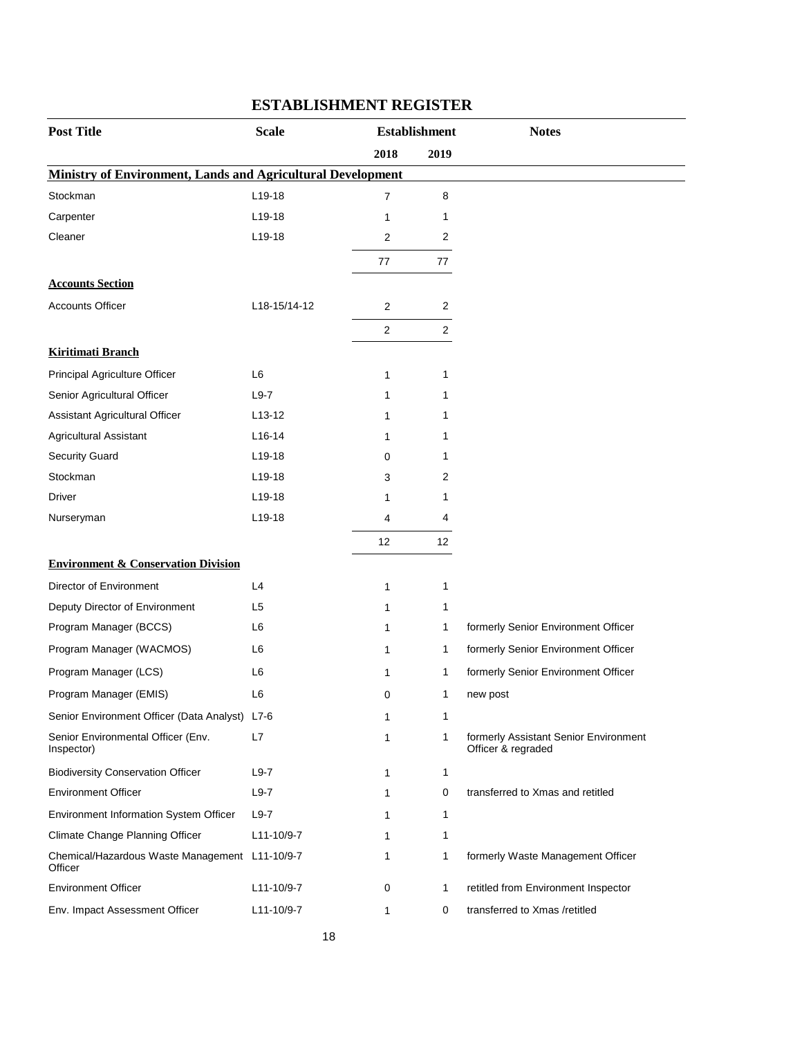# ESTABLISHMENT REGISTER

| Post Title | Scale | Establishment | | Notes |
|---|---|---|---|---|
| | | 2018 | 2019 | |
| **Ministry of Environment, Lands and Agricultural Development** | | | | |
| Stockman | L19-18 | 7 | 8 | |
| Carpenter | L19-18 | 1 | 1 | |
| Cleaner | L19-18 | 2 | 2 | |
| | | 77 | 77 | |
| **Accounts Section** | | | | |
| Accounts Officer | L18-15/14-12 | 2 | 2 | |
| | | 2 | 2 | |
| **Kiritimati Branch** | | | | |
| Principal Agriculture Officer | L6 | 1 | 1 | |
| Senior Agricultural Officer | L9-7 | 1 | 1 | |
| Assistant Agricultural Officer | L13-12 | 1 | 1 | |
| Agricultural Assistant | L16-14 | 1 | 1 | |
| Security Guard | L19-18 | 0 | 1 | |
| Stockman | L19-18 | 3 | 2 | |
| Driver | L19-18 | 1 | 1 | |
| Nurseryman | L19-18 | 4 | 4 | |
| | | 12 | 12 | |
| **Environment & Conservation Division** | | | | |
| Director of Environment | L4 | 1 | 1 | |
| Deputy Director of Environment | L5 | 1 | 1 | |
| Program Manager (BCCS) | L6 | 1 | 1 | formerly Senior Environment Officer |
| Program Manager (WACMOS) | L6 | 1 | 1 | formerly Senior Environment Officer |
| Program Manager (LCS) | L6 | 1 | 1 | formerly Senior Environment Officer |
| Program Manager (EMIS) | L6 | 0 | 1 | new post |
| Senior Environment Officer (Data Analyst) | L7-6 | 1 | 1 | |
| Senior Environmental Officer (Env. Inspector) | L7 | 1 | 1 | formerly Assistant Senior Environment Officer & regraded |
| Biodiversity Conservation Officer | L9-7 | 1 | 1 | |
| Environment Officer | L9-7 | 1 | 0 | transferred to Xmas and retitled |
| Environment Information System Officer | L9-7 | 1 | 1 | |
| Climate Change Planning Officer | L11-10/9-7 | 1 | 1 | |
| Chemical/Hazardous Waste Management Officer | L11-10/9-7 | 1 | 1 | formerly Waste Management Officer |
| Environment Officer | L11-10/9-7 | 0 | 1 | retitled from Environment Inspector |
| Env. Impact Assessment Officer | L11-10/9-7 | 1 | 0 | transferred to Xmas /retitled |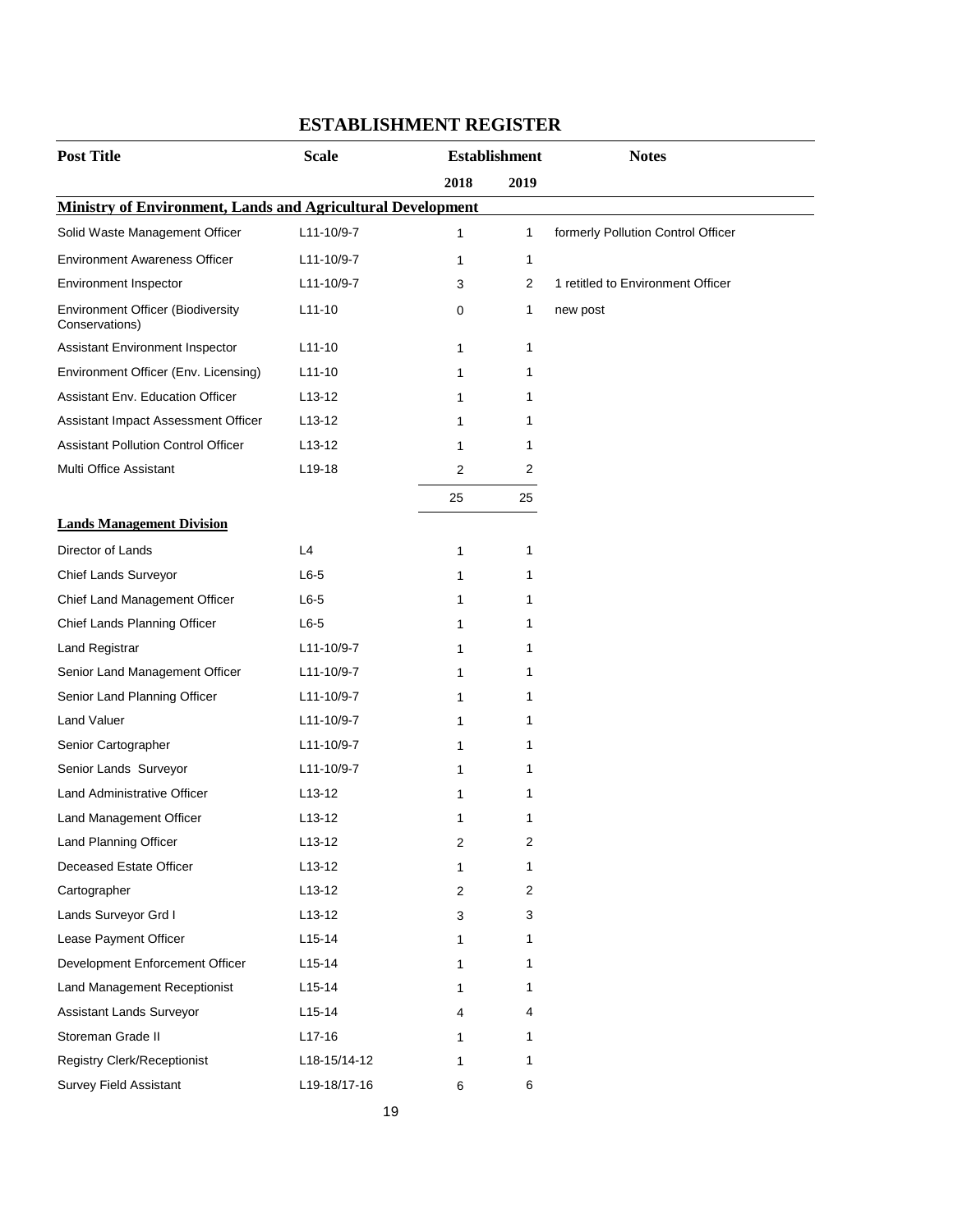# ESTABLISHMENT REGISTER

| Post Title | Scale | Establishment | | Notes |
|---|---|---|---|---|
| | | 2018 | 2019 | |
| **Ministry of Environment, Lands and Agricultural Development** | | | | |
| Solid Waste Management Officer | L11-10/9-7 | 1 | 1 | formerly Pollution Control Officer |
| Environment Awareness Officer | L11-10/9-7 | 1 | 1 | |
| Environment Inspector | L11-10/9-7 | 3 | 2 | 1 retitled to Environment Officer |
| Environment Officer (Biodiversity Conservations) | L11-10 | 0 | 1 | new post |
| Assistant Environment Inspector | L11-10 | 1 | 1 | |
| Environment Officer (Env. Licensing) | L11-10 | 1 | 1 | |
| Assistant Env. Education Officer | L13-12 | 1 | 1 | |
| Assistant Impact Assessment Officer | L13-12 | 1 | 1 | |
| Assistant Pollution Control Officer | L13-12 | 1 | 1 | |
| Multi Office Assistant | L19-18 | 2 | 2 | |
| | | 25 | 25 | |
| **Lands Management Division** | | | | |
| Director of Lands | L4 | 1 | 1 | |
| Chief Lands Surveyor | L6-5 | 1 | 1 | |
| Chief Land Management Officer | L6-5 | 1 | 1 | |
| Chief Lands Planning Officer | L6-5 | 1 | 1 | |
| Land Registrar | L11-10/9-7 | 1 | 1 | |
| Senior Land Management Officer | L11-10/9-7 | 1 | 1 | |
| Senior Land Planning Officer | L11-10/9-7 | 1 | 1 | |
| Land Valuer | L11-10/9-7 | 1 | 1 | |
| Senior Cartographer | L11-10/9-7 | 1 | 1 | |
| Senior Lands Surveyor | L11-10/9-7 | 1 | 1 | |
| Land Administrative Officer | L13-12 | 1 | 1 | |
| Land Management Officer | L13-12 | 1 | 1 | |
| Land Planning Officer | L13-12 | 2 | 2 | |
| Deceased Estate Officer | L13-12 | 1 | 1 | |
| Cartographer | L13-12 | 2 | 2 | |
| Lands Surveyor Grd I | L13-12 | 3 | 3 | |
| Lease Payment Officer | L15-14 | 1 | 1 | |
| Development Enforcement Officer | L15-14 | 1 | 1 | |
| Land Management Receptionist | L15-14 | 1 | 1 | |
| Assistant Lands Surveyor | L15-14 | 4 | 4 | |
| Storeman Grade II | L17-16 | 1 | 1 | |
| Registry Clerk/Receptionist | L18-15/14-12 | 1 | 1 | |
| Survey Field Assistant | L19-18/17-16 | 6 | 6 | |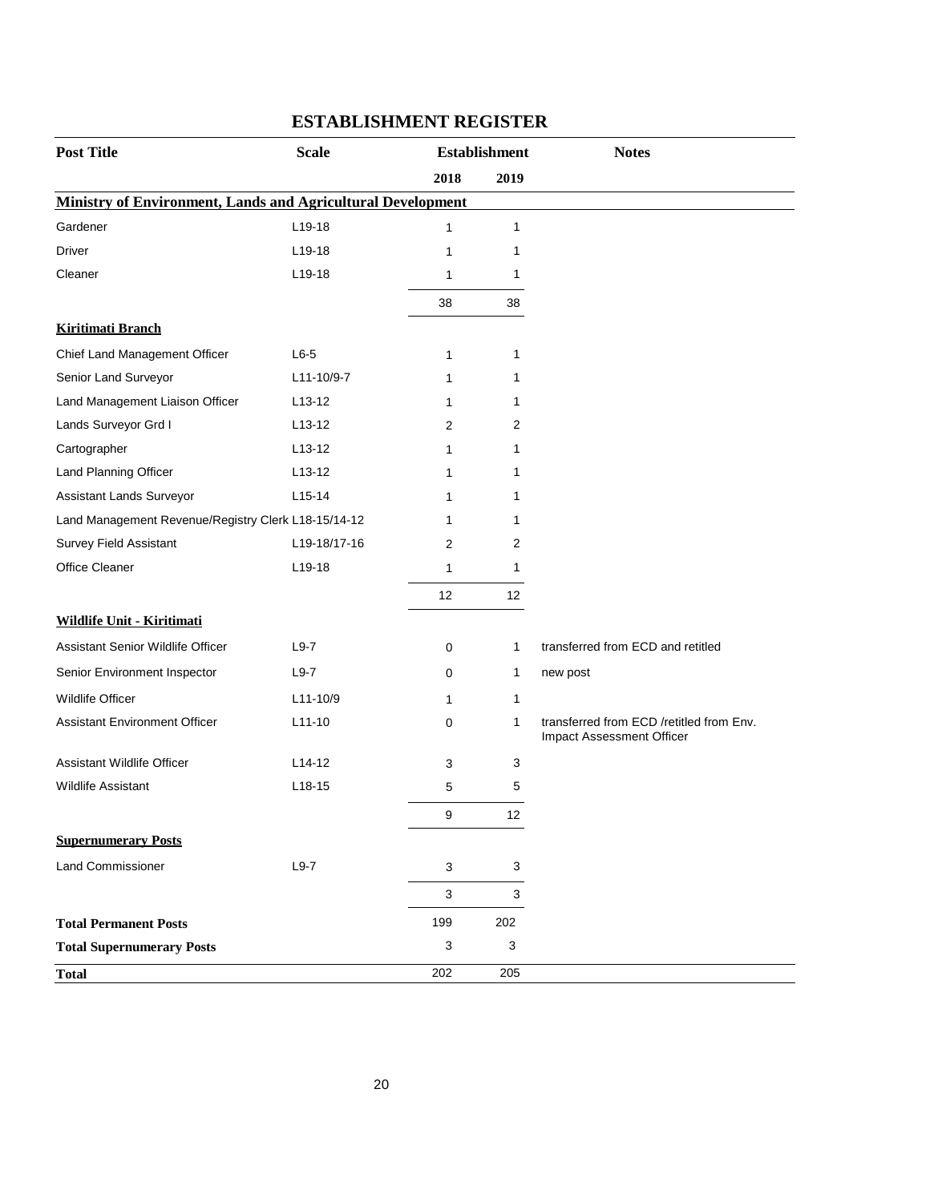## ESTABLISHMENT REGISTER

| Post Title | Scale | Establishment | | Notes |
|---|---|---|---|---|
| | | 2018 | 2019 | |
| **Ministry of Environment, Lands and Agricultural Development** | | | | |
| Gardener | L19-18 | 1 | 1 | |
| Driver | L19-18 | 1 | 1 | |
| Cleaner | L19-18 | 1 | 1 | |
| | | 38 | 38 | |
| **Kiritimati Branch** | | | | |
| Chief Land Management Officer | L6-5 | 1 | 1 | |
| Senior Land Surveyor | L11-10/9-7 | 1 | 1 | |
| Land Management Liaison Officer | L13-12 | 1 | 1 | |
| Lands Surveyor Grd I | L13-12 | 2 | 2 | |
| Cartographer | L13-12 | 1 | 1 | |
| Land Planning Officer | L13-12 | 1 | 1 | |
| Assistant Lands Surveyor | L15-14 | 1 | 1 | |
| Land Management Revenue/Registry Clerk | L18-15/14-12 | 1 | 1 | |
| Survey Field Assistant | L19-18/17-16 | 2 | 2 | |
| Office Cleaner | L19-18 | 1 | 1 | |
| | | 12 | 12 | |
| **Wildlife Unit - Kiritimati** | | | | |
| Assistant Senior Wildlife Officer | L9-7 | 0 | 1 | transferred from ECD and retitled |
| Senior Environment Inspector | L9-7 | 0 | 1 | new post |
| Wildlife Officer | L11-10/9 | 1 | 1 | |
| Assistant Environment Officer | L11-10 | 0 | 1 | transferred from ECD /retitled from Env. Impact Assessment Officer |
| Assistant Wildlife Officer | L14-12 | 3 | 3 | |
| Wildlife Assistant | L18-15 | 5 | 5 | |
| | | 9 | 12 | |
| **Supernumerary Posts** | | | | |
| Land Commissioner | L9-7 | 3 | 3 | |
| | | 3 | 3 | |
| **Total Permanent Posts** | | 199 | 202 | |
| **Total Supernumerary Posts** | | 3 | 3 | |
| **Total** | | 202 | 205 | |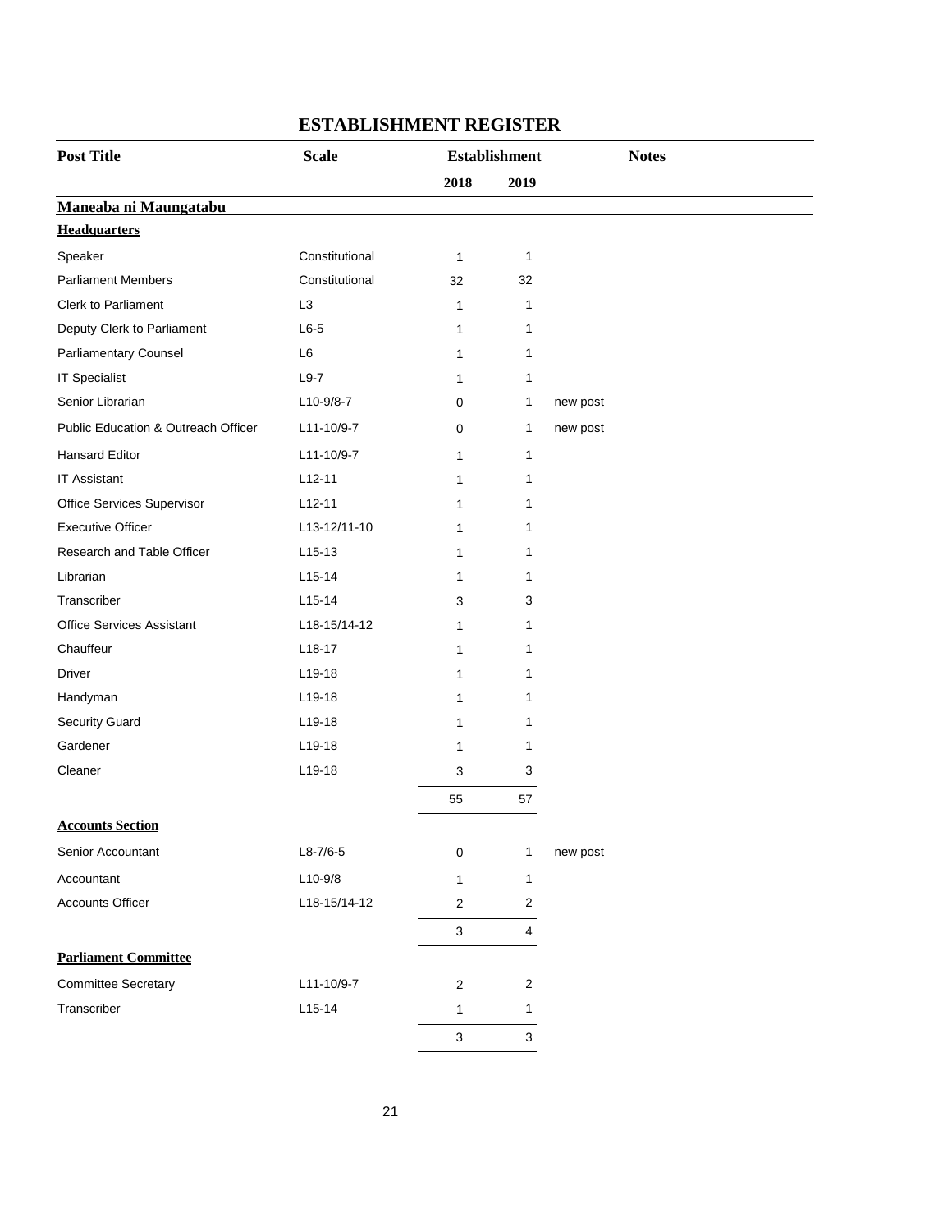# ESTABLISHMENT REGISTER

| Post Title | Scale | Establishment | | Notes |
|---|---|---|---|---|
| | | 2018 | 2019 | |
| **Maneaba ni Maungatabu** | | | | |
| **Headquarters** | | | | |
| Speaker | Constitutional | 1 | 1 | |
| Parliament Members | Constitutional | 32 | 32 | |
| Clerk to Parliament | L3 | 1 | 1 | |
| Deputy Clerk to Parliament | L6-5 | 1 | 1 | |
| Parliamentary Counsel | L6 | 1 | 1 | |
| IT Specialist | L9-7 | 1 | 1 | |
| Senior Librarian | L10-9/8-7 | 0 | 1 | new post |
| Public Education & Outreach Officer | L11-10/9-7 | 0 | 1 | new post |
| Hansard Editor | L11-10/9-7 | 1 | 1 | |
| IT Assistant | L12-11 | 1 | 1 | |
| Office Services Supervisor | L12-11 | 1 | 1 | |
| Executive Officer | L13-12/11-10 | 1 | 1 | |
| Research and Table Officer | L15-13 | 1 | 1 | |
| Librarian | L15-14 | 1 | 1 | |
| Transcriber | L15-14 | 3 | 3 | |
| Office Services Assistant | L18-15/14-12 | 1 | 1 | |
| Chauffeur | L18-17 | 1 | 1 | |
| Driver | L19-18 | 1 | 1 | |
| Handyman | L19-18 | 1 | 1 | |
| Security Guard | L19-18 | 1 | 1 | |
| Gardener | L19-18 | 1 | 1 | |
| Cleaner | L19-18 | 3 | 3 | |
| | | 55 | 57 | |
| **Accounts Section** | | | | |
| Senior Accountant | L8-7/6-5 | 0 | 1 | new post |
| Accountant | L10-9/8 | 1 | 1 | |
| Accounts Officer | L18-15/14-12 | 2 | 2 | |
| | | 3 | 4 | |
| **Parliament Committee** | | | | |
| Committee Secretary | L11-10/9-7 | 2 | 2 | |
| Transcriber | L15-14 | 1 | 1 | |
| | | 3 | 3 | |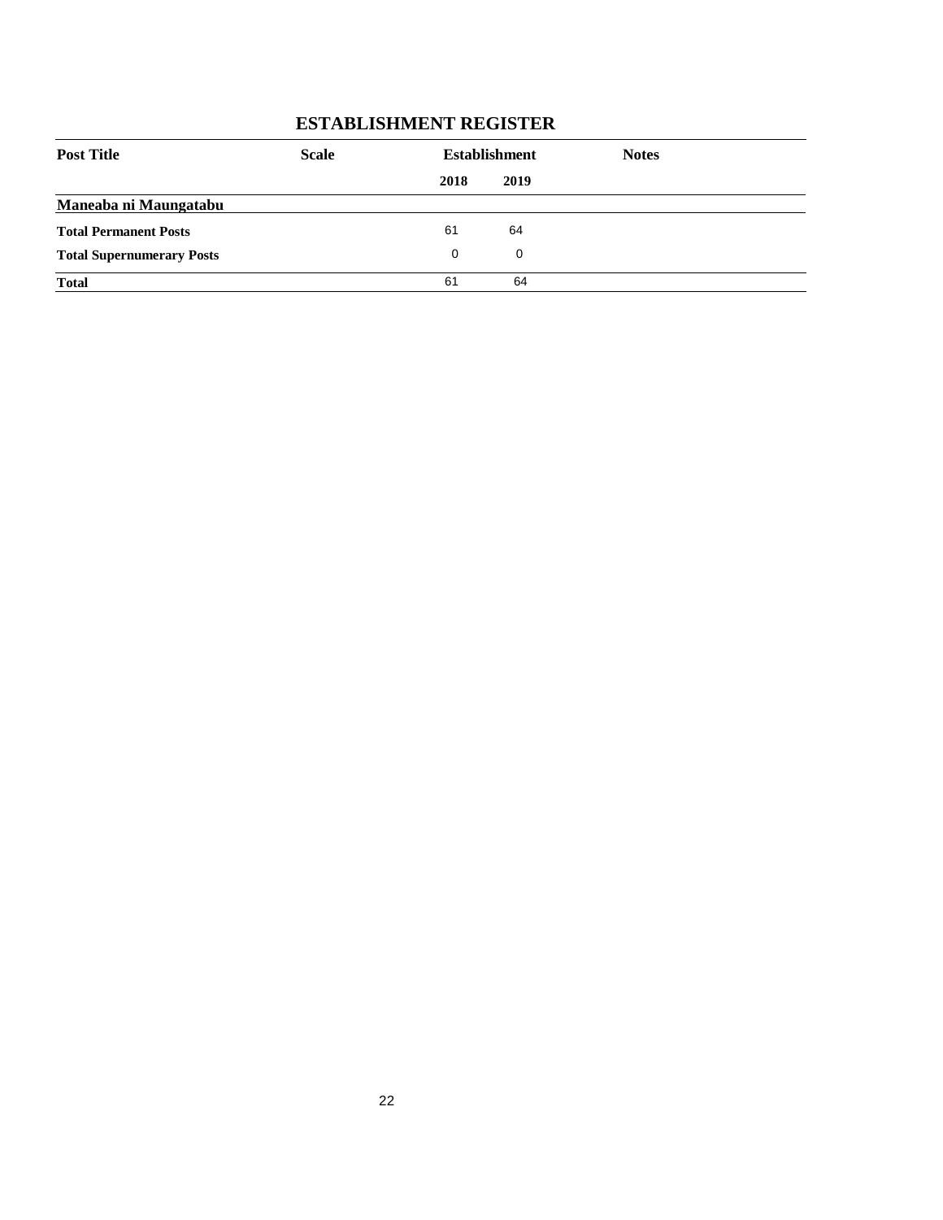## ESTABLISHMENT REGISTER

| Post Title | Scale | Establishment | | Notes |
|---|---|---|---|---|
| | | 2018 | 2019 | |
| **Maneaba ni Maungatabu** | | | | |
| **Total Permanent Posts** | | 61 | 64 | |
| **Total Supernumerary Posts** | | 0 | 0 | |
| **Total** | | 61 | 64 | |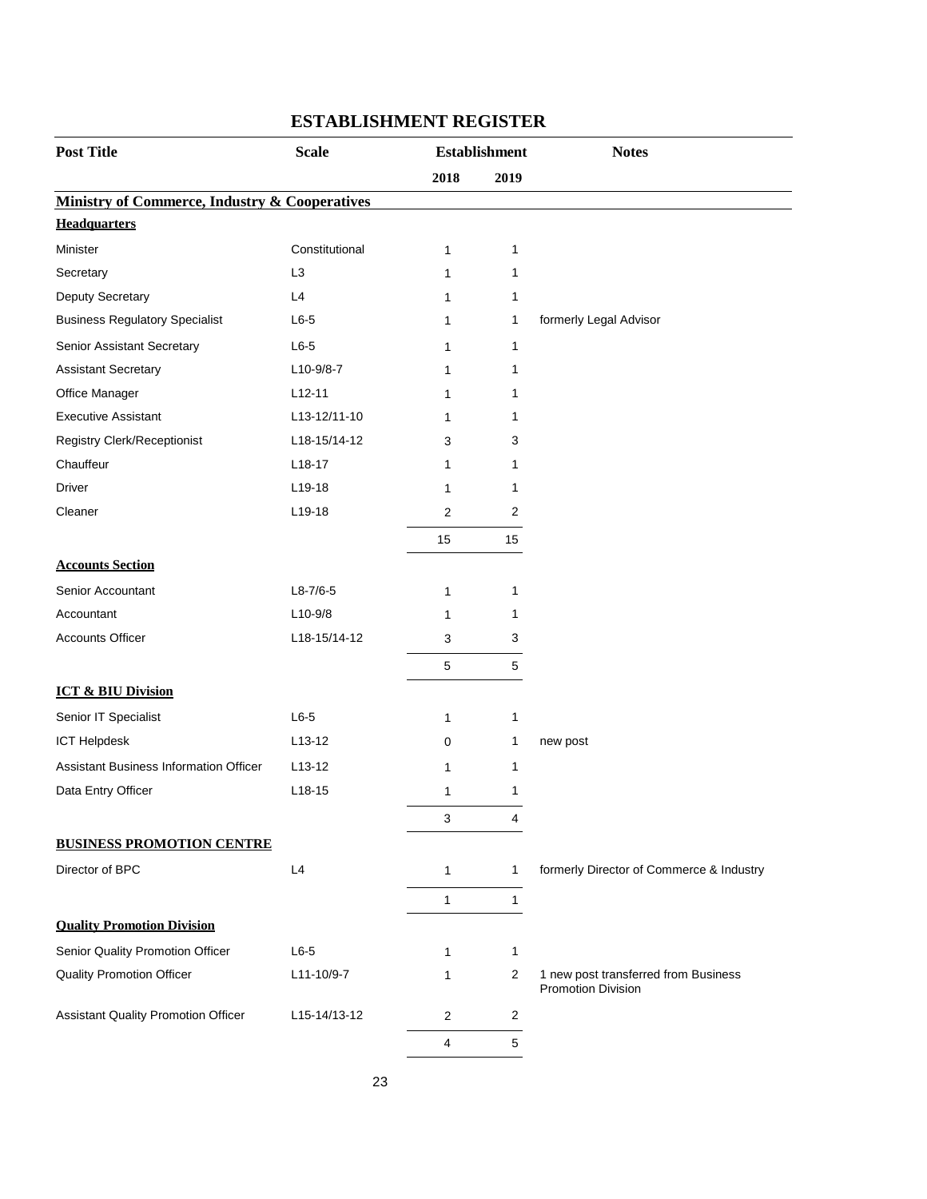# ESTABLISHMENT REGISTER

| Post Title | Scale | Establishment | | Notes |
|---|---|---|---|---|
| | | 2018 | 2019 | |
| **Ministry of Commerce, Industry & Cooperatives** | | | | |
| **Headquarters** | | | | |
| Minister | Constitutional | 1 | 1 | |
| Secretary | L3 | 1 | 1 | |
| Deputy Secretary | L4 | 1 | 1 | |
| Business Regulatory Specialist | L6-5 | 1 | 1 | formerly Legal Advisor |
| Senior Assistant Secretary | L6-5 | 1 | 1 | |
| Assistant Secretary | L10-9/8-7 | 1 | 1 | |
| Office Manager | L12-11 | 1 | 1 | |
| Executive Assistant | L13-12/11-10 | 1 | 1 | |
| Registry Clerk/Receptionist | L18-15/14-12 | 3 | 3 | |
| Chauffeur | L18-17 | 1 | 1 | |
| Driver | L19-18 | 1 | 1 | |
| Cleaner | L19-18 | 2 | 2 | |
| | | 15 | 15 | |
| **Accounts Section** | | | | |
| Senior Accountant | L8-7/6-5 | 1 | 1 | |
| Accountant | L10-9/8 | 1 | 1 | |
| Accounts Officer | L18-15/14-12 | 3 | 3 | |
| | | 5 | 5 | |
| **ICT & BIU Division** | | | | |
| Senior IT Specialist | L6-5 | 1 | 1 | |
| ICT Helpdesk | L13-12 | 0 | 1 | new post |
| Assistant Business Information Officer | L13-12 | 1 | 1 | |
| Data Entry Officer | L18-15 | 1 | 1 | |
| | | 3 | 4 | |
| **BUSINESS PROMOTION CENTRE** | | | | |
| Director of BPC | L4 | 1 | 1 | formerly Director of Commerce & Industry |
| | | 1 | 1 | |
| **Quality Promotion Division** | | | | |
| Senior Quality Promotion Officer | L6-5 | 1 | 1 | |
| Quality Promotion Officer | L11-10/9-7 | 1 | 2 | 1 new post transferred from Business Promotion Division |
| Assistant Quality Promotion Officer | L15-14/13-12 | 2 | 2 | |
| | | 4 | 5 | |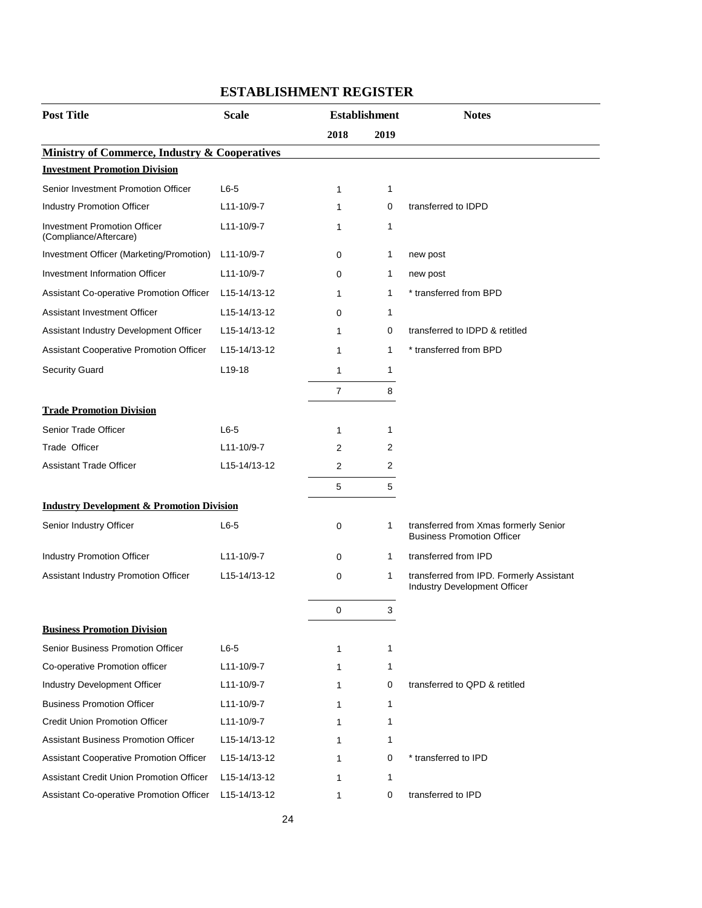# ESTABLISHMENT REGISTER

| Post Title | Scale | Establishment | | Notes |
|---|---|---|---|---|
| | | 2018 | 2019 | |
| **Ministry of Commerce, Industry & Cooperatives** | | | | |
| **Investment Promotion Division** | | | | |
| Senior Investment Promotion Officer | L6-5 | 1 | 1 | |
| Industry Promotion Officer | L11-10/9-7 | 1 | 0 | transferred to IDPD |
| Investment Promotion Officer (Compliance/Aftercare) | L11-10/9-7 | 1 | 1 | |
| Investment Officer (Marketing/Promotion) | L11-10/9-7 | 0 | 1 | new post |
| Investment Information Officer | L11-10/9-7 | 0 | 1 | new post |
| Assistant Co-operative Promotion Officer | L15-14/13-12 | 1 | 1 | * transferred from BPD |
| Assistant Investment Officer | L15-14/13-12 | 0 | 1 | |
| Assistant Industry Development Officer | L15-14/13-12 | 1 | 0 | transferred to IDPD & retitled |
| Assistant Cooperative Promotion Officer | L15-14/13-12 | 1 | 1 | * transferred from BPD |
| Security Guard | L19-18 | 1 | 1 | |
| | | 7 | 8 | |
| **Trade Promotion Division** | | | | |
| Senior Trade Officer | L6-5 | 1 | 1 | |
| Trade Officer | L11-10/9-7 | 2 | 2 | |
| Assistant Trade Officer | L15-14/13-12 | 2 | 2 | |
| | | 5 | 5 | |
| **Industry Development & Promotion Division** | | | | |
| Senior Industry Officer | L6-5 | 0 | 1 | transferred from Xmas formerly Senior Business Promotion Officer |
| Industry Promotion Officer | L11-10/9-7 | 0 | 1 | transferred from IPD |
| Assistant Industry Promotion Officer | L15-14/13-12 | 0 | 1 | transferred from IPD. Formerly Assistant Industry Development Officer |
| | | 0 | 3 | |
| **Business Promotion Division** | | | | |
| Senior Business Promotion Officer | L6-5 | 1 | 1 | |
| Co-operative Promotion officer | L11-10/9-7 | 1 | 1 | |
| Industry Development Officer | L11-10/9-7 | 1 | 0 | transferred to QPD & retitled |
| Business Promotion Officer | L11-10/9-7 | 1 | 1 | |
| Credit Union Promotion Officer | L11-10/9-7 | 1 | 1 | |
| Assistant Business Promotion Officer | L15-14/13-12 | 1 | 1 | |
| Assistant Cooperative Promotion Officer | L15-14/13-12 | 1 | 0 | * transferred to IPD |
| Assistant Credit Union Promotion Officer | L15-14/13-12 | 1 | 1 | |
| Assistant Co-operative Promotion Officer | L15-14/13-12 | 1 | 0 | transferred to IPD |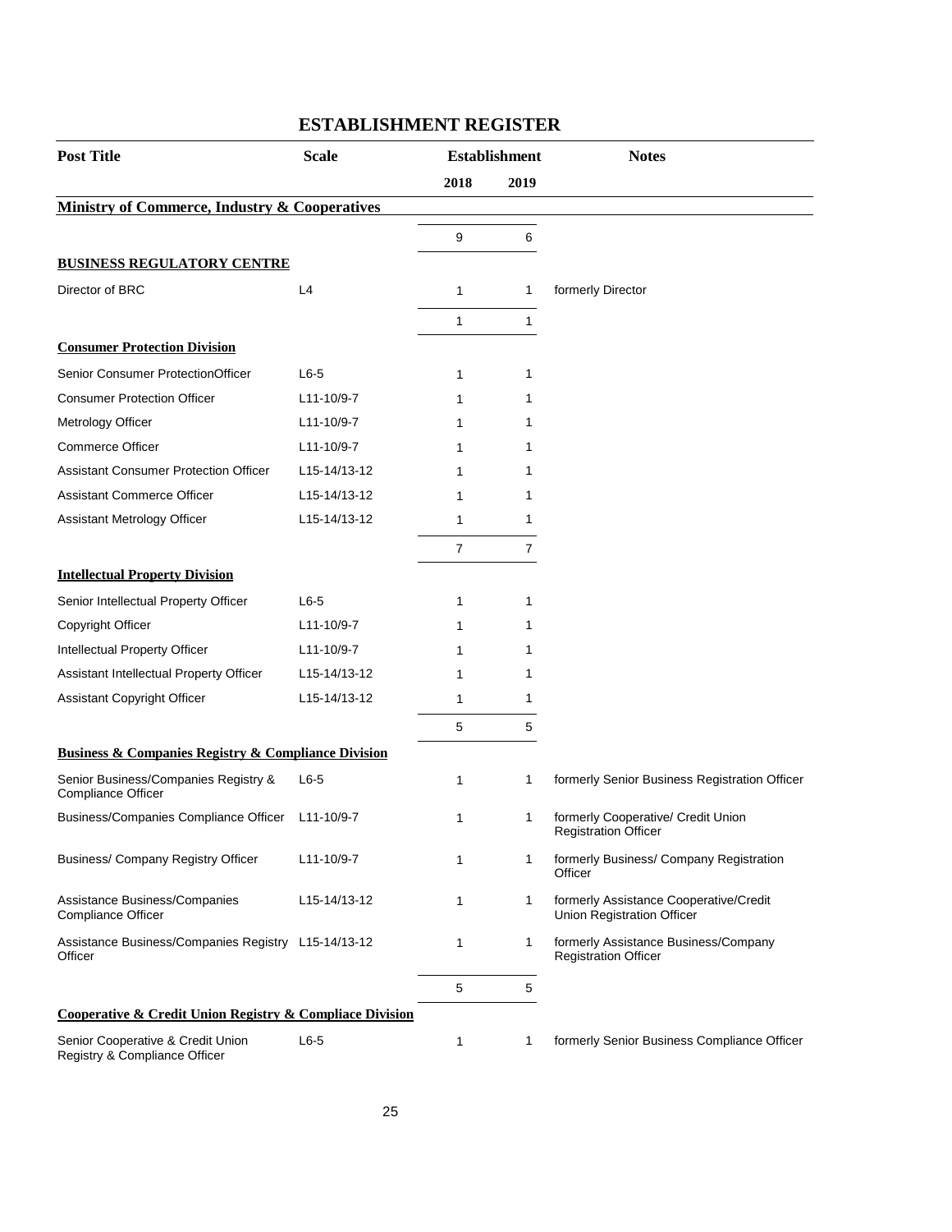# ESTABLISHMENT REGISTER

| Post Title | Scale | Establishment | | Notes |
|---|---|---|---|---|
| | | 2018 | 2019 | |
| **Ministry of Commerce, Industry & Cooperatives** | | | | |
| | | 9 | 6 | |
| **BUSINESS REGULATORY CENTRE** | | | | |
| Director of BRC | L4 | 1 | 1 | formerly Director |
| | | 1 | 1 | |
| **Consumer Protection Division** | | | | |
| Senior Consumer ProtectionOfficer | L6-5 | 1 | 1 | |
| Consumer Protection Officer | L11-10/9-7 | 1 | 1 | |
| Metrology Officer | L11-10/9-7 | 1 | 1 | |
| Commerce Officer | L11-10/9-7 | 1 | 1 | |
| Assistant Consumer Protection Officer | L15-14/13-12 | 1 | 1 | |
| Assistant Commerce Officer | L15-14/13-12 | 1 | 1 | |
| Assistant Metrology Officer | L15-14/13-12 | 1 | 1 | |
| | | 7 | 7 | |
| **Intellectual Property Division** | | | | |
| Senior Intellectual Property Officer | L6-5 | 1 | 1 | |
| Copyright Officer | L11-10/9-7 | 1 | 1 | |
| Intellectual Property Officer | L11-10/9-7 | 1 | 1 | |
| Assistant Intellectual Property Officer | L15-14/13-12 | 1 | 1 | |
| Assistant Copyright Officer | L15-14/13-12 | 1 | 1 | |
| | | 5 | 5 | |
| **Business & Companies Registry & Compliance Division** | | | | |
| Senior Business/Companies Registry & Compliance Officer | L6-5 | 1 | 1 | formerly Senior Business Registration Officer |
| Business/Companies Compliance Officer | L11-10/9-7 | 1 | 1 | formerly Cooperative/ Credit Union Registration Officer |
| Business/ Company Registry Officer | L11-10/9-7 | 1 | 1 | formerly Business/ Company Registration Officer |
| Assistance Business/Companies Compliance Officer | L15-14/13-12 | 1 | 1 | formerly Assistance Cooperative/Credit Union Registration Officer |
| Assistance Business/Companies Registry Officer | L15-14/13-12 | 1 | 1 | formerly Assistance Business/Company Registration Officer |
| | | 5 | 5 | |
| **Cooperative & Credit Union Registry & Compliace Division** | | | | |
| Senior Cooperative & Credit Union Registry & Compliance Officer | L6-5 | 1 | 1 | formerly Senior Business Compliance Officer |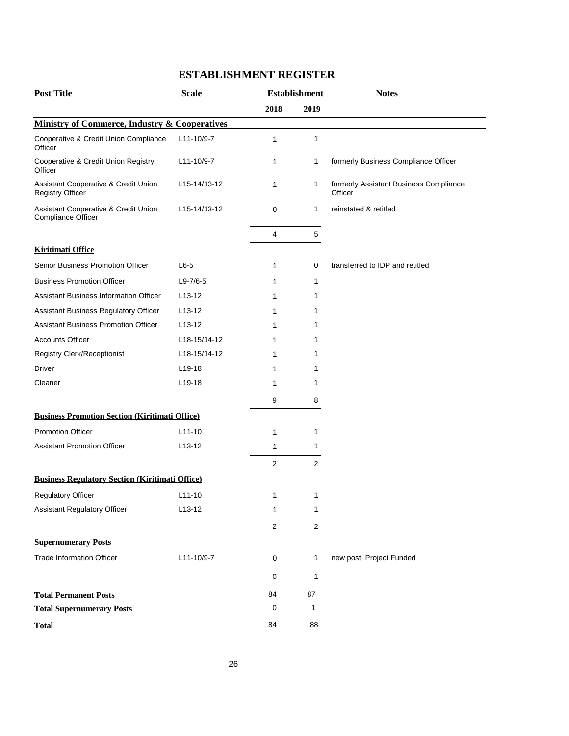## ESTABLISHMENT REGISTER

| Post Title | Scale | Establishment | | Notes |
|---|---|---|---|---|
| | | 2018 | 2019 | |
| **Ministry of Commerce, Industry & Cooperatives** | | | | |
| Cooperative & Credit Union Compliance Officer | L11-10/9-7 | 1 | 1 | |
| Cooperative & Credit Union Registry Officer | L11-10/9-7 | 1 | 1 | formerly Business Compliance Officer |
| Assistant Cooperative & Credit Union Registry Officer | L15-14/13-12 | 1 | 1 | formerly Assistant Business Compliance Officer |
| Assistant Cooperative & Credit Union Compliance Officer | L15-14/13-12 | 0 | 1 | reinstated & retitled |
| | | 4 | 5 | |
| **Kiritimati Office** | | | | |
| Senior Business Promotion Officer | L6-5 | 1 | 0 | transferred to IDP and retitled |
| Business Promotion Officer | L9-7/6-5 | 1 | 1 | |
| Assistant Business Information Officer | L13-12 | 1 | 1 | |
| Assistant Business Regulatory Officer | L13-12 | 1 | 1 | |
| Assistant Business Promotion Officer | L13-12 | 1 | 1 | |
| Accounts Officer | L18-15/14-12 | 1 | 1 | |
| Registry Clerk/Receptionist | L18-15/14-12 | 1 | 1 | |
| Driver | L19-18 | 1 | 1 | |
| Cleaner | L19-18 | 1 | 1 | |
| | | 9 | 8 | |
| **Business Promotion Section (Kiritimati Office)** | | | | |
| Promotion Officer | L11-10 | 1 | 1 | |
| Assistant Promotion Officer | L13-12 | 1 | 1 | |
| | | 2 | 2 | |
| **Business Regulatory Section (Kiritimati Office)** | | | | |
| Regulatory Officer | L11-10 | 1 | 1 | |
| Assistant Regulatory Officer | L13-12 | 1 | 1 | |
| | | 2 | 2 | |
| **Supernumerary Posts** | | | | |
| Trade Information Officer | L11-10/9-7 | 0 | 1 | new post. Project Funded |
| | | 0 | 1 | |
| **Total Permanent Posts** | | 84 | 87 | |
| **Total Supernumerary Posts** | | 0 | 1 | |
| **Total** | | 84 | 88 | |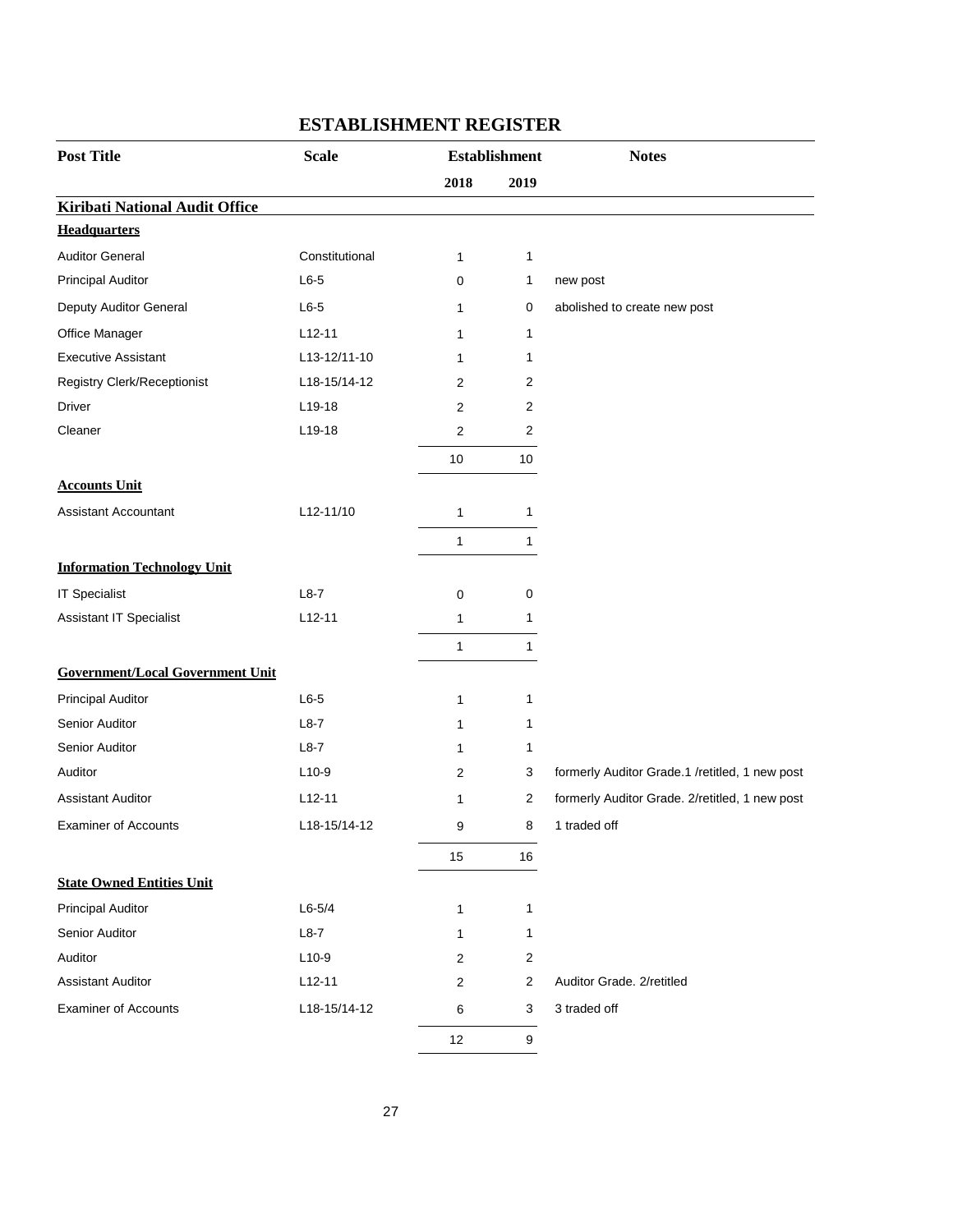# ESTABLISHMENT REGISTER

| Post Title | Scale | Establishment | | Notes |
|---|---|---|---|---|
| | | 2018 | 2019 | |
| **Kiribati National Audit Office** | | | | |
| **Headquarters** | | | | |
| Auditor General | Constitutional | 1 | 1 | |
| Principal Auditor | L6-5 | 0 | 1 | new post |
| Deputy Auditor General | L6-5 | 1 | 0 | abolished to create new post |
| Office Manager | L12-11 | 1 | 1 | |
| Executive Assistant | L13-12/11-10 | 1 | 1 | |
| Registry Clerk/Receptionist | L18-15/14-12 | 2 | 2 | |
| Driver | L19-18 | 2 | 2 | |
| Cleaner | L19-18 | 2 | 2 | |
| | | 10 | 10 | |
| **Accounts Unit** | | | | |
| Assistant Accountant | L12-11/10 | 1 | 1 | |
| | | 1 | 1 | |
| **Information Technology Unit** | | | | |
| IT Specialist | L8-7 | 0 | 0 | |
| Assistant IT Specialist | L12-11 | 1 | 1 | |
| | | 1 | 1 | |
| **Government/Local Government Unit** | | | | |
| Principal Auditor | L6-5 | 1 | 1 | |
| Senior Auditor | L8-7 | 1 | 1 | |
| Senior Auditor | L8-7 | 1 | 1 | |
| Auditor | L10-9 | 2 | 3 | formerly Auditor Grade.1 /retitled, 1 new post |
| Assistant Auditor | L12-11 | 1 | 2 | formerly Auditor Grade. 2/retitled, 1 new post |
| Examiner of Accounts | L18-15/14-12 | 9 | 8 | 1 traded off |
| | | 15 | 16 | |
| **State Owned Entities Unit** | | | | |
| Principal Auditor | L6-5/4 | 1 | 1 | |
| Senior Auditor | L8-7 | 1 | 1 | |
| Auditor | L10-9 | 2 | 2 | |
| Assistant Auditor | L12-11 | 2 | 2 | Auditor Grade. 2/retitled |
| Examiner of Accounts | L18-15/14-12 | 6 | 3 | 3 traded off |
| | | 12 | 9 | |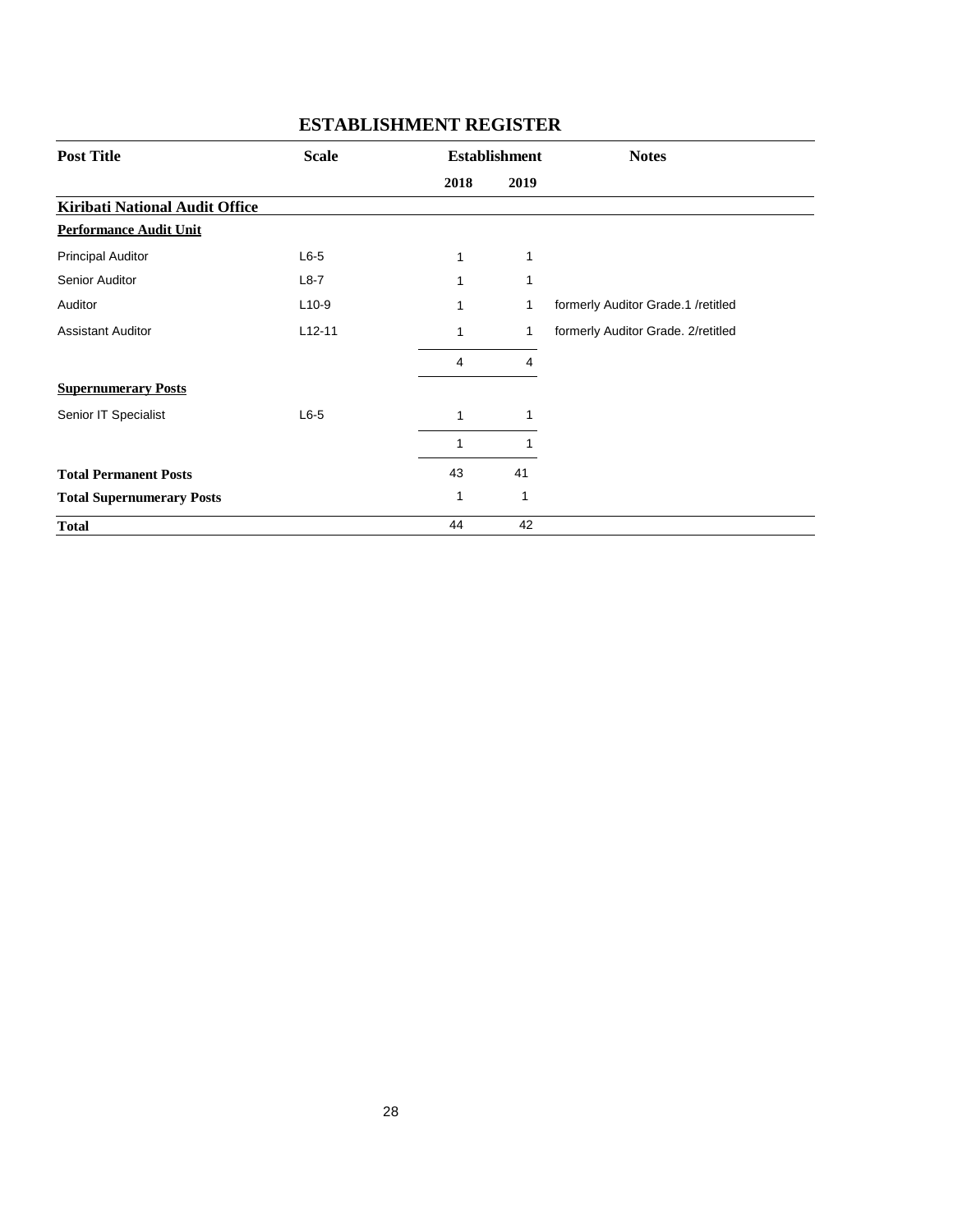# ESTABLISHMENT REGISTER

| Post Title | Scale | Establishment | | Notes |
|---|---|---|---|---|
| | | 2018 | 2019 | |
| **Kiribati National Audit Office** | | | | |
| **Performance Audit Unit** | | | | |
| Principal Auditor | L6-5 | 1 | 1 | |
| Senior Auditor | L8-7 | 1 | 1 | |
| Auditor | L10-9 | 1 | 1 | formerly Auditor Grade.1 /retitled |
| Assistant Auditor | L12-11 | 1 | 1 | formerly Auditor Grade. 2/retitled |
| | | 4 | 4 | |
| **Supernumerary Posts** | | | | |
| Senior IT Specialist | L6-5 | 1 | 1 | |
| | | 1 | 1 | |
| **Total Permanent Posts** | | 43 | 41 | |
| **Total Supernumerary Posts** | | 1 | 1 | |
| **Total** | | 44 | 42 | |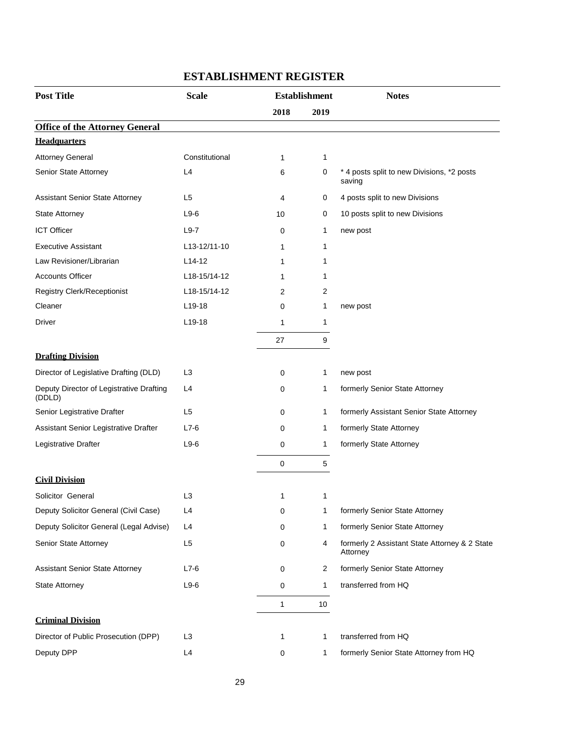## ESTABLISHMENT REGISTER

| Post Title | Scale | Establishment | | Notes |
|---|---|---|---|---|
| | | 2018 | 2019 | |
| **Office of the Attorney General** | | | | |
| **Headquarters** | | | | |
| Attorney General | Constitutional | 1 | 1 | |
| Senior State Attorney | L4 | 6 | 0 | * 4 posts split to new Divisions, *2 posts saving |
| Assistant Senior State Attorney | L5 | 4 | 0 | 4 posts split to new Divisions |
| State Attorney | L9-6 | 10 | 0 | 10 posts split to new Divisions |
| ICT Officer | L9-7 | 0 | 1 | new post |
| Executive Assistant | L13-12/11-10 | 1 | 1 | |
| Law Revisioner/Librarian | L14-12 | 1 | 1 | |
| Accounts Officer | L18-15/14-12 | 1 | 1 | |
| Registry Clerk/Receptionist | L18-15/14-12 | 2 | 2 | |
| Cleaner | L19-18 | 0 | 1 | new post |
| Driver | L19-18 | 1 | 1 | |
| | | 27 | 9 | |
| **Drafting Division** | | | | |
| Director of Legislative Drafting (DLD) | L3 | 0 | 1 | new post |
| Deputy Director of Legistrative Drafting (DDLD) | L4 | 0 | 1 | formerly Senior State Attorney |
| Senior Legistrative Drafter | L5 | 0 | 1 | formerly Assistant Senior State Attorney |
| Assistant Senior Legistrative Drafter | L7-6 | 0 | 1 | formerly State Attorney |
| Legistrative Drafter | L9-6 | 0 | 1 | formerly State Attorney |
| | | 0 | 5 | |
| **Civil Division** | | | | |
| Solicitor General | L3 | 1 | 1 | |
| Deputy Solicitor General (Civil Case) | L4 | 0 | 1 | formerly Senior State Attorney |
| Deputy Solicitor General (Legal Advise) | L4 | 0 | 1 | formerly Senior State Attorney |
| Senior State Attorney | L5 | 0 | 4 | formerly 2 Assistant State Attorney & 2 State Attorney |
| Assistant Senior State Attorney | L7-6 | 0 | 2 | formerly Senior State Attorney |
| State Attorney | L9-6 | 0 | 1 | transferred from HQ |
| | | 1 | 10 | |
| **Criminal Division** | | | | |
| Director of Public Prosecution (DPP) | L3 | 1 | 1 | transferred from HQ |
| Deputy DPP | L4 | 0 | 1 | formerly Senior State Attorney from HQ |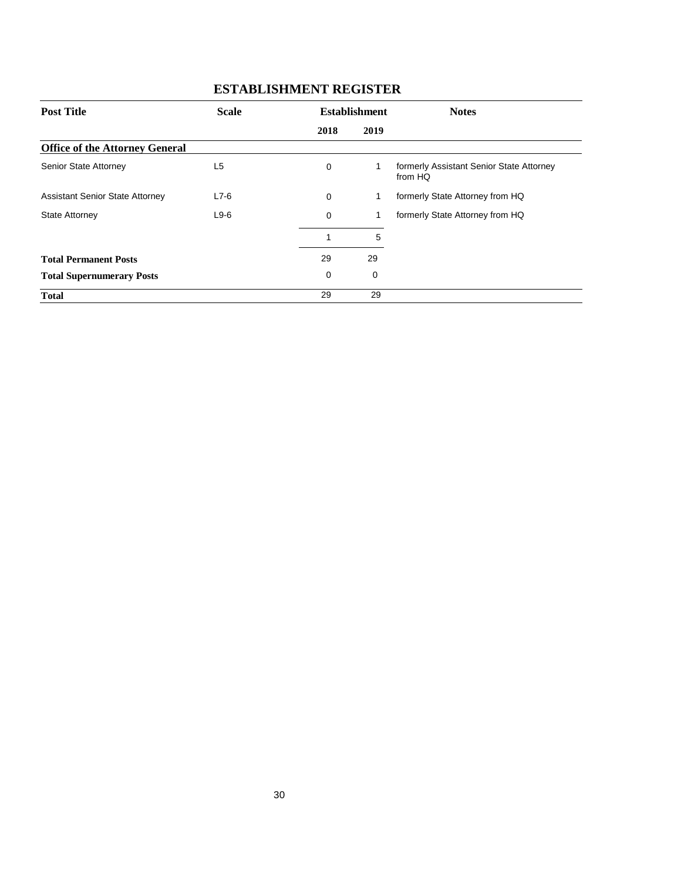## ESTABLISHMENT REGISTER

| Post Title | Scale | Establishment | | Notes |
|---|---|---|---|---|
| | | 2018 | 2019 | |
| **Office of the Attorney General** | | | | |
| Senior State Attorney | L5 | 0 | 1 | formerly Assistant Senior State Attorney from HQ |
| Assistant Senior State Attorney | L7-6 | 0 | 1 | formerly State Attorney from HQ |
| State Attorney | L9-6 | 0 | 1 | formerly State Attorney from HQ |
| | | 1 | 5 | |
| **Total Permanent Posts** | | 29 | 29 | |
| **Total Supernumerary Posts** | | 0 | 0 | |
| **Total** | | 29 | 29 | |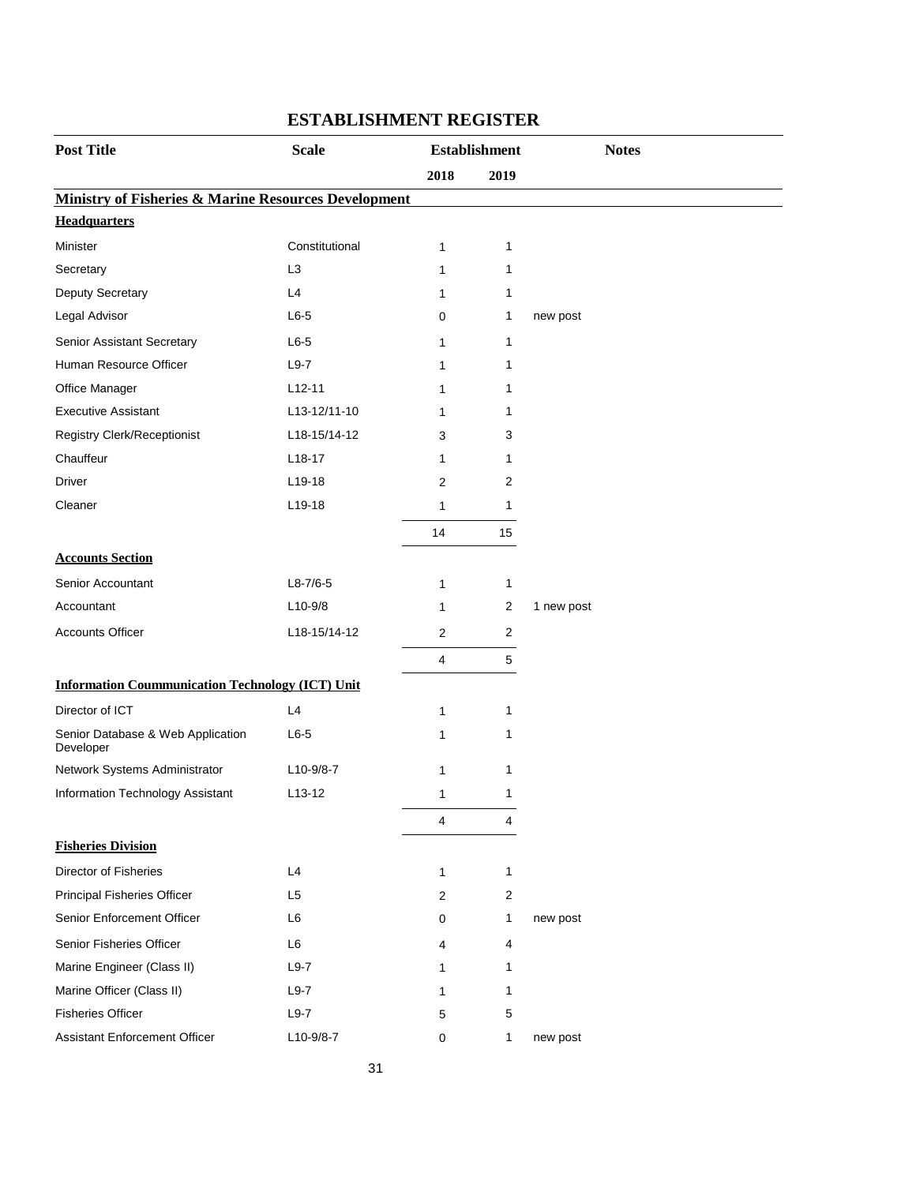# ESTABLISHMENT REGISTER

| Post Title | Scale | Establishment | | Notes |
|---|---|---|---|---|
| | | 2018 | 2019 | |
| **Ministry of Fisheries & Marine Resources Development** | | | | |
| **Headquarters** | | | | |
| Minister | Constitutional | 1 | 1 | |
| Secretary | L3 | 1 | 1 | |
| Deputy Secretary | L4 | 1 | 1 | |
| Legal Advisor | L6-5 | 0 | 1 | new post |
| Senior Assistant Secretary | L6-5 | 1 | 1 | |
| Human Resource Officer | L9-7 | 1 | 1 | |
| Office Manager | L12-11 | 1 | 1 | |
| Executive Assistant | L13-12/11-10 | 1 | 1 | |
| Registry Clerk/Receptionist | L18-15/14-12 | 3 | 3 | |
| Chauffeur | L18-17 | 1 | 1 | |
| Driver | L19-18 | 2 | 2 | |
| Cleaner | L19-18 | 1 | 1 | |
| | | 14 | 15 | |
| **Accounts Section** | | | | |
| Senior Accountant | L8-7/6-5 | 1 | 1 | |
| Accountant | L10-9/8 | 1 | 2 | 1 new post |
| Accounts Officer | L18-15/14-12 | 2 | 2 | |
| | | 4 | 5 | |
| **Information Coummunication Technology (ICT) Unit** | | | | |
| Director of ICT | L4 | 1 | 1 | |
| Senior Database & Web Application Developer | L6-5 | 1 | 1 | |
| Network Systems Administrator | L10-9/8-7 | 1 | 1 | |
| Information Technology Assistant | L13-12 | 1 | 1 | |
| | | 4 | 4 | |
| **Fisheries Division** | | | | |
| Director of Fisheries | L4 | 1 | 1 | |
| Principal Fisheries Officer | L5 | 2 | 2 | |
| Senior Enforcement Officer | L6 | 0 | 1 | new post |
| Senior Fisheries Officer | L6 | 4 | 4 | |
| Marine Engineer (Class II) | L9-7 | 1 | 1 | |
| Marine Officer (Class II) | L9-7 | 1 | 1 | |
| Fisheries Officer | L9-7 | 5 | 5 | |
| Assistant Enforcement Officer | L10-9/8-7 | 0 | 1 | new post |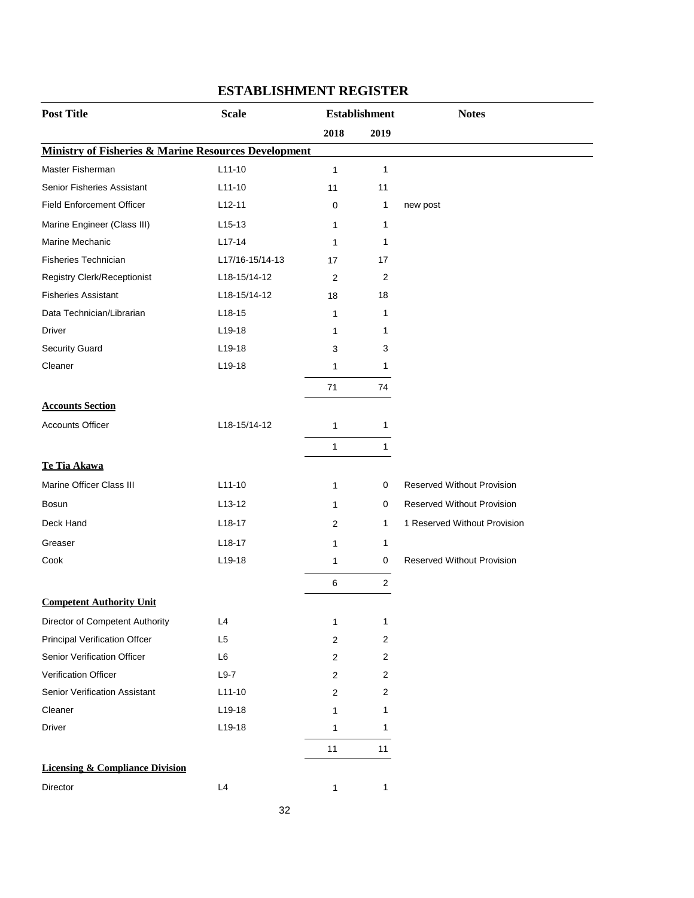# ESTABLISHMENT REGISTER

| Post Title | Scale | Establishment | | Notes |
|---|---|---|---|---|
| | | 2018 | 2019 | |
| **Ministry of Fisheries & Marine Resources Development** | | | | |
| Master Fisherman | L11-10 | 1 | 1 | |
| Senior Fisheries Assistant | L11-10 | 11 | 11 | |
| Field Enforcement Officer | L12-11 | 0 | 1 | new post |
| Marine Engineer (Class III) | L15-13 | 1 | 1 | |
| Marine Mechanic | L17-14 | 1 | 1 | |
| Fisheries Technician | L17/16-15/14-13 | 17 | 17 | |
| Registry Clerk/Receptionist | L18-15/14-12 | 2 | 2 | |
| Fisheries Assistant | L18-15/14-12 | 18 | 18 | |
| Data Technician/Librarian | L18-15 | 1 | 1 | |
| Driver | L19-18 | 1 | 1 | |
| Security Guard | L19-18 | 3 | 3 | |
| Cleaner | L19-18 | 1 | 1 | |
| | | 71 | 74 | |
| **Accounts Section** | | | | |
| Accounts Officer | L18-15/14-12 | 1 | 1 | |
| | | 1 | 1 | |
| **Te Tia Akawa** | | | | |
| Marine Officer Class III | L11-10 | 1 | 0 | Reserved Without Provision |
| Bosun | L13-12 | 1 | 0 | Reserved Without Provision |
| Deck Hand | L18-17 | 2 | 1 | 1 Reserved Without Provision |
| Greaser | L18-17 | 1 | 1 | |
| Cook | L19-18 | 1 | 0 | Reserved Without Provision |
| | | 6 | 2 | |
| **Competent Authority Unit** | | | | |
| Director of Competent Authority | L4 | 1 | 1 | |
| Principal Verification Offcer | L5 | 2 | 2 | |
| Senior Verification Officer | L6 | 2 | 2 | |
| Verification Officer | L9-7 | 2 | 2 | |
| Senior Verification Assistant | L11-10 | 2 | 2 | |
| Cleaner | L19-18 | 1 | 1 | |
| Driver | L19-18 | 1 | 1 | |
| | | 11 | 11 | |
| **Licensing & Compliance Division** | | | | |
| Director | L4 | 1 | 1 | |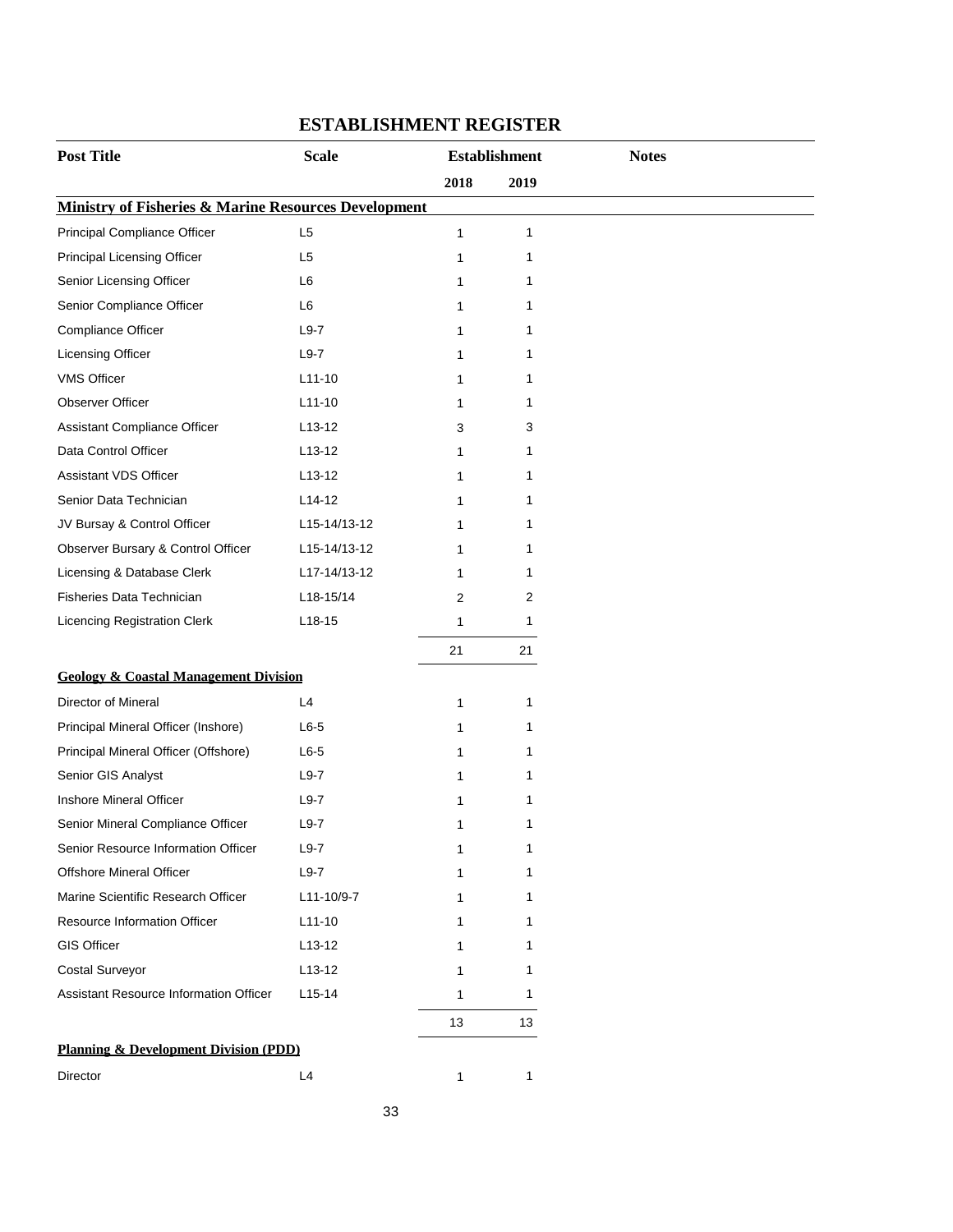# ESTABLISHMENT REGISTER

| Post Title | Scale | Establishment | | Notes |
|---|---|---|---|---|
| | | 2018 | 2019 | |
| **Ministry of Fisheries & Marine Resources Development** | | | | |
| Principal Compliance Officer | L5 | 1 | 1 | |
| Principal Licensing Officer | L5 | 1 | 1 | |
| Senior Licensing Officer | L6 | 1 | 1 | |
| Senior Compliance Officer | L6 | 1 | 1 | |
| Compliance Officer | L9-7 | 1 | 1 | |
| Licensing Officer | L9-7 | 1 | 1 | |
| VMS Officer | L11-10 | 1 | 1 | |
| Observer Officer | L11-10 | 1 | 1 | |
| Assistant Compliance Officer | L13-12 | 3 | 3 | |
| Data Control Officer | L13-12 | 1 | 1 | |
| Assistant VDS Officer | L13-12 | 1 | 1 | |
| Senior Data Technician | L14-12 | 1 | 1 | |
| JV Bursay & Control Officer | L15-14/13-12 | 1 | 1 | |
| Observer Bursary & Control Officer | L15-14/13-12 | 1 | 1 | |
| Licensing & Database Clerk | L17-14/13-12 | 1 | 1 | |
| Fisheries Data Technician | L18-15/14 | 2 | 2 | |
| Licencing Registration Clerk | L18-15 | 1 | 1 | |
| | | 21 | 21 | |
| **Geology & Coastal Management Division** | | | | |
| Director of Mineral | L4 | 1 | 1 | |
| Principal Mineral Officer (Inshore) | L6-5 | 1 | 1 | |
| Principal Mineral Officer (Offshore) | L6-5 | 1 | 1 | |
| Senior GIS Analyst | L9-7 | 1 | 1 | |
| Inshore Mineral Officer | L9-7 | 1 | 1 | |
| Senior Mineral Compliance Officer | L9-7 | 1 | 1 | |
| Senior Resource Information Officer | L9-7 | 1 | 1 | |
| Offshore Mineral Officer | L9-7 | 1 | 1 | |
| Marine Scientific Research Officer | L11-10/9-7 | 1 | 1 | |
| Resource Information Officer | L11-10 | 1 | 1 | |
| GIS Officer | L13-12 | 1 | 1 | |
| Costal Surveyor | L13-12 | 1 | 1 | |
| Assistant Resource Information Officer | L15-14 | 1 | 1 | |
| | | 13 | 13 | |
| **Planning & Development Division (PDD)** | | | | |
| Director | L4 | 1 | 1 | |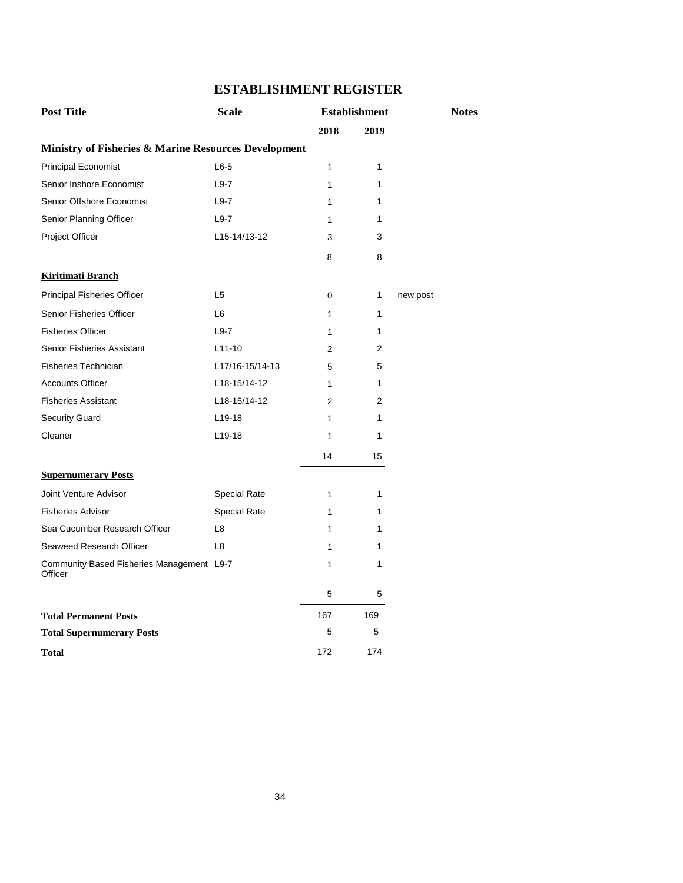# ESTABLISHMENT REGISTER

| Post Title | Scale | Establishment | | Notes |
|---|---|---|---|---|
| | | 2018 | 2019 | |
| **Ministry of Fisheries & Marine Resources Development** | | | | |
| Principal Economist | L6-5 | 1 | 1 | |
| Senior Inshore Economist | L9-7 | 1 | 1 | |
| Senior Offshore Economist | L9-7 | 1 | 1 | |
| Senior Planning Officer | L9-7 | 1 | 1 | |
| Project Officer | L15-14/13-12 | 3 | 3 | |
| | | 8 | 8 | |
| **Kiritimati Branch** | | | | |
| Principal Fisheries Officer | L5 | 0 | 1 | new post |
| Senior Fisheries Officer | L6 | 1 | 1 | |
| Fisheries Officer | L9-7 | 1 | 1 | |
| Senior Fisheries Assistant | L11-10 | 2 | 2 | |
| Fisheries Technician | L17/16-15/14-13 | 5 | 5 | |
| Accounts Officer | L18-15/14-12 | 1 | 1 | |
| Fisheries Assistant | L18-15/14-12 | 2 | 2 | |
| Security Guard | L19-18 | 1 | 1 | |
| Cleaner | L19-18 | 1 | 1 | |
| | | 14 | 15 | |
| **Supernumerary Posts** | | | | |
| Joint Venture Advisor | Special Rate | 1 | 1 | |
| Fisheries Advisor | Special Rate | 1 | 1 | |
| Sea Cucumber Research Officer | L8 | 1 | 1 | |
| Seaweed Research Officer | L8 | 1 | 1 | |
| Community Based Fisheries Management Officer | L9-7 | 1 | 1 | |
| | | 5 | 5 | |
| **Total Permanent Posts** | | 167 | 169 | |
| **Total Supernumerary Posts** | | 5 | 5 | |
| **Total** | | 172 | 174 | |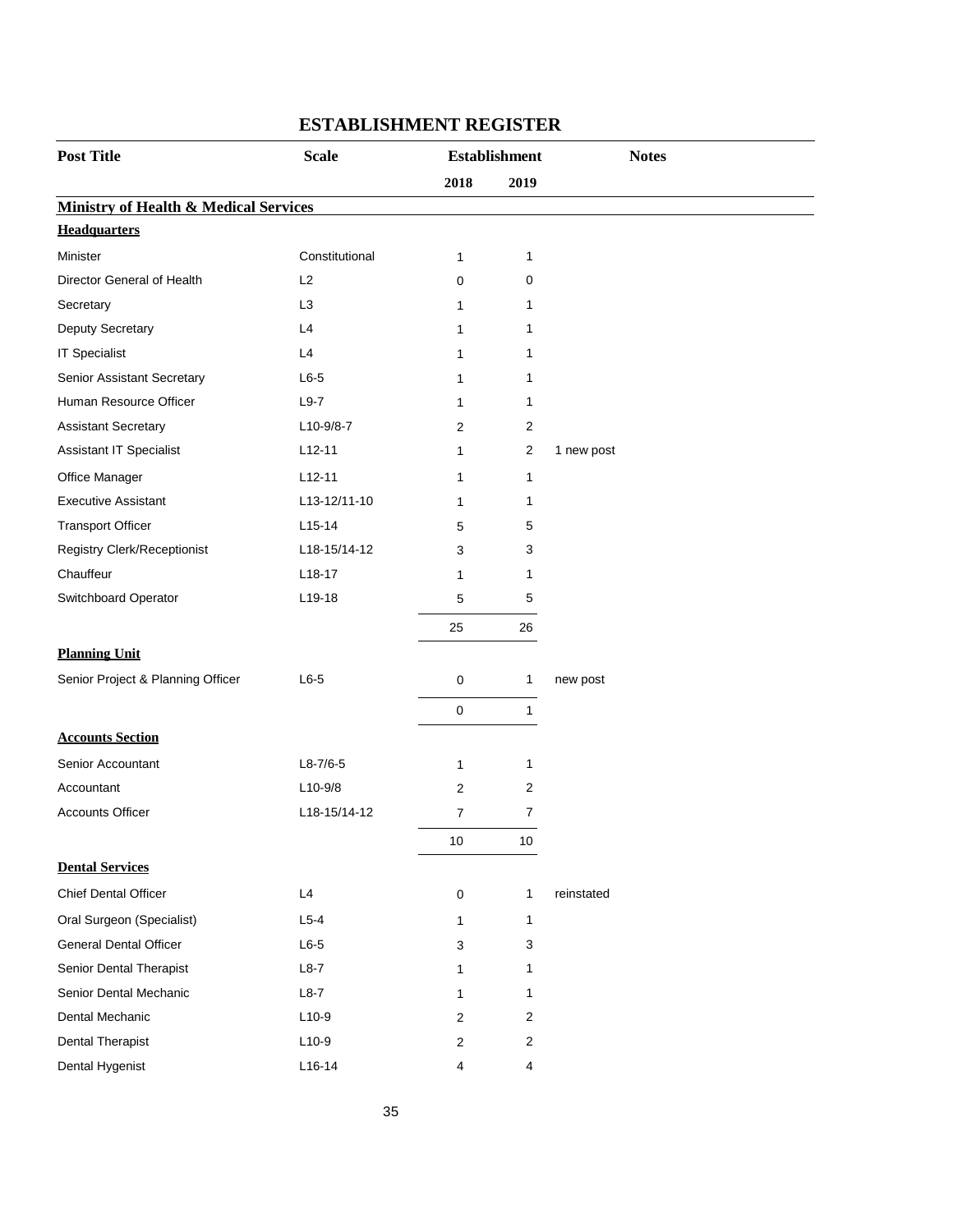# ESTABLISHMENT REGISTER

| Post Title | Scale | Establishment | | Notes |
|---|---|---|---|---|
| | | 2018 | 2019 | |
| **Ministry of Health & Medical Services** | | | | |
| **Headquarters** | | | | |
| Minister | Constitutional | 1 | 1 | |
| Director General of Health | L2 | 0 | 0 | |
| Secretary | L3 | 1 | 1 | |
| Deputy Secretary | L4 | 1 | 1 | |
| IT Specialist | L4 | 1 | 1 | |
| Senior Assistant Secretary | L6-5 | 1 | 1 | |
| Human Resource Officer | L9-7 | 1 | 1 | |
| Assistant Secretary | L10-9/8-7 | 2 | 2 | |
| Assistant IT Specialist | L12-11 | 1 | 2 | 1 new post |
| Office Manager | L12-11 | 1 | 1 | |
| Executive Assistant | L13-12/11-10 | 1 | 1 | |
| Transport Officer | L15-14 | 5 | 5 | |
| Registry Clerk/Receptionist | L18-15/14-12 | 3 | 3 | |
| Chauffeur | L18-17 | 1 | 1 | |
| Switchboard Operator | L19-18 | 5 | 5 | |
| | | 25 | 26 | |
| **Planning Unit** | | | | |
| Senior Project & Planning Officer | L6-5 | 0 | 1 | new post |
| | | 0 | 1 | |
| **Accounts Section** | | | | |
| Senior Accountant | L8-7/6-5 | 1 | 1 | |
| Accountant | L10-9/8 | 2 | 2 | |
| Accounts Officer | L18-15/14-12 | 7 | 7 | |
| | | 10 | 10 | |
| **Dental Services** | | | | |
| Chief Dental Officer | L4 | 0 | 1 | reinstated |
| Oral Surgeon (Specialist) | L5-4 | 1 | 1 | |
| General Dental Officer | L6-5 | 3 | 3 | |
| Senior Dental Therapist | L8-7 | 1 | 1 | |
| Senior Dental Mechanic | L8-7 | 1 | 1 | |
| Dental Mechanic | L10-9 | 2 | 2 | |
| Dental Therapist | L10-9 | 2 | 2 | |
| Dental Hygenist | L16-14 | 4 | 4 | |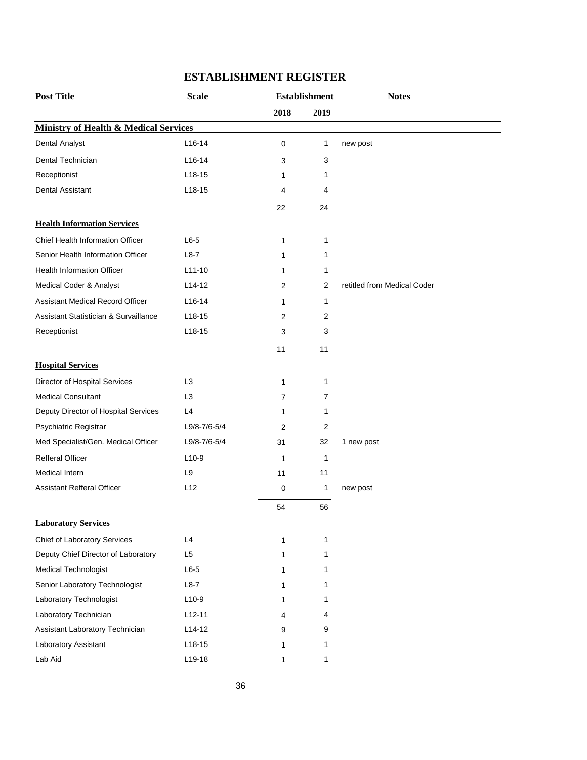# ESTABLISHMENT REGISTER

| Post Title | Scale | Establishment | | Notes |
|---|---|---|---|---|
| | | 2018 | 2019 | |
| **Ministry of Health & Medical Services** | | | | |
| Dental Analyst | L16-14 | 0 | 1 | new post |
| Dental Technician | L16-14 | 3 | 3 | |
| Receptionist | L18-15 | 1 | 1 | |
| Dental Assistant | L18-15 | 4 | 4 | |
| | | 22 | 24 | |
| **Health Information Services** | | | | |
| Chief Health Information Officer | L6-5 | 1 | 1 | |
| Senior Health Information Officer | L8-7 | 1 | 1 | |
| Health Information Officer | L11-10 | 1 | 1 | |
| Medical Coder & Analyst | L14-12 | 2 | 2 | retitled from Medical Coder |
| Assistant Medical Record Officer | L16-14 | 1 | 1 | |
| Assistant Statistician & Survaillance | L18-15 | 2 | 2 | |
| Receptionist | L18-15 | 3 | 3 | |
| | | 11 | 11 | |
| **Hospital Services** | | | | |
| Director of Hospital Services | L3 | 1 | 1 | |
| Medical Consultant | L3 | 7 | 7 | |
| Deputy Director of Hospital Services | L4 | 1 | 1 | |
| Psychiatric Registrar | L9/8-7/6-5/4 | 2 | 2 | |
| Med Specialist/Gen. Medical Officer | L9/8-7/6-5/4 | 31 | 32 | 1 new post |
| Refferal Officer | L10-9 | 1 | 1 | |
| Medical Intern | L9 | 11 | 11 | |
| Assistant Refferal Officer | L12 | 0 | 1 | new post |
| | | 54 | 56 | |
| **Laboratory Services** | | | | |
| Chief of Laboratory Services | L4 | 1 | 1 | |
| Deputy Chief Director of Laboratory | L5 | 1 | 1 | |
| Medical Technologist | L6-5 | 1 | 1 | |
| Senior Laboratory Technologist | L8-7 | 1 | 1 | |
| Laboratory Technologist | L10-9 | 1 | 1 | |
| Laboratory Technician | L12-11 | 4 | 4 | |
| Assistant Laboratory Technician | L14-12 | 9 | 9 | |
| Laboratory Assistant | L18-15 | 1 | 1 | |
| Lab Aid | L19-18 | 1 | 1 | |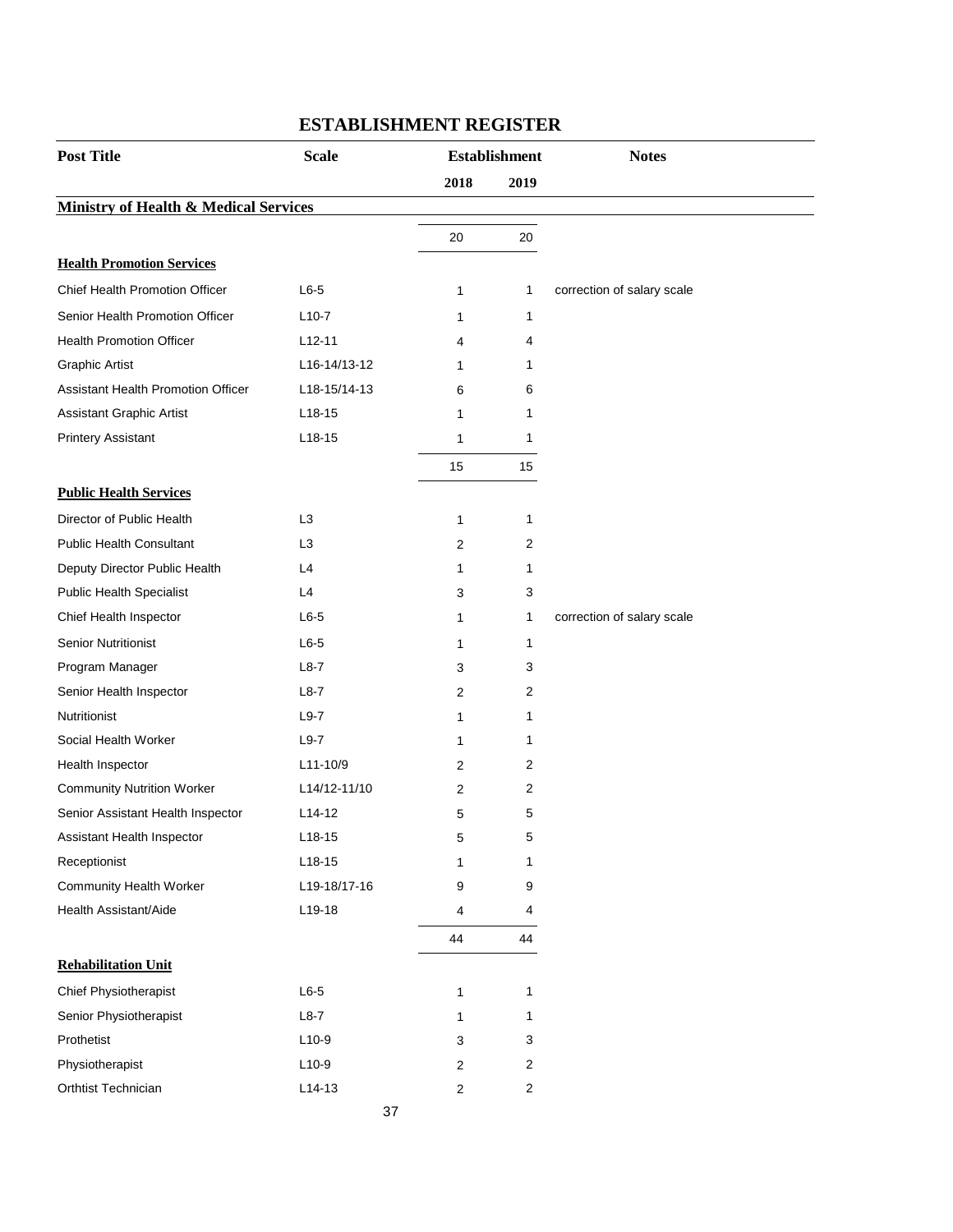## ESTABLISHMENT REGISTER

| Post Title | Scale | Establishment | | Notes |
|---|---|---|---|---|
| | | 2018 | 2019 | |
| **Ministry of Health & Medical Services** | | | | |
| | | 20 | 20 | |
| **Health Promotion Services** | | | | |
| Chief Health Promotion Officer | L6-5 | 1 | 1 | correction of salary scale |
| Senior Health Promotion Officer | L10-7 | 1 | 1 | |
| Health Promotion Officer | L12-11 | 4 | 4 | |
| Graphic Artist | L16-14/13-12 | 1 | 1 | |
| Assistant Health Promotion Officer | L18-15/14-13 | 6 | 6 | |
| Assistant Graphic Artist | L18-15 | 1 | 1 | |
| Printery Assistant | L18-15 | 1 | 1 | |
| | | 15 | 15 | |
| **Public Health Services** | | | | |
| Director of Public Health | L3 | 1 | 1 | |
| Public Health Consultant | L3 | 2 | 2 | |
| Deputy Director Public Health | L4 | 1 | 1 | |
| Public Health Specialist | L4 | 3 | 3 | |
| Chief Health Inspector | L6-5 | 1 | 1 | correction of salary scale |
| Senior Nutritionist | L6-5 | 1 | 1 | |
| Program Manager | L8-7 | 3 | 3 | |
| Senior Health Inspector | L8-7 | 2 | 2 | |
| Nutritionist | L9-7 | 1 | 1 | |
| Social Health Worker | L9-7 | 1 | 1 | |
| Health Inspector | L11-10/9 | 2 | 2 | |
| Community Nutrition Worker | L14/12-11/10 | 2 | 2 | |
| Senior Assistant Health Inspector | L14-12 | 5 | 5 | |
| Assistant Health Inspector | L18-15 | 5 | 5 | |
| Receptionist | L18-15 | 1 | 1 | |
| Community Health Worker | L19-18/17-16 | 9 | 9 | |
| Health Assistant/Aide | L19-18 | 4 | 4 | |
| | | 44 | 44 | |
| **Rehabilitation Unit** | | | | |
| Chief Physiotherapist | L6-5 | 1 | 1 | |
| Senior Physiotherapist | L8-7 | 1 | 1 | |
| Prothetist | L10-9 | 3 | 3 | |
| Physiotherapist | L10-9 | 2 | 2 | |
| Orthtist Technician | L14-13 | 2 | 2 | |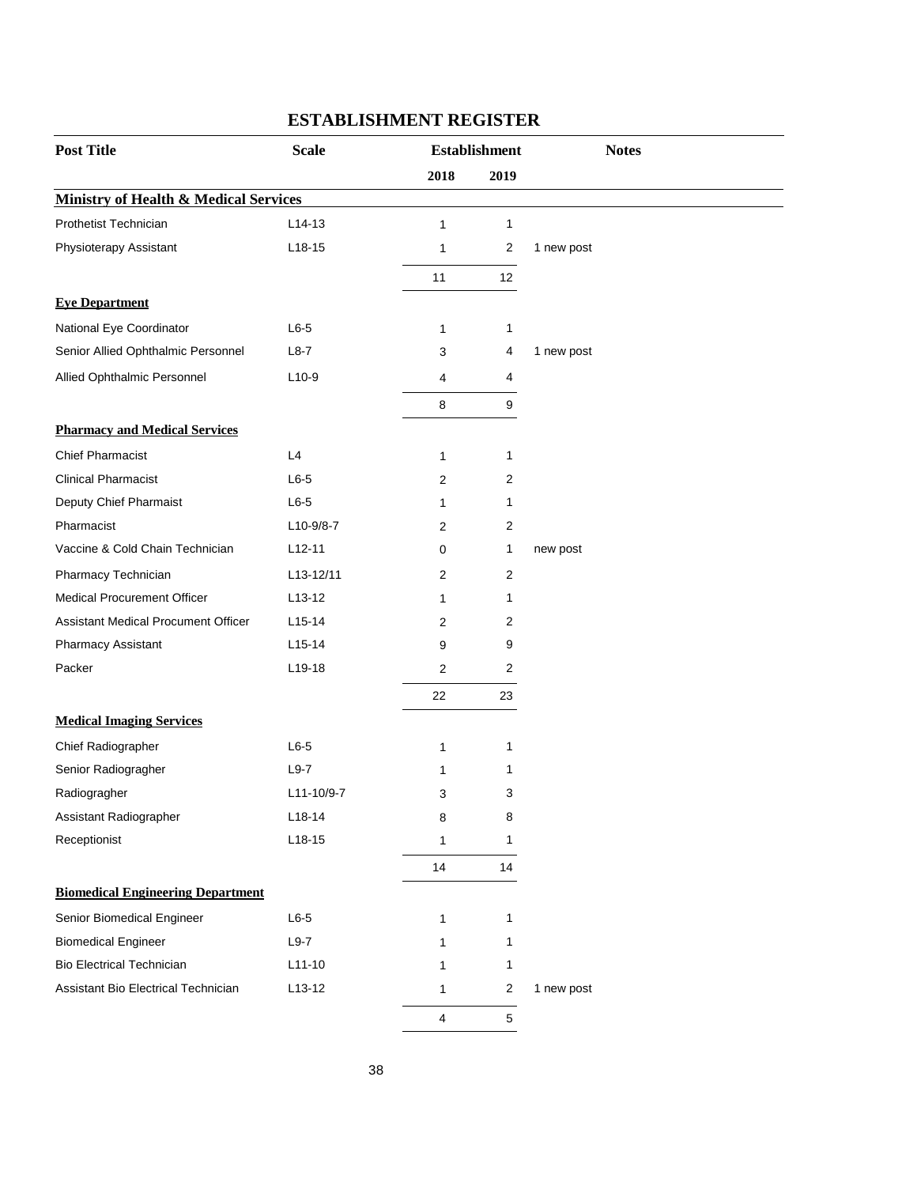# ESTABLISHMENT REGISTER

| Post Title | Scale | Establishment | | Notes |
|---|---|---|---|---|
| | | 2018 | 2019 | |
| **Ministry of Health & Medical Services** | | | | |
| Prothetist Technician | L14-13 | 1 | 1 | |
| Physioterapy Assistant | L18-15 | 1 | 2 | 1 new post |
| | | 11 | 12 | |
| **Eye Department** | | | | |
| National Eye Coordinator | L6-5 | 1 | 1 | |
| Senior Allied Ophthalmic Personnel | L8-7 | 3 | 4 | 1 new post |
| Allied Ophthalmic Personnel | L10-9 | 4 | 4 | |
| | | 8 | 9 | |
| **Pharmacy and Medical Services** | | | | |
| Chief Pharmacist | L4 | 1 | 1 | |
| Clinical Pharmacist | L6-5 | 2 | 2 | |
| Deputy Chief Pharmaist | L6-5 | 1 | 1 | |
| Pharmacist | L10-9/8-7 | 2 | 2 | |
| Vaccine & Cold Chain Technician | L12-11 | 0 | 1 | new post |
| Pharmacy Technician | L13-12/11 | 2 | 2 | |
| Medical Procurement Officer | L13-12 | 1 | 1 | |
| Assistant Medical Procument Officer | L15-14 | 2 | 2 | |
| Pharmacy Assistant | L15-14 | 9 | 9 | |
| Packer | L19-18 | 2 | 2 | |
| | | 22 | 23 | |
| **Medical Imaging Services** | | | | |
| Chief Radiographer | L6-5 | 1 | 1 | |
| Senior Radiogragher | L9-7 | 1 | 1 | |
| Radiogragher | L11-10/9-7 | 3 | 3 | |
| Assistant Radiographer | L18-14 | 8 | 8 | |
| Receptionist | L18-15 | 1 | 1 | |
| | | 14 | 14 | |
| **Biomedical Engineering Department** | | | | |
| Senior Biomedical Engineer | L6-5 | 1 | 1 | |
| Biomedical Engineer | L9-7 | 1 | 1 | |
| Bio Electrical Technician | L11-10 | 1 | 1 | |
| Assistant Bio Electrical Technician | L13-12 | 1 | 2 | 1 new post |
| | | 4 | 5 | |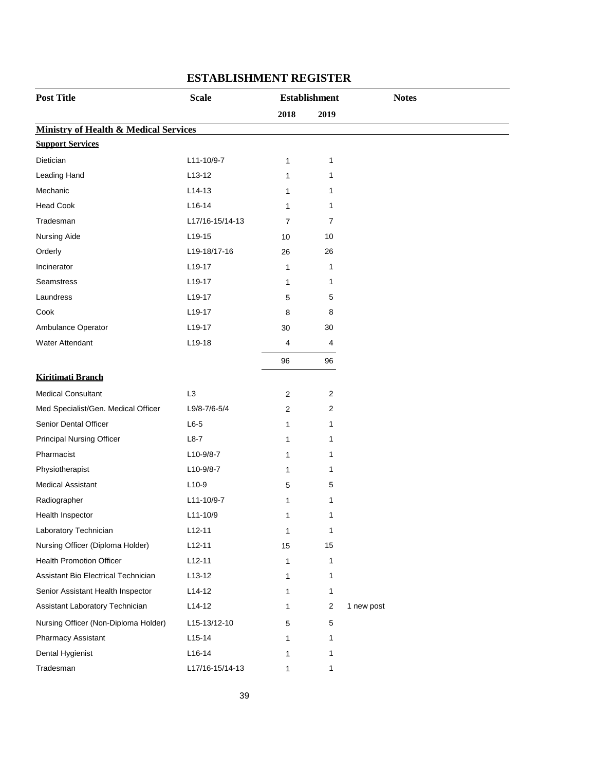# ESTABLISHMENT REGISTER

| Post Title | Scale | Establishment | | Notes |
|---|---|---|---|---|
| | | 2018 | 2019 | |
| **Ministry of Health & Medical Services** | | | | |
| **Support Services** | | | | |
| Dietician | L11-10/9-7 | 1 | 1 | |
| Leading Hand | L13-12 | 1 | 1 | |
| Mechanic | L14-13 | 1 | 1 | |
| Head Cook | L16-14 | 1 | 1 | |
| Tradesman | L17/16-15/14-13 | 7 | 7 | |
| Nursing Aide | L19-15 | 10 | 10 | |
| Orderly | L19-18/17-16 | 26 | 26 | |
| Incinerator | L19-17 | 1 | 1 | |
| Seamstress | L19-17 | 1 | 1 | |
| Laundress | L19-17 | 5 | 5 | |
| Cook | L19-17 | 8 | 8 | |
| Ambulance Operator | L19-17 | 30 | 30 | |
| Water Attendant | L19-18 | 4 | 4 | |
| | | 96 | 96 | |
| **Kiritimati Branch** | | | | |
| Medical Consultant | L3 | 2 | 2 | |
| Med Specialist/Gen. Medical Officer | L9/8-7/6-5/4 | 2 | 2 | |
| Senior Dental Officer | L6-5 | 1 | 1 | |
| Principal Nursing Officer | L8-7 | 1 | 1 | |
| Pharmacist | L10-9/8-7 | 1 | 1 | |
| Physiotherapist | L10-9/8-7 | 1 | 1 | |
| Medical Assistant | L10-9 | 5 | 5 | |
| Radiographer | L11-10/9-7 | 1 | 1 | |
| Health Inspector | L11-10/9 | 1 | 1 | |
| Laboratory Technician | L12-11 | 1 | 1 | |
| Nursing Officer (Diploma Holder) | L12-11 | 15 | 15 | |
| Health Promotion Officer | L12-11 | 1 | 1 | |
| Assistant Bio Electrical Technician | L13-12 | 1 | 1 | |
| Senior Assistant Health Inspector | L14-12 | 1 | 1 | |
| Assistant Laboratory Technician | L14-12 | 1 | 2 | 1 new post |
| Nursing Officer (Non-Diploma Holder) | L15-13/12-10 | 5 | 5 | |
| Pharmacy Assistant | L15-14 | 1 | 1 | |
| Dental Hygienist | L16-14 | 1 | 1 | |
| Tradesman | L17/16-15/14-13 | 1 | 1 | |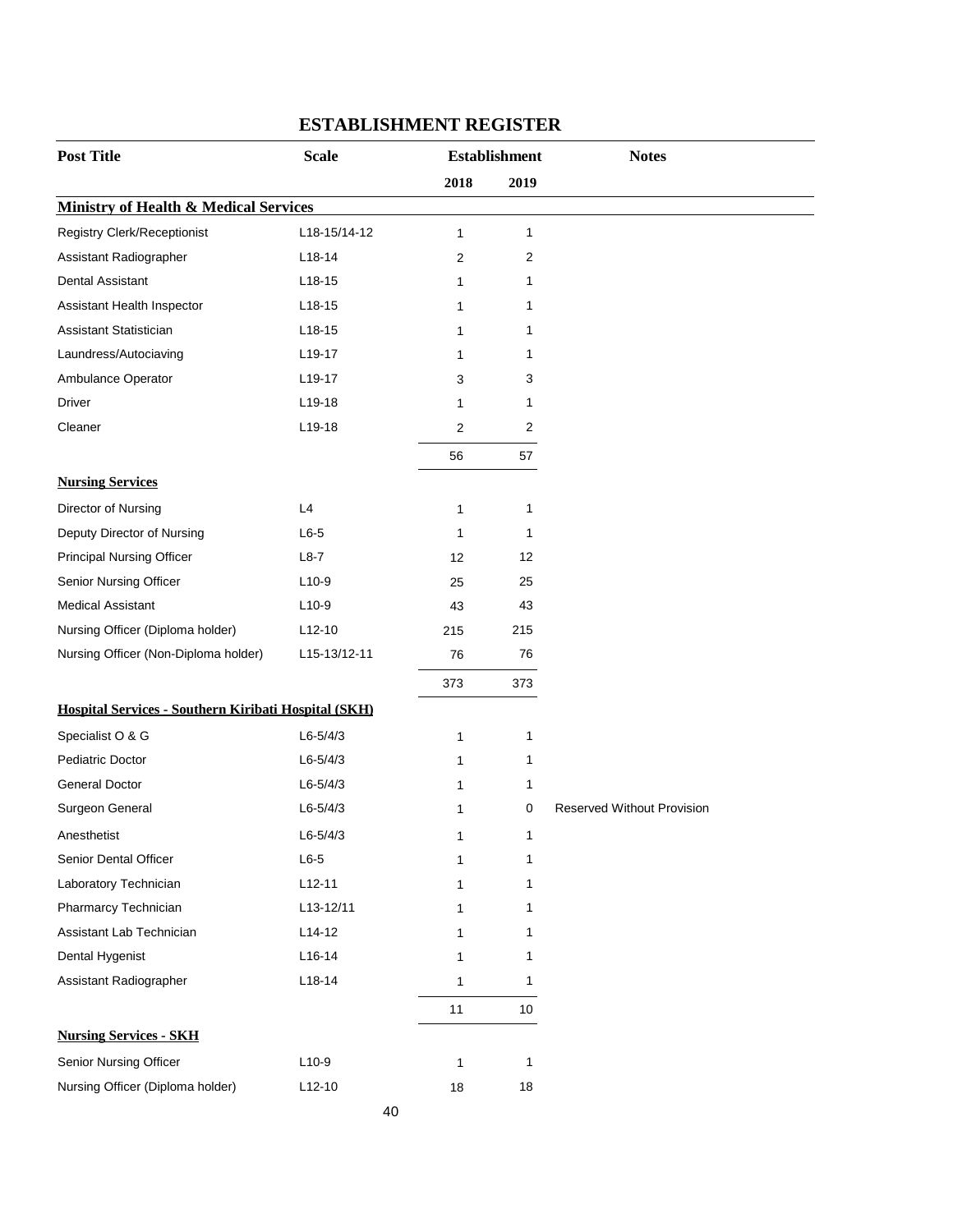## ESTABLISHMENT REGISTER

| Post Title | Scale | Establishment | | Notes |
|---|---|---|---|---|
| | | 2018 | 2019 | |
| **Ministry of Health & Medical Services** | | | | |
| Registry Clerk/Receptionist | L18-15/14-12 | 1 | 1 | |
| Assistant Radiographer | L18-14 | 2 | 2 | |
| Dental Assistant | L18-15 | 1 | 1 | |
| Assistant Health Inspector | L18-15 | 1 | 1 | |
| Assistant Statistician | L18-15 | 1 | 1 | |
| Laundress/Autociaving | L19-17 | 1 | 1 | |
| Ambulance Operator | L19-17 | 3 | 3 | |
| Driver | L19-18 | 1 | 1 | |
| Cleaner | L19-18 | 2 | 2 | |
| | | 56 | 57 | |
| **Nursing Services** | | | | |
| Director of Nursing | L4 | 1 | 1 | |
| Deputy Director of Nursing | L6-5 | 1 | 1 | |
| Principal Nursing Officer | L8-7 | 12 | 12 | |
| Senior Nursing Officer | L10-9 | 25 | 25 | |
| Medical Assistant | L10-9 | 43 | 43 | |
| Nursing Officer (Diploma holder) | L12-10 | 215 | 215 | |
| Nursing Officer (Non-Diploma holder) | L15-13/12-11 | 76 | 76 | |
| | | 373 | 373 | |
| **Hospital Services - Southern Kiribati Hospital (SKH)** | | | | |
| Specialist O & G | L6-5/4/3 | 1 | 1 | |
| Pediatric Doctor | L6-5/4/3 | 1 | 1 | |
| General Doctor | L6-5/4/3 | 1 | 1 | |
| Surgeon General | L6-5/4/3 | 1 | 0 | Reserved Without Provision |
| Anesthetist | L6-5/4/3 | 1 | 1 | |
| Senior Dental Officer | L6-5 | 1 | 1 | |
| Laboratory Technician | L12-11 | 1 | 1 | |
| Pharmarcy Technician | L13-12/11 | 1 | 1 | |
| Assistant Lab Technician | L14-12 | 1 | 1 | |
| Dental Hygenist | L16-14 | 1 | 1 | |
| Assistant Radiographer | L18-14 | 1 | 1 | |
| | | 11 | 10 | |
| **Nursing Services - SKH** | | | | |
| Senior Nursing Officer | L10-9 | 1 | 1 | |
| Nursing Officer (Diploma holder) | L12-10 | 18 | 18 | |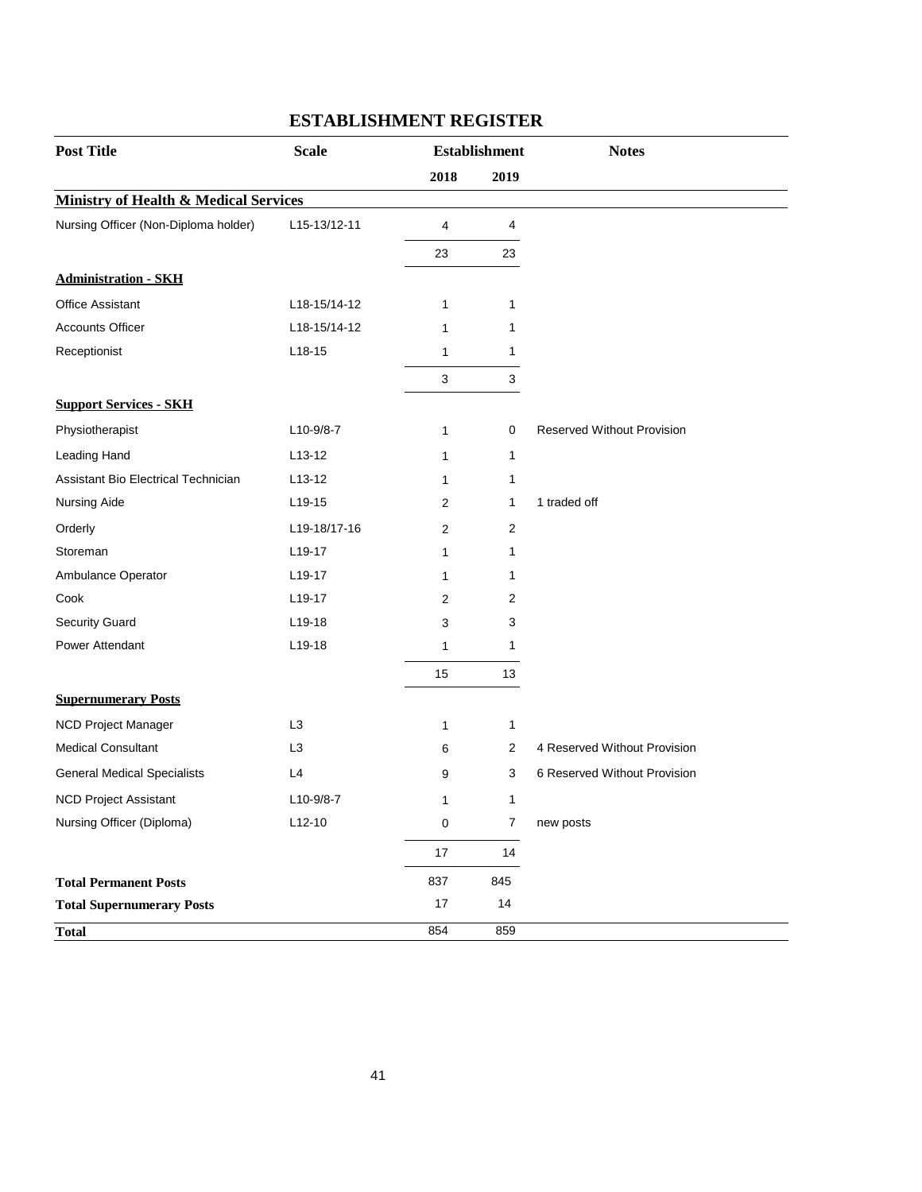# ESTABLISHMENT REGISTER

| Post Title | Scale | Establishment | | Notes |
|---|---|---|---|---|
| | | 2018 | 2019 | |
| **Ministry of Health & Medical Services** | | | | |
| Nursing Officer (Non-Diploma holder) | L15-13/12-11 | 4 | 4 | |
| | | 23 | 23 | |
| **Administration - SKH** | | | | |
| Office Assistant | L18-15/14-12 | 1 | 1 | |
| Accounts Officer | L18-15/14-12 | 1 | 1 | |
| Receptionist | L18-15 | 1 | 1 | |
| | | 3 | 3 | |
| **Support Services - SKH** | | | | |
| Physiotherapist | L10-9/8-7 | 1 | 0 | Reserved Without Provision |
| Leading Hand | L13-12 | 1 | 1 | |
| Assistant Bio Electrical Technician | L13-12 | 1 | 1 | |
| Nursing Aide | L19-15 | 2 | 1 | 1 traded off |
| Orderly | L19-18/17-16 | 2 | 2 | |
| Storeman | L19-17 | 1 | 1 | |
| Ambulance Operator | L19-17 | 1 | 1 | |
| Cook | L19-17 | 2 | 2 | |
| Security Guard | L19-18 | 3 | 3 | |
| Power Attendant | L19-18 | 1 | 1 | |
| | | 15 | 13 | |
| **Supernumerary Posts** | | | | |
| NCD Project Manager | L3 | 1 | 1 | |
| Medical Consultant | L3 | 6 | 2 | 4 Reserved Without Provision |
| General Medical Specialists | L4 | 9 | 3 | 6 Reserved Without Provision |
| NCD Project Assistant | L10-9/8-7 | 1 | 1 | |
| Nursing Officer (Diploma) | L12-10 | 0 | 7 | new posts |
| | | 17 | 14 | |
| **Total Permanent Posts** | | 837 | 845 | |
| **Total Supernumerary Posts** | | 17 | 14 | |
| **Total** | | 854 | 859 | |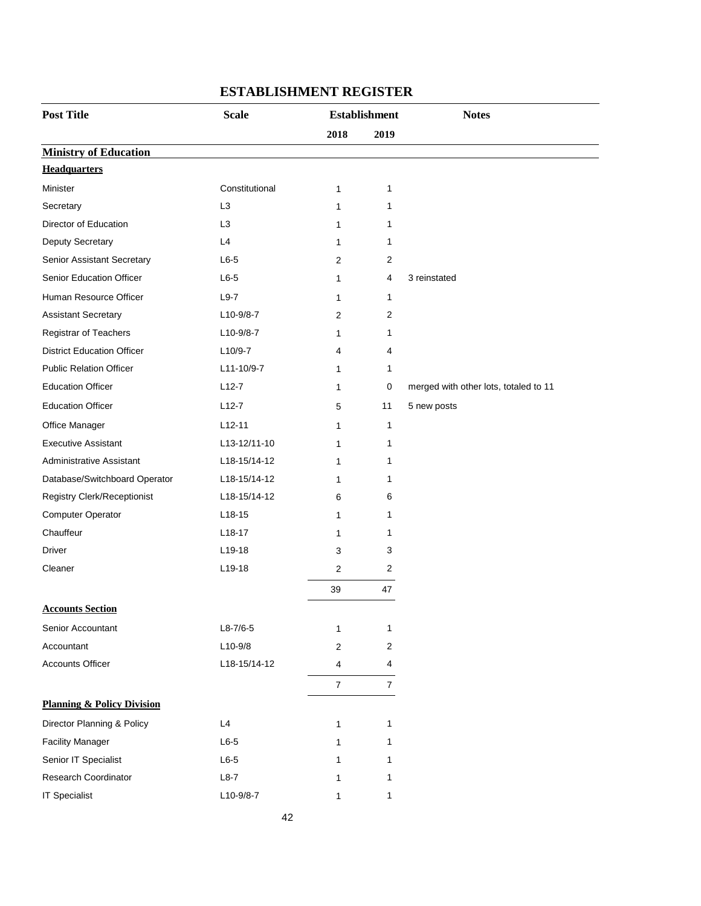# ESTABLISHMENT REGISTER

| Post Title | Scale | Establishment 2018 | Establishment 2019 | Notes |
|---|---|---|---|---|
| **Ministry of Education** | | | | |
| **Headquarters** | | | | |
| Minister | Constitutional | 1 | 1 | |
| Secretary | L3 | 1 | 1 | |
| Director of Education | L3 | 1 | 1 | |
| Deputy Secretary | L4 | 1 | 1 | |
| Senior Assistant Secretary | L6-5 | 2 | 2 | |
| Senior Education Officer | L6-5 | 1 | 4 | 3 reinstated |
| Human Resource Officer | L9-7 | 1 | 1 | |
| Assistant Secretary | L10-9/8-7 | 2 | 2 | |
| Registrar of Teachers | L10-9/8-7 | 1 | 1 | |
| District Education Officer | L10/9-7 | 4 | 4 | |
| Public Relation Officer | L11-10/9-7 | 1 | 1 | |
| Education Officer | L12-7 | 1 | 0 | merged with other lots, totaled to 11 |
| Education Officer | L12-7 | 5 | 11 | 5 new posts |
| Office Manager | L12-11 | 1 | 1 | |
| Executive Assistant | L13-12/11-10 | 1 | 1 | |
| Administrative Assistant | L18-15/14-12 | 1 | 1 | |
| Database/Switchboard Operator | L18-15/14-12 | 1 | 1 | |
| Registry Clerk/Receptionist | L18-15/14-12 | 6 | 6 | |
| Computer Operator | L18-15 | 1 | 1 | |
| Chauffeur | L18-17 | 1 | 1 | |
| Driver | L19-18 | 3 | 3 | |
| Cleaner | L19-18 | 2 | 2 | |
| | | 39 | 47 | |
| **Accounts Section** | | | | |
| Senior Accountant | L8-7/6-5 | 1 | 1 | |
| Accountant | L10-9/8 | 2 | 2 | |
| Accounts Officer | L18-15/14-12 | 4 | 4 | |
| | | 7 | 7 | |
| **Planning & Policy Division** | | | | |
| Director Planning & Policy | L4 | 1 | 1 | |
| Facility Manager | L6-5 | 1 | 1 | |
| Senior IT Specialist | L6-5 | 1 | 1 | |
| Research Coordinator | L8-7 | 1 | 1 | |
| IT Specialist | L10-9/8-7 | 1 | 1 | |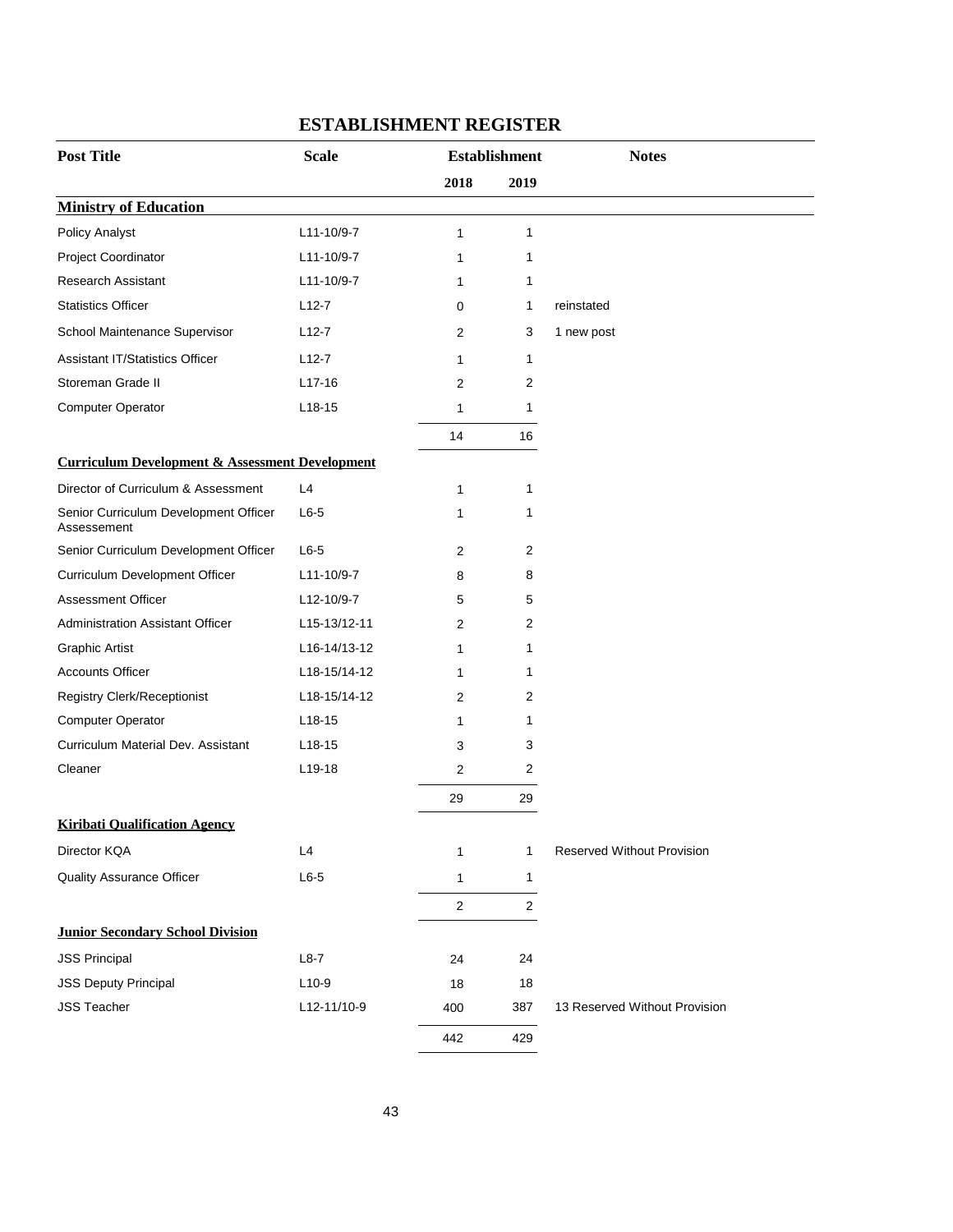# ESTABLISHMENT REGISTER

| Post Title | Scale | Establishment | | Notes |
|---|---|---|---|---|
| | | 2018 | 2019 | |
| **Ministry of Education** | | | | |
| Policy Analyst | L11-10/9-7 | 1 | 1 | |
| Project Coordinator | L11-10/9-7 | 1 | 1 | |
| Research Assistant | L11-10/9-7 | 1 | 1 | |
| Statistics Officer | L12-7 | 0 | 1 | reinstated |
| School Maintenance Supervisor | L12-7 | 2 | 3 | 1 new post |
| Assistant IT/Statistics Officer | L12-7 | 1 | 1 | |
| Storeman Grade II | L17-16 | 2 | 2 | |
| Computer Operator | L18-15 | 1 | 1 | |
| | | 14 | 16 | |
| **Curriculum Development & Assessment Development** | | | | |
| Director of Curriculum & Assessment | L4 | 1 | 1 | |
| Senior Curriculum Development Officer Assessement | L6-5 | 1 | 1 | |
| Senior Curriculum Development Officer | L6-5 | 2 | 2 | |
| Curriculum Development Officer | L11-10/9-7 | 8 | 8 | |
| Assessment Officer | L12-10/9-7 | 5 | 5 | |
| Administration Assistant Officer | L15-13/12-11 | 2 | 2 | |
| Graphic Artist | L16-14/13-12 | 1 | 1 | |
| Accounts Officer | L18-15/14-12 | 1 | 1 | |
| Registry Clerk/Receptionist | L18-15/14-12 | 2 | 2 | |
| Computer Operator | L18-15 | 1 | 1 | |
| Curriculum Material Dev. Assistant | L18-15 | 3 | 3 | |
| Cleaner | L19-18 | 2 | 2 | |
| | | 29 | 29 | |
| **Kiribati Qualification Agency** | | | | |
| Director KQA | L4 | 1 | 1 | Reserved Without Provision |
| Quality Assurance Officer | L6-5 | 1 | 1 | |
| | | 2 | 2 | |
| **Junior Secondary School Division** | | | | |
| JSS Principal | L8-7 | 24 | 24 | |
| JSS Deputy Principal | L10-9 | 18 | 18 | |
| JSS Teacher | L12-11/10-9 | 400 | 387 | 13 Reserved Without Provision |
| | | 442 | 429 | |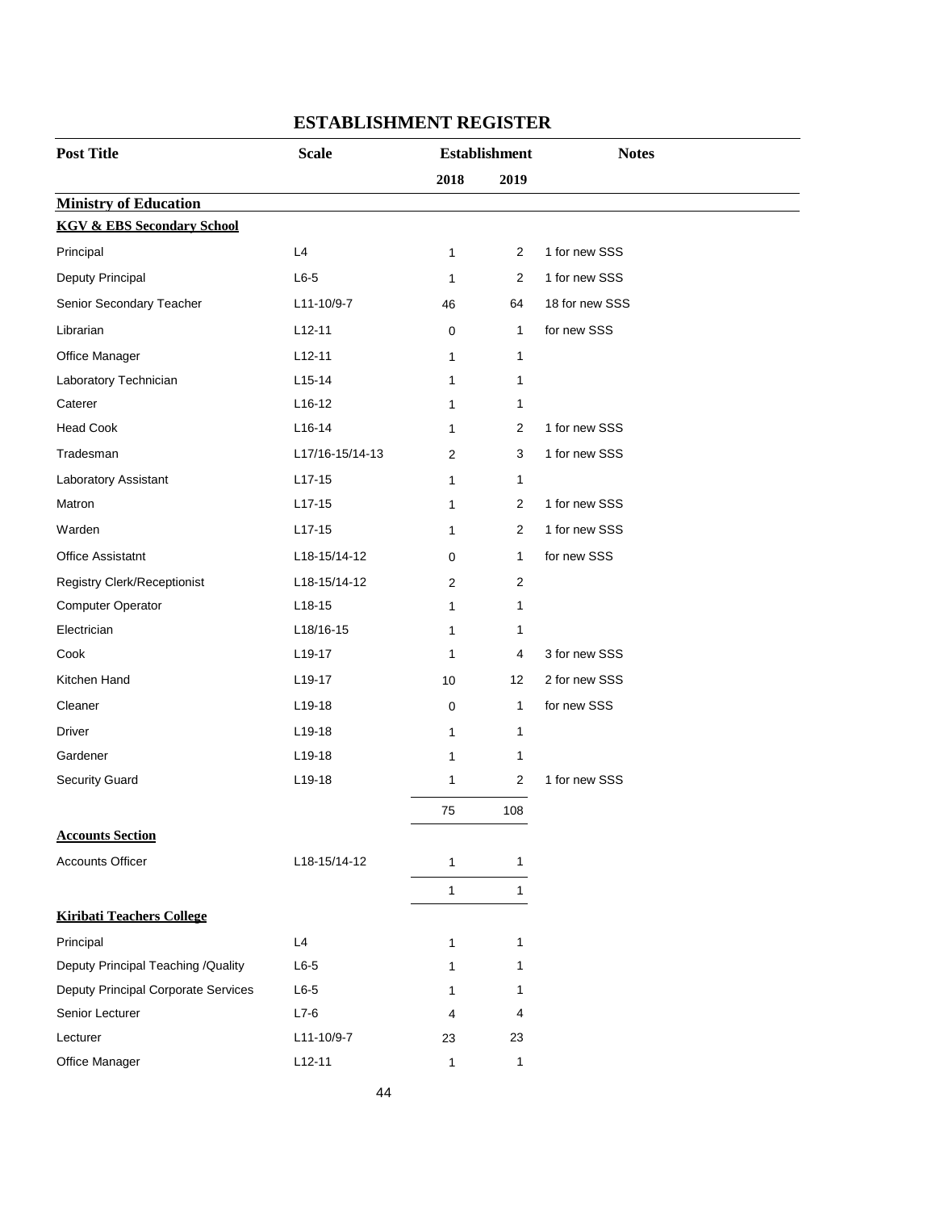# ESTABLISHMENT REGISTER

| Post Title | Scale | Establishment | | Notes |
|---|---|---|---|---|
| | | 2018 | 2019 | |
| **Ministry of Education** | | | | |
| **KGV & EBS Secondary School** | | | | |
| Principal | L4 | 1 | 2 | 1 for new SSS |
| Deputy Principal | L6-5 | 1 | 2 | 1 for new SSS |
| Senior Secondary Teacher | L11-10/9-7 | 46 | 64 | 18 for new SSS |
| Librarian | L12-11 | 0 | 1 | for new SSS |
| Office Manager | L12-11 | 1 | 1 | |
| Laboratory Technician | L15-14 | 1 | 1 | |
| Caterer | L16-12 | 1 | 1 | |
| Head Cook | L16-14 | 1 | 2 | 1 for new SSS |
| Tradesman | L17/16-15/14-13 | 2 | 3 | 1 for new SSS |
| Laboratory Assistant | L17-15 | 1 | 1 | |
| Matron | L17-15 | 1 | 2 | 1 for new SSS |
| Warden | L17-15 | 1 | 2 | 1 for new SSS |
| Office Assistatnt | L18-15/14-12 | 0 | 1 | for new SSS |
| Registry Clerk/Receptionist | L18-15/14-12 | 2 | 2 | |
| Computer Operator | L18-15 | 1 | 1 | |
| Electrician | L18/16-15 | 1 | 1 | |
| Cook | L19-17 | 1 | 4 | 3 for new SSS |
| Kitchen Hand | L19-17 | 10 | 12 | 2 for new SSS |
| Cleaner | L19-18 | 0 | 1 | for new SSS |
| Driver | L19-18 | 1 | 1 | |
| Gardener | L19-18 | 1 | 1 | |
| Security Guard | L19-18 | 1 | 2 | 1 for new SSS |
| | | 75 | 108 | |
| **Accounts Section** | | | | |
| Accounts Officer | L18-15/14-12 | 1 | 1 | |
| | | 1 | 1 | |
| **Kiribati Teachers College** | | | | |
| Principal | L4 | 1 | 1 | |
| Deputy Principal Teaching /Quality | L6-5 | 1 | 1 | |
| Deputy Principal Corporate Services | L6-5 | 1 | 1 | |
| Senior Lecturer | L7-6 | 4 | 4 | |
| Lecturer | L11-10/9-7 | 23 | 23 | |
| Office Manager | L12-11 | 1 | 1 | |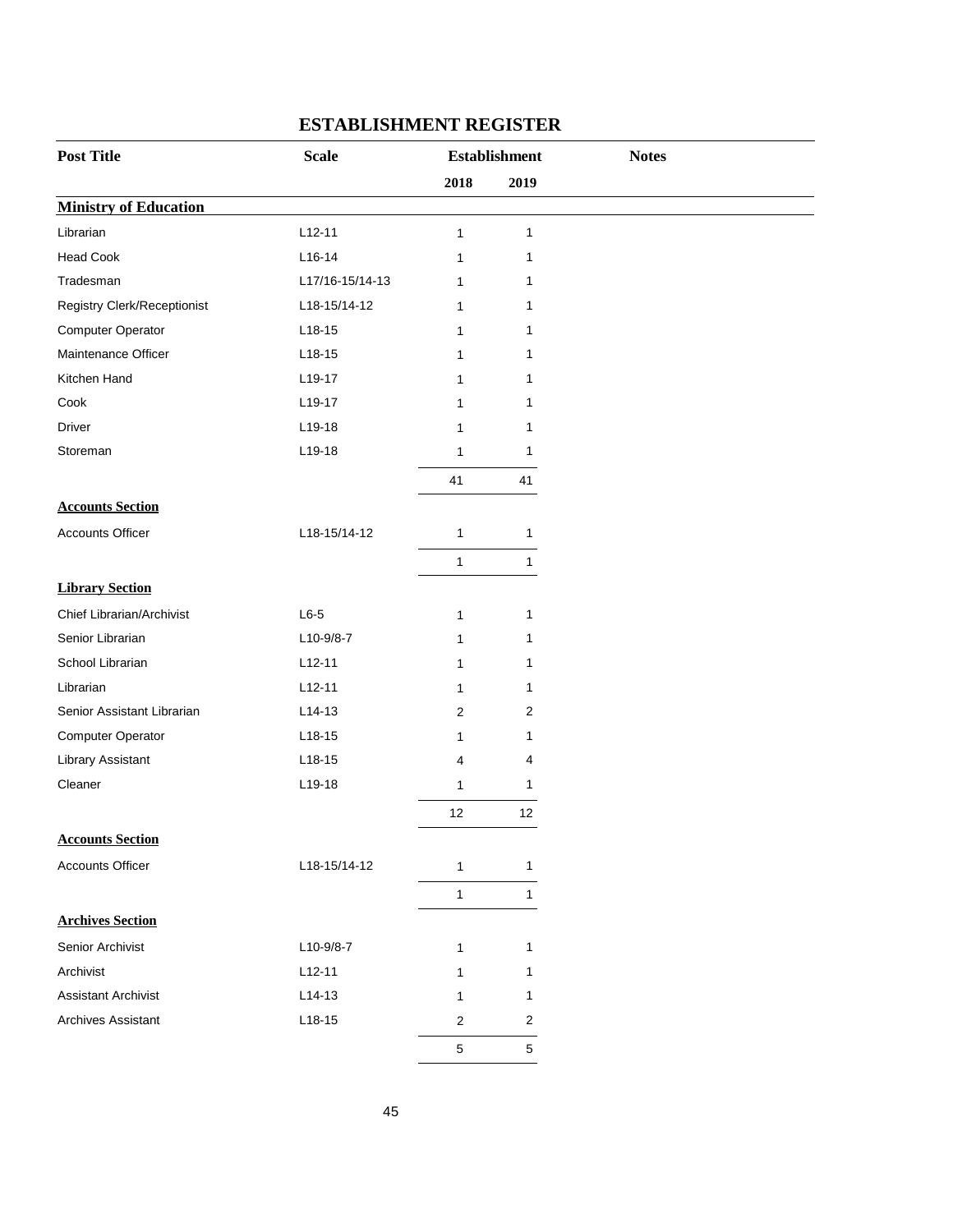# ESTABLISHMENT REGISTER

| Post Title | Scale | Establishment | | Notes |
|---|---|---|---|---|
| | | 2018 | 2019 | |
| **Ministry of Education** | | | | |
| Librarian | L12-11 | 1 | 1 | |
| Head Cook | L16-14 | 1 | 1 | |
| Tradesman | L17/16-15/14-13 | 1 | 1 | |
| Registry Clerk/Receptionist | L18-15/14-12 | 1 | 1 | |
| Computer Operator | L18-15 | 1 | 1 | |
| Maintenance Officer | L18-15 | 1 | 1 | |
| Kitchen Hand | L19-17 | 1 | 1 | |
| Cook | L19-17 | 1 | 1 | |
| Driver | L19-18 | 1 | 1 | |
| Storeman | L19-18 | 1 | 1 | |
| | | 41 | 41 | |
| **Accounts Section** | | | | |
| Accounts Officer | L18-15/14-12 | 1 | 1 | |
| | | 1 | 1 | |
| **Library Section** | | | | |
| Chief Librarian/Archivist | L6-5 | 1 | 1 | |
| Senior Librarian | L10-9/8-7 | 1 | 1 | |
| School Librarian | L12-11 | 1 | 1 | |
| Librarian | L12-11 | 1 | 1 | |
| Senior Assistant Librarian | L14-13 | 2 | 2 | |
| Computer Operator | L18-15 | 1 | 1 | |
| Library Assistant | L18-15 | 4 | 4 | |
| Cleaner | L19-18 | 1 | 1 | |
| | | 12 | 12 | |
| **Accounts Section** | | | | |
| Accounts Officer | L18-15/14-12 | 1 | 1 | |
| | | 1 | 1 | |
| **Archives Section** | | | | |
| Senior Archivist | L10-9/8-7 | 1 | 1 | |
| Archivist | L12-11 | 1 | 1 | |
| Assistant Archivist | L14-13 | 1 | 1 | |
| Archives Assistant | L18-15 | 2 | 2 | |
| | | 5 | 5 | |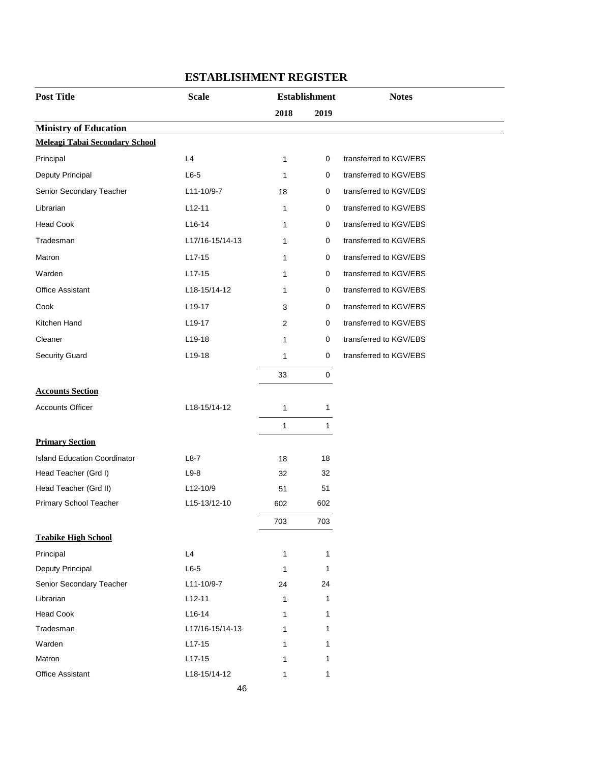# ESTABLISHMENT REGISTER

| Post Title | Scale | Establishment | | Notes |
|---|---|---|---|---|
| | | 2018 | 2019 | |
| **Ministry of Education** | | | | |
| **Meleagi Tabai Secondary School** | | | | |
| Principal | L4 | 1 | 0 | transferred to KGV/EBS |
| Deputy Principal | L6-5 | 1 | 0 | transferred to KGV/EBS |
| Senior Secondary Teacher | L11-10/9-7 | 18 | 0 | transferred to KGV/EBS |
| Librarian | L12-11 | 1 | 0 | transferred to KGV/EBS |
| Head Cook | L16-14 | 1 | 0 | transferred to KGV/EBS |
| Tradesman | L17/16-15/14-13 | 1 | 0 | transferred to KGV/EBS |
| Matron | L17-15 | 1 | 0 | transferred to KGV/EBS |
| Warden | L17-15 | 1 | 0 | transferred to KGV/EBS |
| Office Assistant | L18-15/14-12 | 1 | 0 | transferred to KGV/EBS |
| Cook | L19-17 | 3 | 0 | transferred to KGV/EBS |
| Kitchen Hand | L19-17 | 2 | 0 | transferred to KGV/EBS |
| Cleaner | L19-18 | 1 | 0 | transferred to KGV/EBS |
| Security Guard | L19-18 | 1 | 0 | transferred to KGV/EBS |
| | | 33 | 0 | |
| **Accounts Section** | | | | |
| Accounts Officer | L18-15/14-12 | 1 | 1 | |
| | | 1 | 1 | |
| **Primary Section** | | | | |
| Island Education Coordinator | L8-7 | 18 | 18 | |
| Head Teacher (Grd I) | L9-8 | 32 | 32 | |
| Head Teacher (Grd II) | L12-10/9 | 51 | 51 | |
| Primary School Teacher | L15-13/12-10 | 602 | 602 | |
| | | 703 | 703 | |
| **Teabike High School** | | | | |
| Principal | L4 | 1 | 1 | |
| Deputy Principal | L6-5 | 1 | 1 | |
| Senior Secondary Teacher | L11-10/9-7 | 24 | 24 | |
| Librarian | L12-11 | 1 | 1 | |
| Head Cook | L16-14 | 1 | 1 | |
| Tradesman | L17/16-15/14-13 | 1 | 1 | |
| Warden | L17-15 | 1 | 1 | |
| Matron | L17-15 | 1 | 1 | |
| Office Assistant | L18-15/14-12 | 1 | 1 | |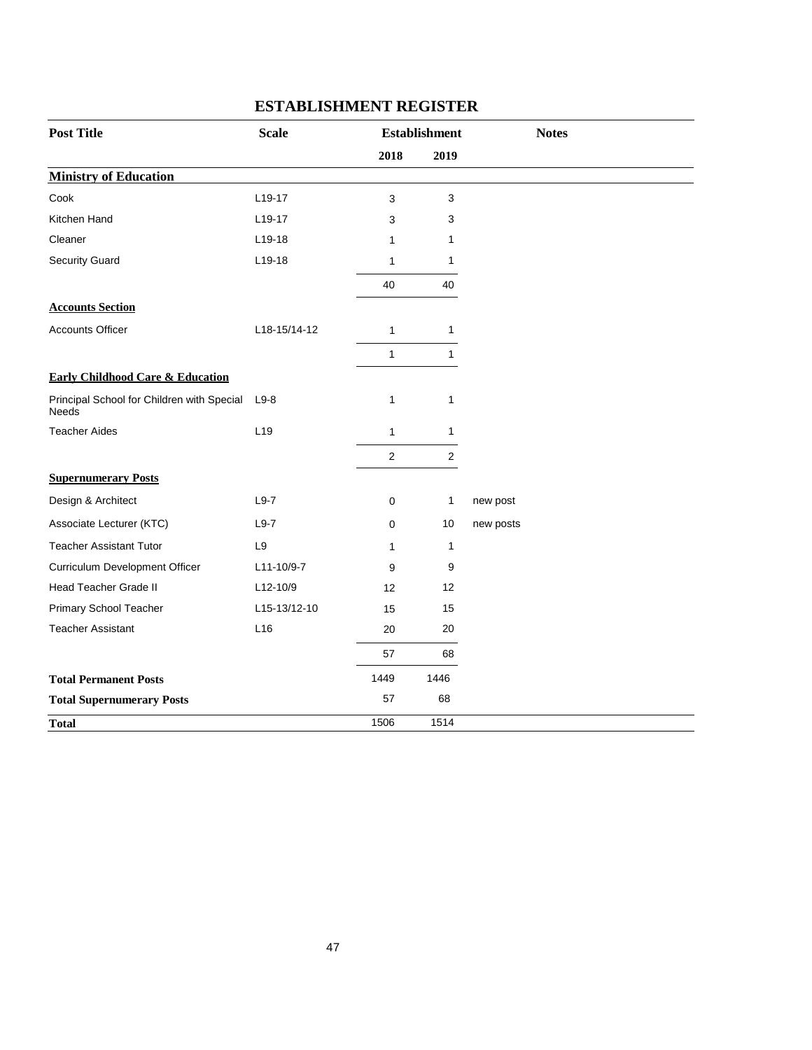## ESTABLISHMENT REGISTER

| Post Title | Scale | Establishment | | Notes |
|---|---|---|---|---|
| | | 2018 | 2019 | |
| **Ministry of Education** | | | | |
| Cook | L19-17 | 3 | 3 | |
| Kitchen Hand | L19-17 | 3 | 3 | |
| Cleaner | L19-18 | 1 | 1 | |
| Security Guard | L19-18 | 1 | 1 | |
| | | 40 | 40 | |
| **Accounts Section** | | | | |
| Accounts Officer | L18-15/14-12 | 1 | 1 | |
| | | 1 | 1 | |
| **Early Childhood Care & Education** | | | | |
| Principal School for Children with Special Needs | L9-8 | 1 | 1 | |
| Teacher Aides | L19 | 1 | 1 | |
| | | 2 | 2 | |
| **Supernumerary Posts** | | | | |
| Design & Architect | L9-7 | 0 | 1 | new post |
| Associate Lecturer (KTC) | L9-7 | 0 | 10 | new posts |
| Teacher Assistant Tutor | L9 | 1 | 1 | |
| Curriculum Development Officer | L11-10/9-7 | 9 | 9 | |
| Head Teacher Grade II | L12-10/9 | 12 | 12 | |
| Primary School Teacher | L15-13/12-10 | 15 | 15 | |
| Teacher Assistant | L16 | 20 | 20 | |
| | | 57 | 68 | |
| **Total Permanent Posts** | | 1449 | 1446 | |
| **Total Supernumerary Posts** | | 57 | 68 | |
| **Total** | | 1506 | 1514 | |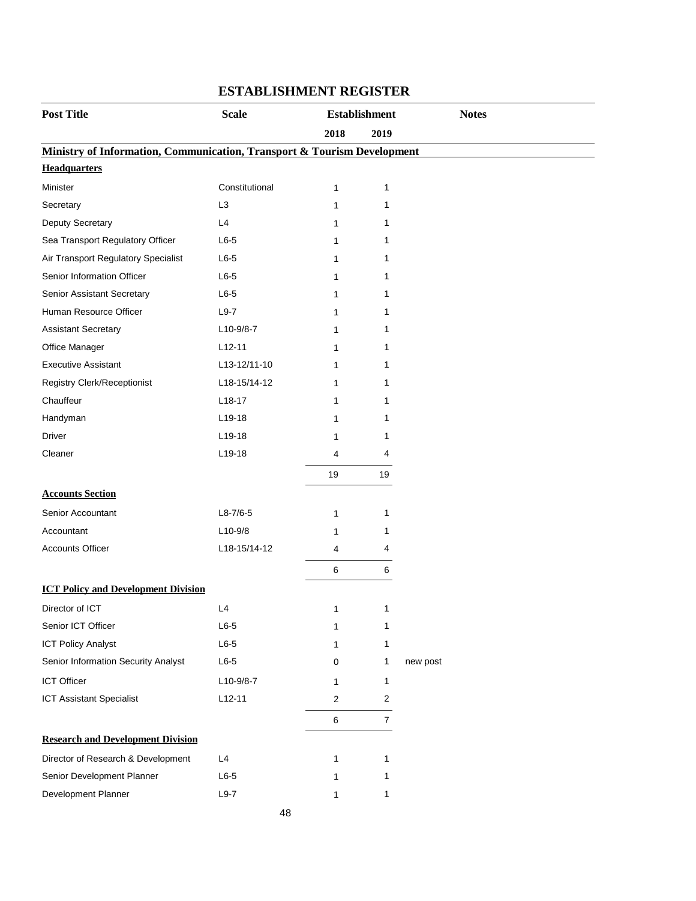# ESTABLISHMENT REGISTER

| Post Title | Scale | Establishment | | Notes |
|---|---|---|---|---|
| | | 2018 | 2019 | |
| **Ministry of Information, Communication, Transport & Tourism Development** | | | | |
| **Headquarters** | | | | |
| Minister | Constitutional | 1 | 1 | |
| Secretary | L3 | 1 | 1 | |
| Deputy Secretary | L4 | 1 | 1 | |
| Sea Transport Regulatory Officer | L6-5 | 1 | 1 | |
| Air Transport Regulatory Specialist | L6-5 | 1 | 1 | |
| Senior Information Officer | L6-5 | 1 | 1 | |
| Senior Assistant Secretary | L6-5 | 1 | 1 | |
| Human Resource Officer | L9-7 | 1 | 1 | |
| Assistant Secretary | L10-9/8-7 | 1 | 1 | |
| Office Manager | L12-11 | 1 | 1 | |
| Executive Assistant | L13-12/11-10 | 1 | 1 | |
| Registry Clerk/Receptionist | L18-15/14-12 | 1 | 1 | |
| Chauffeur | L18-17 | 1 | 1 | |
| Handyman | L19-18 | 1 | 1 | |
| Driver | L19-18 | 1 | 1 | |
| Cleaner | L19-18 | 4 | 4 | |
| | | 19 | 19 | |
| **Accounts Section** | | | | |
| Senior Accountant | L8-7/6-5 | 1 | 1 | |
| Accountant | L10-9/8 | 1 | 1 | |
| Accounts Officer | L18-15/14-12 | 4 | 4 | |
| | | 6 | 6 | |
| **ICT Policy and Development Division** | | | | |
| Director of ICT | L4 | 1 | 1 | |
| Senior ICT Officer | L6-5 | 1 | 1 | |
| ICT Policy Analyst | L6-5 | 1 | 1 | |
| Senior Information Security Analyst | L6-5 | 0 | 1 | new post |
| ICT Officer | L10-9/8-7 | 1 | 1 | |
| ICT Assistant Specialist | L12-11 | 2 | 2 | |
| | | 6 | 7 | |
| **Research and Development Division** | | | | |
| Director of Research & Development | L4 | 1 | 1 | |
| Senior Development Planner | L6-5 | 1 | 1 | |
| Development Planner | L9-7 | 1 | 1 | |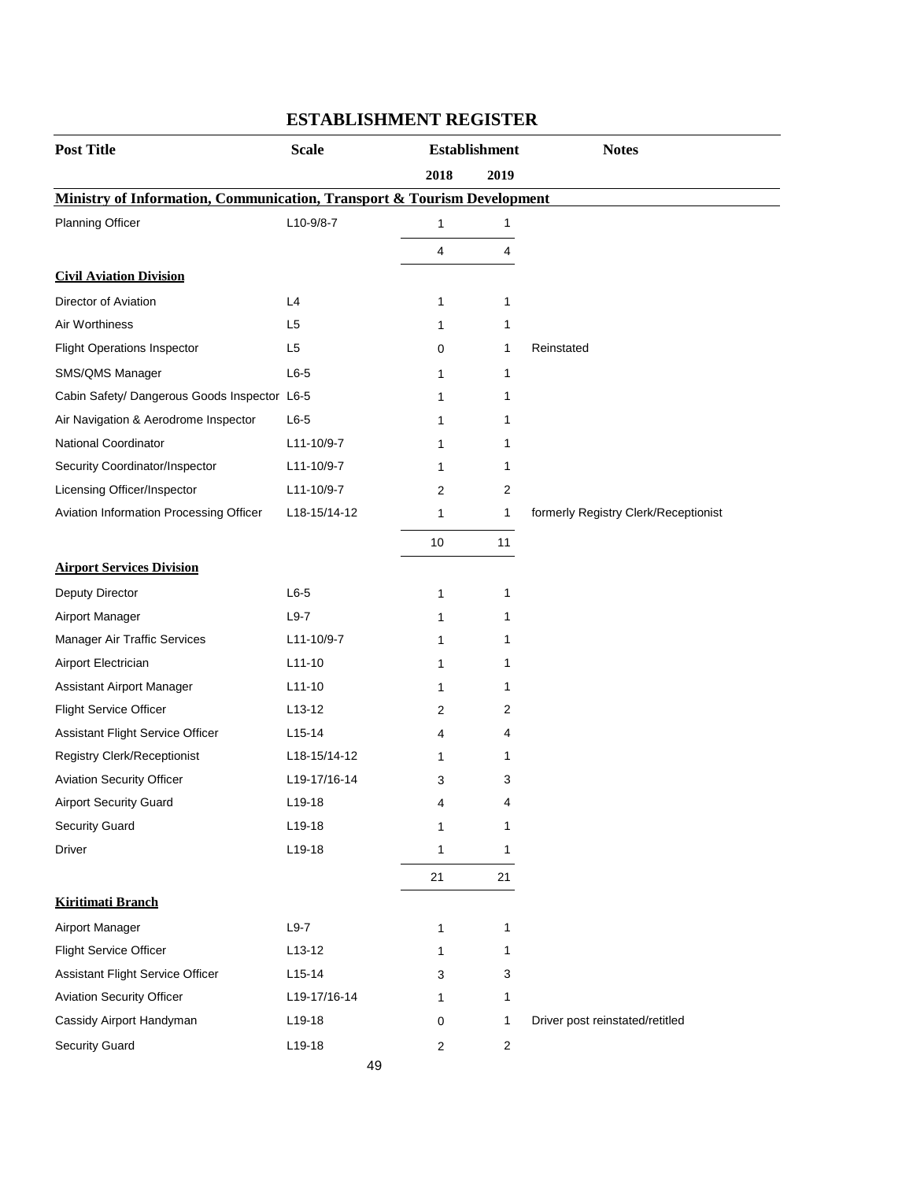## ESTABLISHMENT REGISTER

| Post Title | Scale | Establishment | | Notes |
|---|---|---|---|---|
| | | 2018 | 2019 | |
| **Ministry of Information, Communication, Transport & Tourism Development** | | | | |
| Planning Officer | L10-9/8-7 | 1 | 1 | |
| | | 4 | 4 | |
| **Civil Aviation Division** | | | | |
| Director of Aviation | L4 | 1 | 1 | |
| Air Worthiness | L5 | 1 | 1 | |
| Flight Operations Inspector | L5 | 0 | 1 | Reinstated |
| SMS/QMS Manager | L6-5 | 1 | 1 | |
| Cabin Safety/ Dangerous Goods Inspector | L6-5 | 1 | 1 | |
| Air Navigation & Aerodrome Inspector | L6-5 | 1 | 1 | |
| National Coordinator | L11-10/9-7 | 1 | 1 | |
| Security Coordinator/Inspector | L11-10/9-7 | 1 | 1 | |
| Licensing Officer/Inspector | L11-10/9-7 | 2 | 2 | |
| Aviation Information Processing Officer | L18-15/14-12 | 1 | 1 | formerly Registry Clerk/Receptionist |
| | | 10 | 11 | |
| **Airport Services Division** | | | | |
| Deputy Director | L6-5 | 1 | 1 | |
| Airport Manager | L9-7 | 1 | 1 | |
| Manager Air Traffic Services | L11-10/9-7 | 1 | 1 | |
| Airport Electrician | L11-10 | 1 | 1 | |
| Assistant Airport Manager | L11-10 | 1 | 1 | |
| Flight Service Officer | L13-12 | 2 | 2 | |
| Assistant Flight Service Officer | L15-14 | 4 | 4 | |
| Registry Clerk/Receptionist | L18-15/14-12 | 1 | 1 | |
| Aviation Security Officer | L19-17/16-14 | 3 | 3 | |
| Airport Security Guard | L19-18 | 4 | 4 | |
| Security Guard | L19-18 | 1 | 1 | |
| Driver | L19-18 | 1 | 1 | |
| | | 21 | 21 | |
| **Kiritimati Branch** | | | | |
| Airport Manager | L9-7 | 1 | 1 | |
| Flight Service Officer | L13-12 | 1 | 1 | |
| Assistant Flight Service Officer | L15-14 | 3 | 3 | |
| Aviation Security Officer | L19-17/16-14 | 1 | 1 | |
| Cassidy Airport Handyman | L19-18 | 0 | 1 | Driver post reinstated/retitled |
| Security Guard | L19-18 | 2 | 2 | |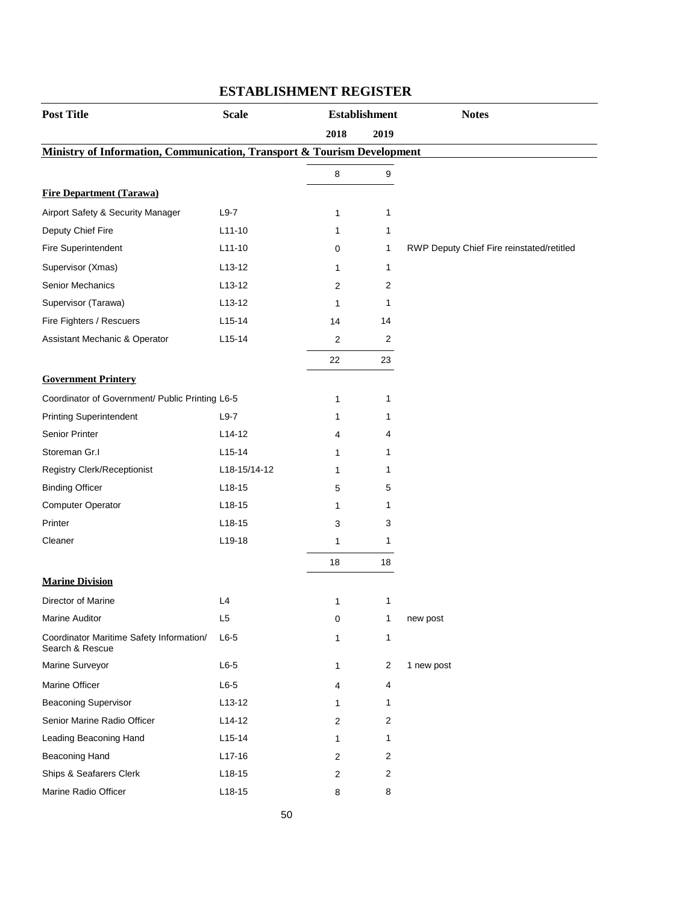# ESTABLISHMENT REGISTER

| Post Title | Scale | Establishment 2018 | Establishment 2019 | Notes |
|---|---|---|---|---|
| **Ministry of Information, Communication, Transport & Tourism Development** | | | | |
| | | 8 | 9 | |
| **Fire Department (Tarawa)** | | | | |
| Airport Safety & Security Manager | L9-7 | 1 | 1 | |
| Deputy Chief Fire | L11-10 | 1 | 1 | |
| Fire Superintendent | L11-10 | 0 | 1 | RWP Deputy Chief Fire reinstated/retitled |
| Supervisor (Xmas) | L13-12 | 1 | 1 | |
| Senior Mechanics | L13-12 | 2 | 2 | |
| Supervisor (Tarawa) | L13-12 | 1 | 1 | |
| Fire Fighters / Rescuers | L15-14 | 14 | 14 | |
| Assistant Mechanic & Operator | L15-14 | 2 | 2 | |
| | | 22 | 23 | |
| **Government Printery** | | | | |
| Coordinator of Government/ Public Printing | L6-5 | 1 | 1 | |
| Printing Superintendent | L9-7 | 1 | 1 | |
| Senior Printer | L14-12 | 4 | 4 | |
| Storeman Gr.I | L15-14 | 1 | 1 | |
| Registry Clerk/Receptionist | L18-15/14-12 | 1 | 1 | |
| Binding Officer | L18-15 | 5 | 5 | |
| Computer Operator | L18-15 | 1 | 1 | |
| Printer | L18-15 | 3 | 3 | |
| Cleaner | L19-18 | 1 | 1 | |
| | | 18 | 18 | |
| **Marine Division** | | | | |
| Director of Marine | L4 | 1 | 1 | |
| Marine Auditor | L5 | 0 | 1 | new post |
| Coordinator Maritime Safety Information/ Search & Rescue | L6-5 | 1 | 1 | |
| Marine Surveyor | L6-5 | 1 | 2 | 1 new post |
| Marine Officer | L6-5 | 4 | 4 | |
| Beaconing Supervisor | L13-12 | 1 | 1 | |
| Senior Marine Radio Officer | L14-12 | 2 | 2 | |
| Leading Beaconing Hand | L15-14 | 1 | 1 | |
| Beaconing Hand | L17-16 | 2 | 2 | |
| Ships & Seafarers Clerk | L18-15 | 2 | 2 | |
| Marine Radio Officer | L18-15 | 8 | 8 | |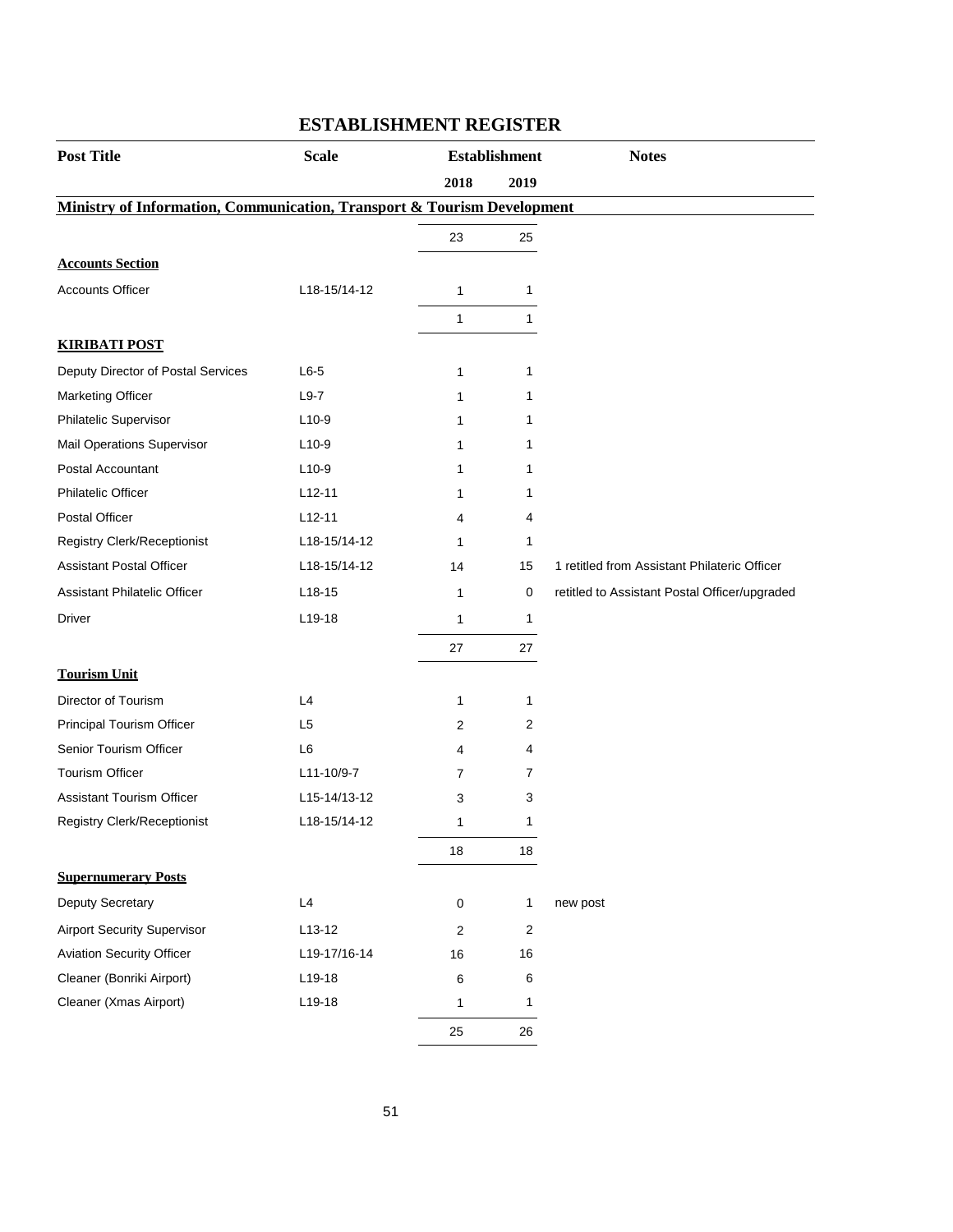# ESTABLISHMENT REGISTER

| Post Title | Scale | Establishment | | Notes |
|---|---|---|---|---|
| | | 2018 | 2019 | |
| **Ministry of Information, Communication, Transport & Tourism Development** | | | | |
| | | 23 | 25 | |
| **Accounts Section** | | | | |
| Accounts Officer | L18-15/14-12 | 1 | 1 | |
| | | 1 | 1 | |
| **KIRIBATI POST** | | | | |
| Deputy Director of Postal Services | L6-5 | 1 | 1 | |
| Marketing Officer | L9-7 | 1 | 1 | |
| Philatelic Supervisor | L10-9 | 1 | 1 | |
| Mail Operations Supervisor | L10-9 | 1 | 1 | |
| Postal Accountant | L10-9 | 1 | 1 | |
| Philatelic Officer | L12-11 | 1 | 1 | |
| Postal Officer | L12-11 | 4 | 4 | |
| Registry Clerk/Receptionist | L18-15/14-12 | 1 | 1 | |
| Assistant Postal Officer | L18-15/14-12 | 14 | 15 | 1 retitled from Assistant Philateric Officer |
| Assistant Philatelic Officer | L18-15 | 1 | 0 | retitled to Assistant Postal Officer/upgraded |
| Driver | L19-18 | 1 | 1 | |
| | | 27 | 27 | |
| **Tourism Unit** | | | | |
| Director of Tourism | L4 | 1 | 1 | |
| Principal Tourism Officer | L5 | 2 | 2 | |
| Senior Tourism Officer | L6 | 4 | 4 | |
| Tourism Officer | L11-10/9-7 | 7 | 7 | |
| Assistant Tourism Officer | L15-14/13-12 | 3 | 3 | |
| Registry Clerk/Receptionist | L18-15/14-12 | 1 | 1 | |
| | | 18 | 18 | |
| **Supernumerary Posts** | | | | |
| Deputy Secretary | L4 | 0 | 1 | new post |
| Airport Security Supervisor | L13-12 | 2 | 2 | |
| Aviation Security Officer | L19-17/16-14 | 16 | 16 | |
| Cleaner (Bonriki Airport) | L19-18 | 6 | 6 | |
| Cleaner (Xmas Airport) | L19-18 | 1 | 1 | |
| | | 25 | 26 | |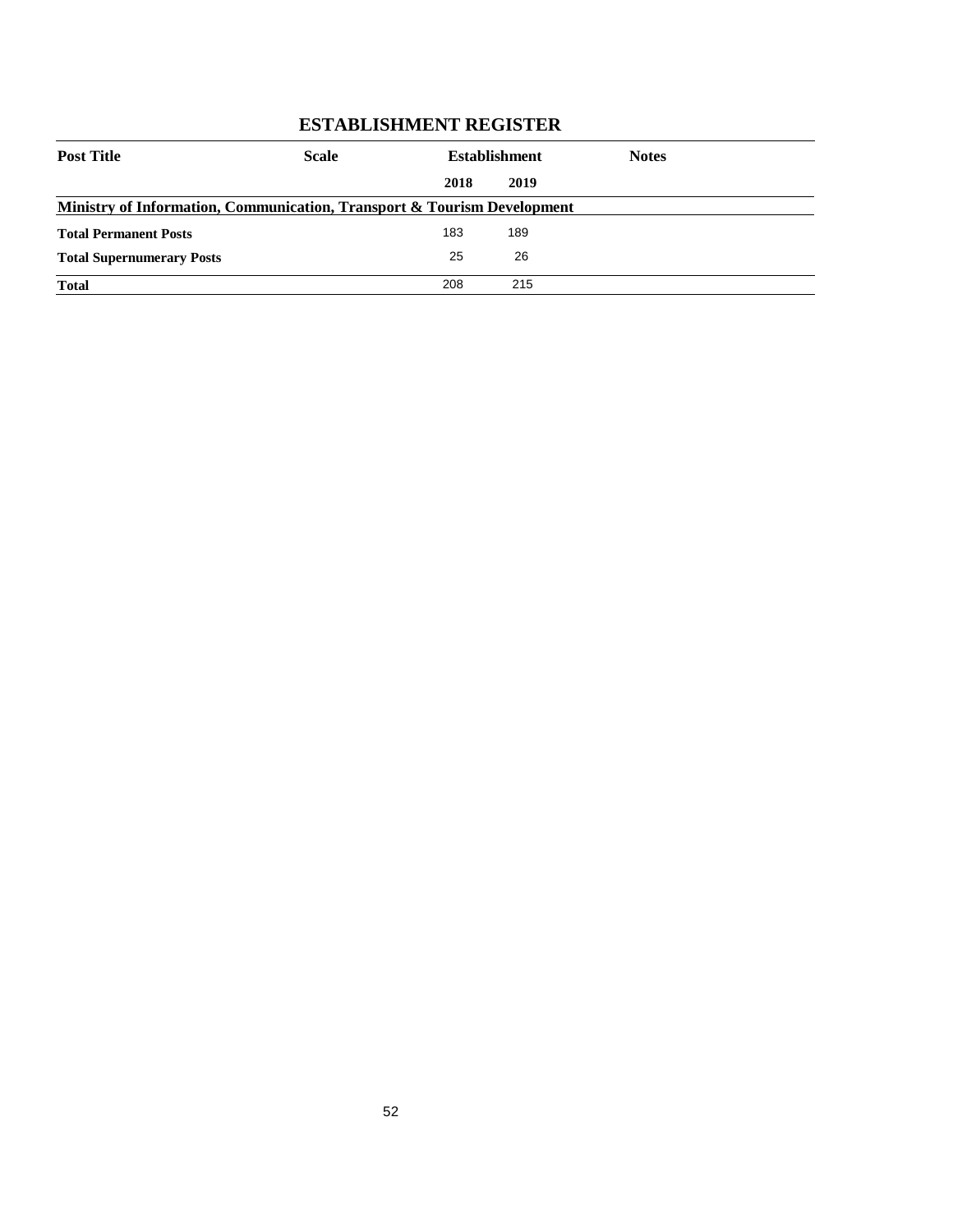## ESTABLISHMENT REGISTER

| Post Title | Scale | Establishment | | Notes |
|---|---|---|---|---|
| | | 2018 | 2019 | |
| **Ministry of Information, Communication, Transport & Tourism Development** | | | | |
| **Total Permanent Posts** | | 183 | 189 | |
| **Total Supernumerary Posts** | | 25 | 26 | |
| **Total** | | 208 | 215 | |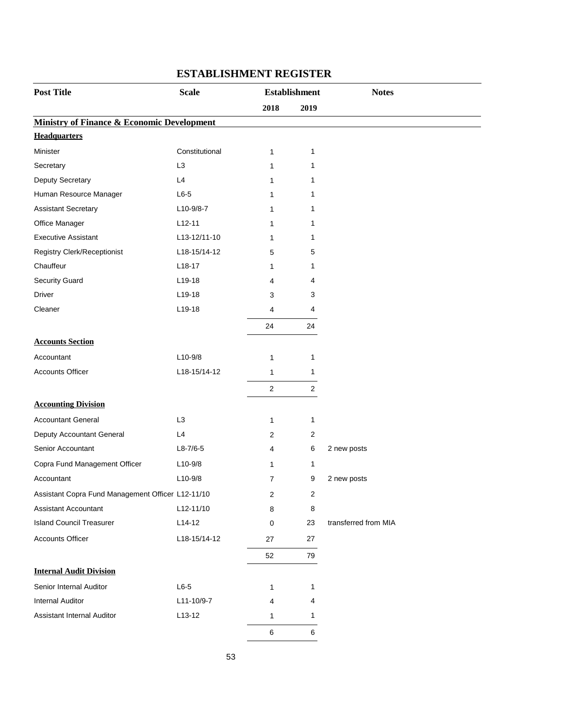# ESTABLISHMENT REGISTER

| Post Title | Scale | Establishment | | Notes |
|---|---|---|---|---|
| | | 2018 | 2019 | |
| **Ministry of Finance & Economic Development** | | | | |
| **Headquarters** | | | | |
| Minister | Constitutional | 1 | 1 | |
| Secretary | L3 | 1 | 1 | |
| Deputy Secretary | L4 | 1 | 1 | |
| Human Resource Manager | L6-5 | 1 | 1 | |
| Assistant Secretary | L10-9/8-7 | 1 | 1 | |
| Office Manager | L12-11 | 1 | 1 | |
| Executive Assistant | L13-12/11-10 | 1 | 1 | |
| Registry Clerk/Receptionist | L18-15/14-12 | 5 | 5 | |
| Chauffeur | L18-17 | 1 | 1 | |
| Security Guard | L19-18 | 4 | 4 | |
| Driver | L19-18 | 3 | 3 | |
| Cleaner | L19-18 | 4 | 4 | |
| | | 24 | 24 | |
| **Accounts Section** | | | | |
| Accountant | L10-9/8 | 1 | 1 | |
| Accounts Officer | L18-15/14-12 | 1 | 1 | |
| | | 2 | 2 | |
| **Accounting Division** | | | | |
| Accountant General | L3 | 1 | 1 | |
| Deputy Accountant General | L4 | 2 | 2 | |
| Senior Accountant | L8-7/6-5 | 4 | 6 | 2 new posts |
| Copra Fund Management Officer | L10-9/8 | 1 | 1 | |
| Accountant | L10-9/8 | 7 | 9 | 2 new posts |
| Assistant Copra Fund Management Officer | L12-11/10 | 2 | 2 | |
| Assistant Accountant | L12-11/10 | 8 | 8 | |
| Island Council Treasurer | L14-12 | 0 | 23 | transferred from MIA |
| Accounts Officer | L18-15/14-12 | 27 | 27 | |
| | | 52 | 79 | |
| **Internal Audit Division** | | | | |
| Senior Internal Auditor | L6-5 | 1 | 1 | |
| Internal Auditor | L11-10/9-7 | 4 | 4 | |
| Assistant Internal Auditor | L13-12 | 1 | 1 | |
| | | 6 | 6 | |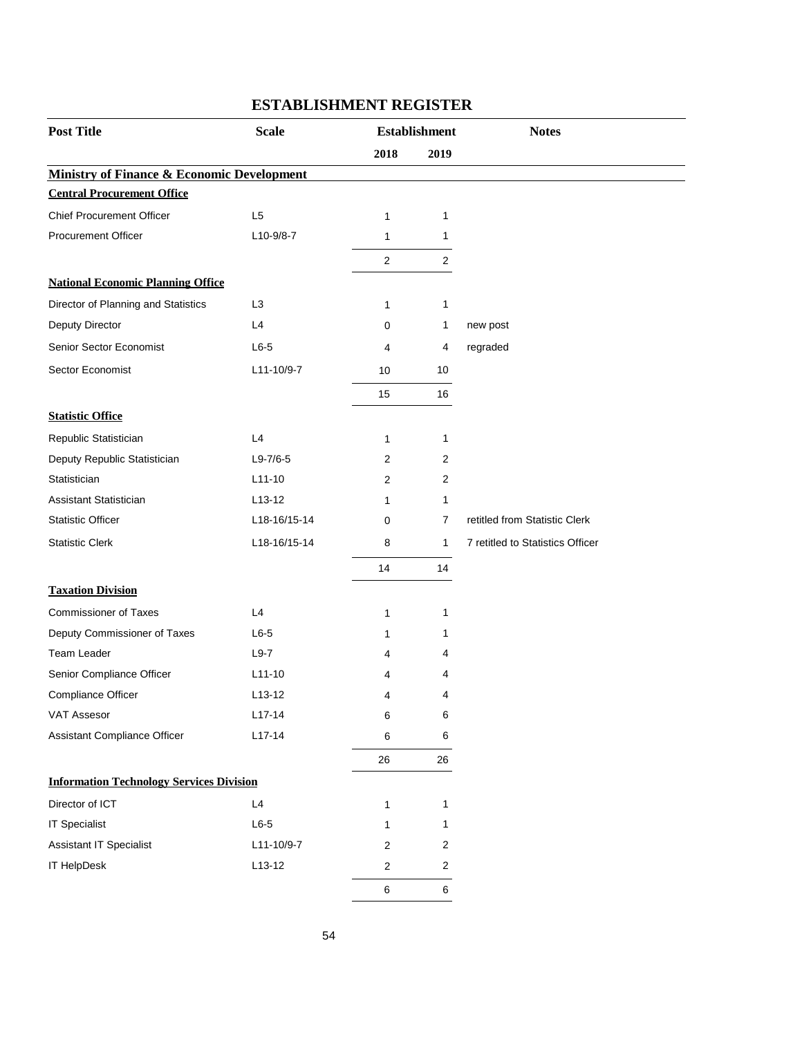# ESTABLISHMENT REGISTER

| Post Title | Scale | Establishment | | Notes |
|---|---|---|---|---|
| | | 2018 | 2019 | |
| **Ministry of Finance & Economic Development** | | | | |
| **Central Procurement Office** | | | | |
| Chief Procurement Officer | L5 | 1 | 1 | |
| Procurement Officer | L10-9/8-7 | 1 | 1 | |
| | | 2 | 2 | |
| **National Economic Planning Office** | | | | |
| Director of Planning and Statistics | L3 | 1 | 1 | |
| Deputy Director | L4 | 0 | 1 | new post |
| Senior Sector Economist | L6-5 | 4 | 4 | regraded |
| Sector Economist | L11-10/9-7 | 10 | 10 | |
| | | 15 | 16 | |
| **Statistic Office** | | | | |
| Republic Statistician | L4 | 1 | 1 | |
| Deputy Republic Statistician | L9-7/6-5 | 2 | 2 | |
| Statistician | L11-10 | 2 | 2 | |
| Assistant Statistician | L13-12 | 1 | 1 | |
| Statistic Officer | L18-16/15-14 | 0 | 7 | retitled from Statistic Clerk |
| Statistic Clerk | L18-16/15-14 | 8 | 1 | 7 retitled to Statistics Officer |
| | | 14 | 14 | |
| **Taxation Division** | | | | |
| Commissioner of Taxes | L4 | 1 | 1 | |
| Deputy Commissioner of Taxes | L6-5 | 1 | 1 | |
| Team Leader | L9-7 | 4 | 4 | |
| Senior Compliance Officer | L11-10 | 4 | 4 | |
| Compliance Officer | L13-12 | 4 | 4 | |
| VAT Assesor | L17-14 | 6 | 6 | |
| Assistant Compliance Officer | L17-14 | 6 | 6 | |
| | | 26 | 26 | |
| **Information Technology Services Division** | | | | |
| Director of ICT | L4 | 1 | 1 | |
| IT Specialist | L6-5 | 1 | 1 | |
| Assistant IT Specialist | L11-10/9-7 | 2 | 2 | |
| IT HelpDesk | L13-12 | 2 | 2 | |
| | | 6 | 6 | |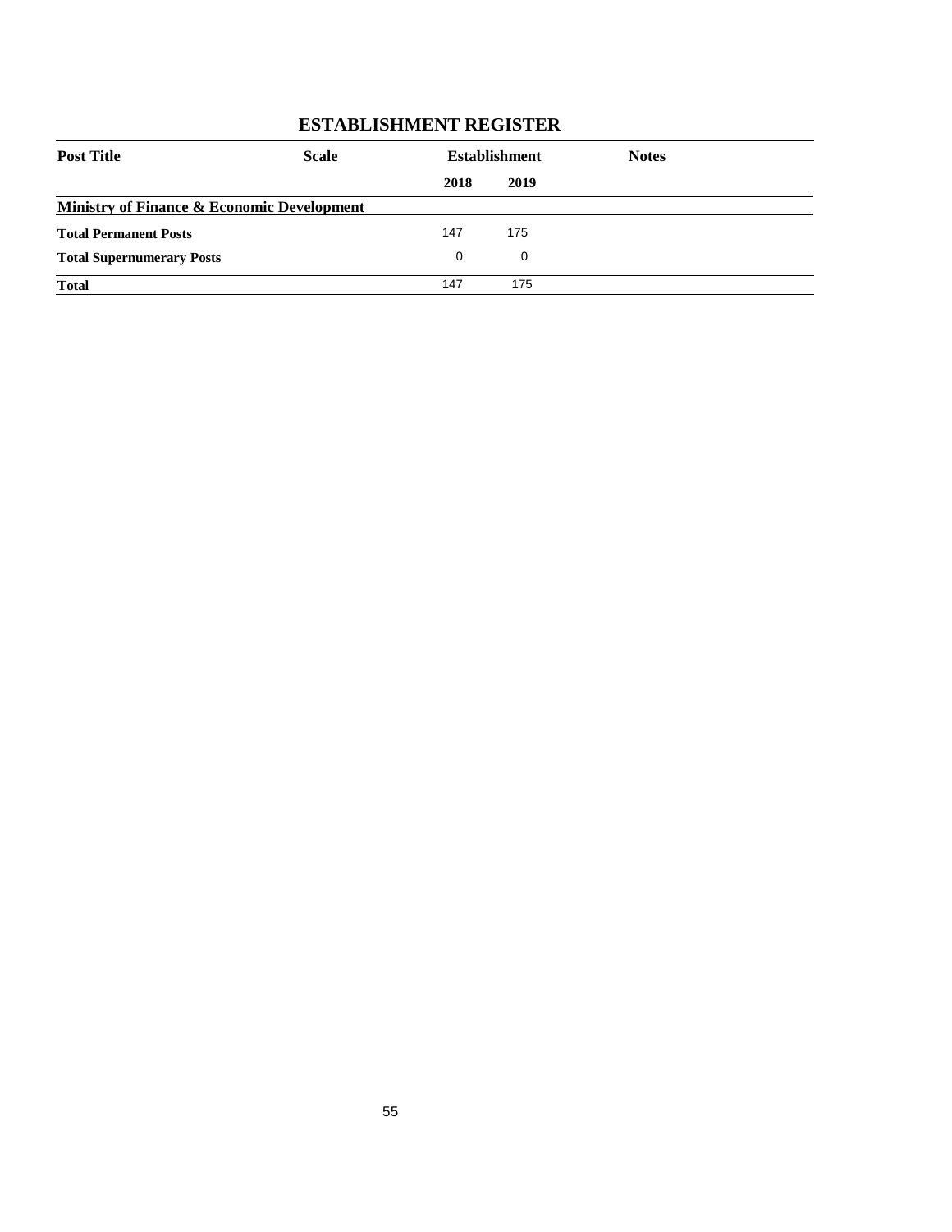## ESTABLISHMENT REGISTER

| Post Title | Scale | Establishment | | Notes |
|---|---|---|---|---|
| | | 2018 | 2019 | |
| **Ministry of Finance & Economic Development** | | | | |
| **Total Permanent Posts** | | 147 | 175 | |
| **Total Supernumerary Posts** | | 0 | 0 | |
| **Total** | | 147 | 175 | |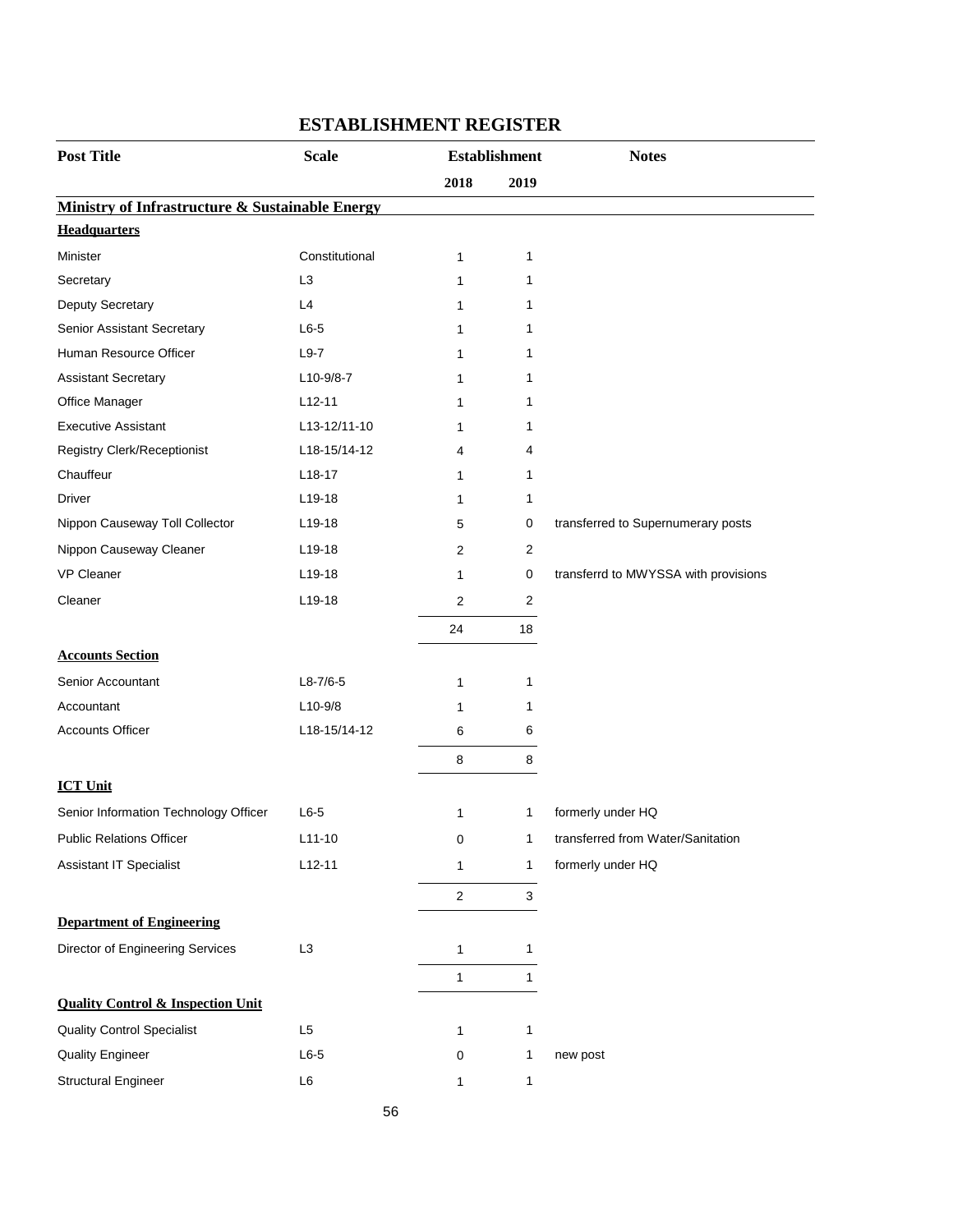## ESTABLISHMENT REGISTER

| Post Title | Scale | Establishment | | Notes |
|---|---|---|---|---|
| | | 2018 | 2019 | |
| **Ministry of Infrastructure & Sustainable Energy** | | | | |
| **Headquarters** | | | | |
| Minister | Constitutional | 1 | 1 | |
| Secretary | L3 | 1 | 1 | |
| Deputy Secretary | L4 | 1 | 1 | |
| Senior Assistant Secretary | L6-5 | 1 | 1 | |
| Human Resource Officer | L9-7 | 1 | 1 | |
| Assistant Secretary | L10-9/8-7 | 1 | 1 | |
| Office Manager | L12-11 | 1 | 1 | |
| Executive Assistant | L13-12/11-10 | 1 | 1 | |
| Registry Clerk/Receptionist | L18-15/14-12 | 4 | 4 | |
| Chauffeur | L18-17 | 1 | 1 | |
| Driver | L19-18 | 1 | 1 | |
| Nippon Causeway Toll Collector | L19-18 | 5 | 0 | transferred to Supernumerary posts |
| Nippon Causeway Cleaner | L19-18 | 2 | 2 | |
| VP Cleaner | L19-18 | 1 | 0 | transferrd to MWYSSA with provisions |
| Cleaner | L19-18 | 2 | 2 | |
| | | 24 | 18 | |
| **Accounts Section** | | | | |
| Senior Accountant | L8-7/6-5 | 1 | 1 | |
| Accountant | L10-9/8 | 1 | 1 | |
| Accounts Officer | L18-15/14-12 | 6 | 6 | |
| | | 8 | 8 | |
| **ICT Unit** | | | | |
| Senior Information Technology Officer | L6-5 | 1 | 1 | formerly under HQ |
| Public Relations Officer | L11-10 | 0 | 1 | transferred from Water/Sanitation |
| Assistant IT Specialist | L12-11 | 1 | 1 | formerly under HQ |
| | | 2 | 3 | |
| **Department of Engineering** | | | | |
| Director of Engineering Services | L3 | 1 | 1 | |
| | | 1 | 1 | |
| **Quality Control & Inspection Unit** | | | | |
| Quality Control Specialist | L5 | 1 | 1 | |
| Quality Engineer | L6-5 | 0 | 1 | new post |
| Structural Engineer | L6 | 1 | 1 | |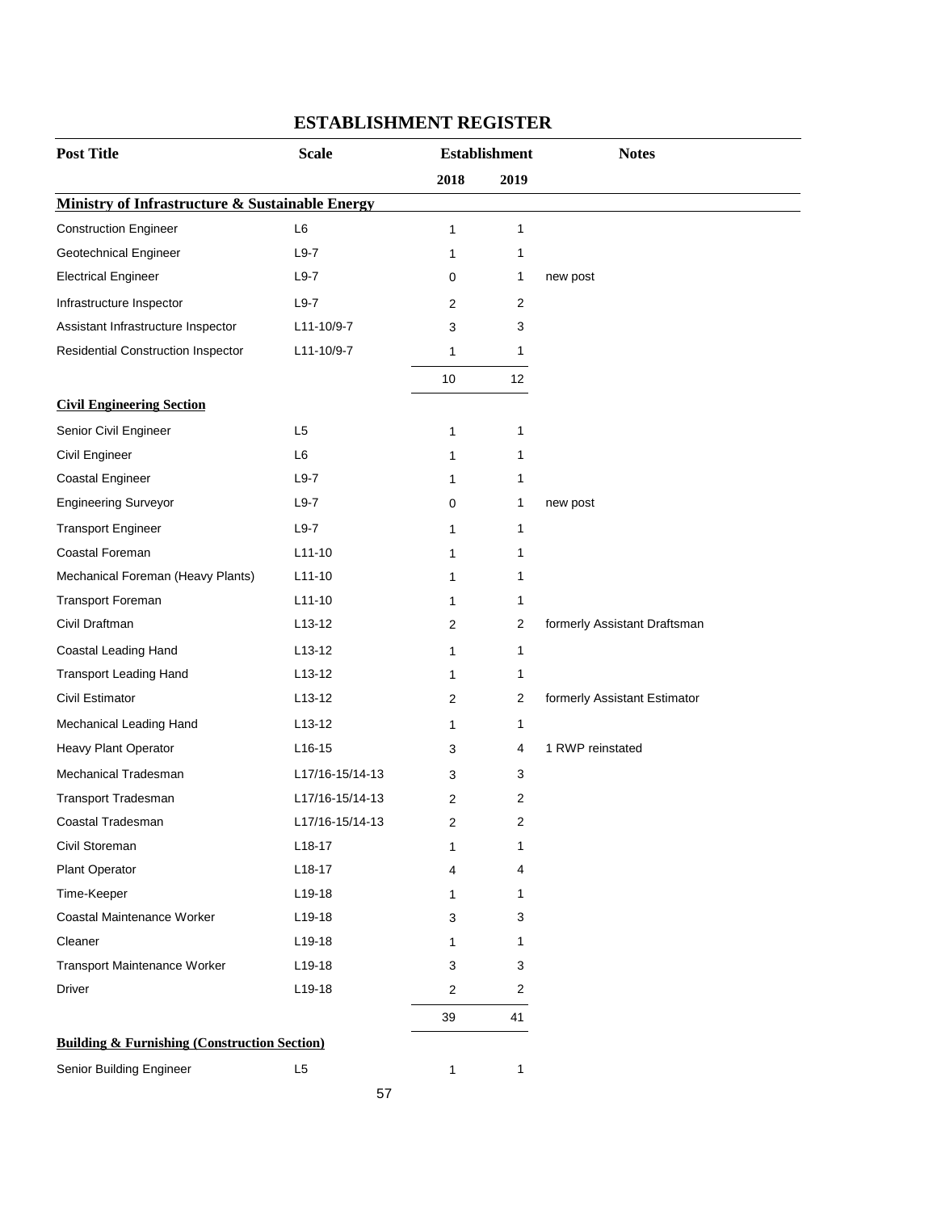# ESTABLISHMENT REGISTER

| Post Title | Scale | Establishment | | Notes |
|---|---|---|---|---|
| | | 2018 | 2019 | |
| **Ministry of Infrastructure & Sustainable Energy** | | | | |
| Construction Engineer | L6 | 1 | 1 | |
| Geotechnical Engineer | L9-7 | 1 | 1 | |
| Electrical Engineer | L9-7 | 0 | 1 | new post |
| Infrastructure Inspector | L9-7 | 2 | 2 | |
| Assistant Infrastructure Inspector | L11-10/9-7 | 3 | 3 | |
| Residential Construction Inspector | L11-10/9-7 | 1 | 1 | |
| | | 10 | 12 | |
| **Civil Engineering Section** | | | | |
| Senior Civil Engineer | L5 | 1 | 1 | |
| Civil Engineer | L6 | 1 | 1 | |
| Coastal Engineer | L9-7 | 1 | 1 | |
| Engineering Surveyor | L9-7 | 0 | 1 | new post |
| Transport Engineer | L9-7 | 1 | 1 | |
| Coastal Foreman | L11-10 | 1 | 1 | |
| Mechanical Foreman (Heavy Plants) | L11-10 | 1 | 1 | |
| Transport Foreman | L11-10 | 1 | 1 | |
| Civil Draftman | L13-12 | 2 | 2 | formerly Assistant Draftsman |
| Coastal Leading Hand | L13-12 | 1 | 1 | |
| Transport Leading Hand | L13-12 | 1 | 1 | |
| Civil Estimator | L13-12 | 2 | 2 | formerly Assistant Estimator |
| Mechanical Leading Hand | L13-12 | 1 | 1 | |
| Heavy Plant Operator | L16-15 | 3 | 4 | 1 RWP reinstated |
| Mechanical Tradesman | L17/16-15/14-13 | 3 | 3 | |
| Transport Tradesman | L17/16-15/14-13 | 2 | 2 | |
| Coastal Tradesman | L17/16-15/14-13 | 2 | 2 | |
| Civil Storeman | L18-17 | 1 | 1 | |
| Plant Operator | L18-17 | 4 | 4 | |
| Time-Keeper | L19-18 | 1 | 1 | |
| Coastal Maintenance Worker | L19-18 | 3 | 3 | |
| Cleaner | L19-18 | 1 | 1 | |
| Transport Maintenance Worker | L19-18 | 3 | 3 | |
| Driver | L19-18 | 2 | 2 | |
| | | 39 | 41 | |
| **Building & Furnishing (Construction Section)** | | | | |
| Senior Building Engineer | L5 | 1 | 1 | |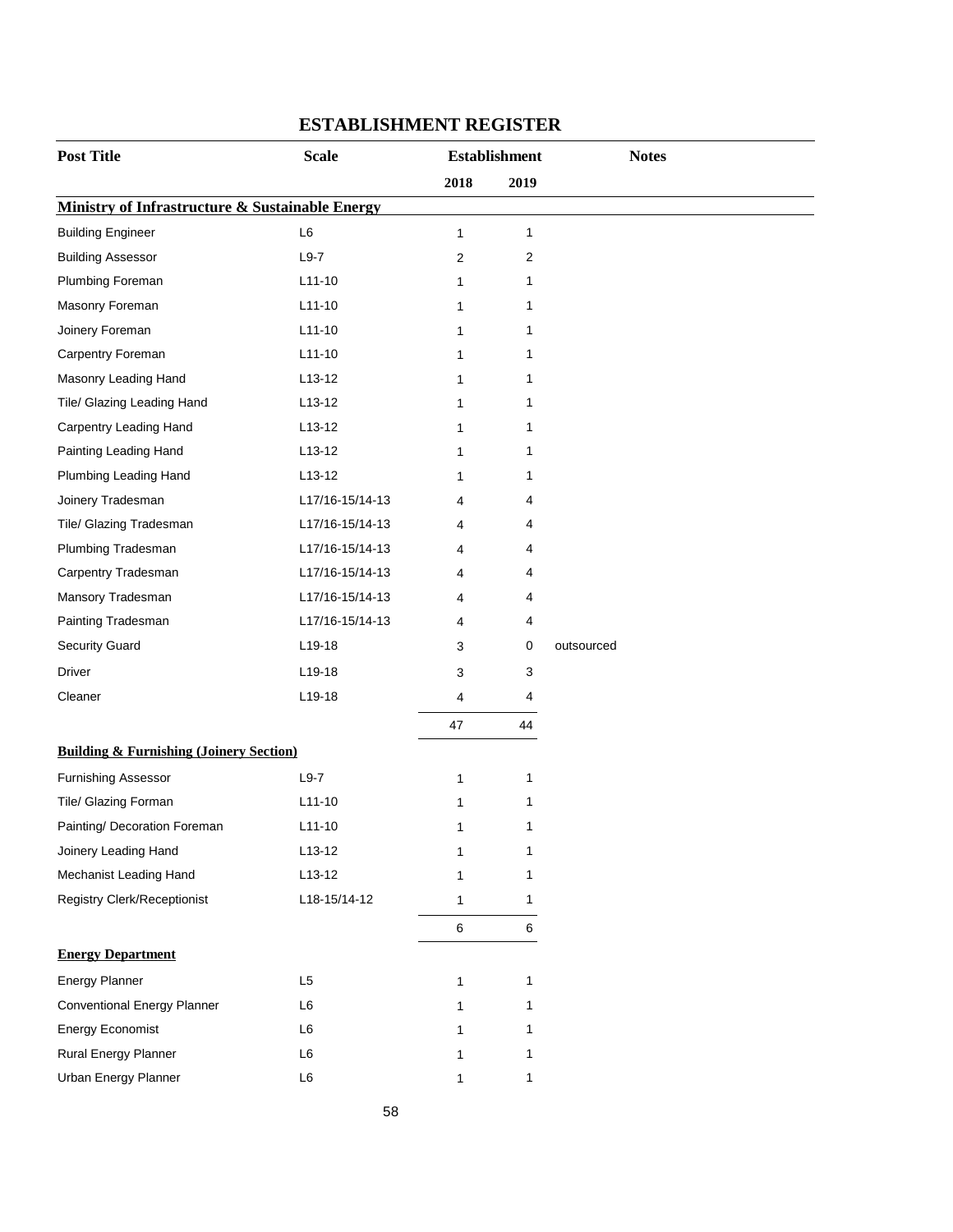# ESTABLISHMENT REGISTER

| Post Title | Scale | Establishment | | Notes |
|---|---|---|---|---|
| | | 2018 | 2019 | |
| **Ministry of Infrastructure & Sustainable Energy** | | | | |
| Building Engineer | L6 | 1 | 1 | |
| Building Assessor | L9-7 | 2 | 2 | |
| Plumbing Foreman | L11-10 | 1 | 1 | |
| Masonry Foreman | L11-10 | 1 | 1 | |
| Joinery Foreman | L11-10 | 1 | 1 | |
| Carpentry Foreman | L11-10 | 1 | 1 | |
| Masonry Leading Hand | L13-12 | 1 | 1 | |
| Tile/ Glazing Leading Hand | L13-12 | 1 | 1 | |
| Carpentry Leading Hand | L13-12 | 1 | 1 | |
| Painting Leading Hand | L13-12 | 1 | 1 | |
| Plumbing Leading Hand | L13-12 | 1 | 1 | |
| Joinery Tradesman | L17/16-15/14-13 | 4 | 4 | |
| Tile/ Glazing Tradesman | L17/16-15/14-13 | 4 | 4 | |
| Plumbing Tradesman | L17/16-15/14-13 | 4 | 4 | |
| Carpentry Tradesman | L17/16-15/14-13 | 4 | 4 | |
| Mansory Tradesman | L17/16-15/14-13 | 4 | 4 | |
| Painting Tradesman | L17/16-15/14-13 | 4 | 4 | |
| Security Guard | L19-18 | 3 | 0 | outsourced |
| Driver | L19-18 | 3 | 3 | |
| Cleaner | L19-18 | 4 | 4 | |
| | | 47 | 44 | |
| **Building & Furnishing (Joinery Section)** | | | | |
| Furnishing Assessor | L9-7 | 1 | 1 | |
| Tile/ Glazing Forman | L11-10 | 1 | 1 | |
| Painting/ Decoration Foreman | L11-10 | 1 | 1 | |
| Joinery Leading Hand | L13-12 | 1 | 1 | |
| Mechanist Leading Hand | L13-12 | 1 | 1 | |
| Registry Clerk/Receptionist | L18-15/14-12 | 1 | 1 | |
| | | 6 | 6 | |
| **Energy Department** | | | | |
| Energy Planner | L5 | 1 | 1 | |
| Conventional Energy Planner | L6 | 1 | 1 | |
| Energy Economist | L6 | 1 | 1 | |
| Rural Energy Planner | L6 | 1 | 1 | |
| Urban Energy Planner | L6 | 1 | 1 | |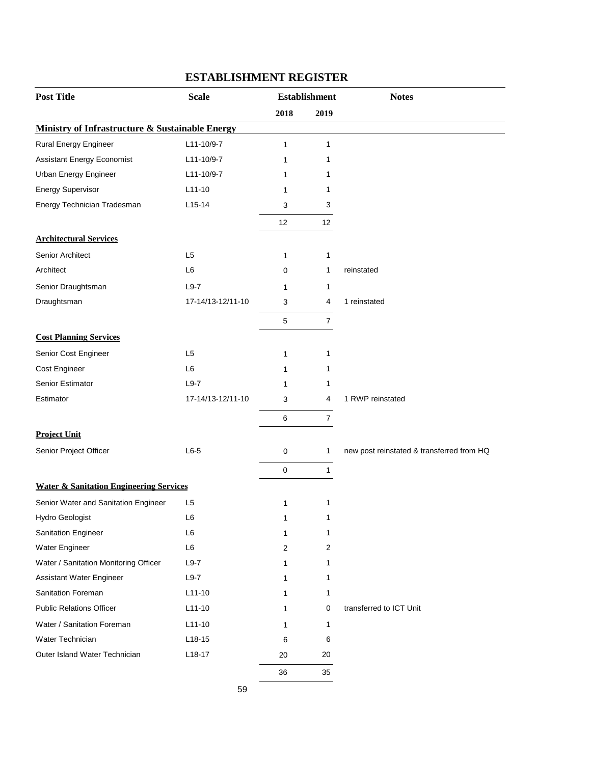## ESTABLISHMENT REGISTER

| Post Title | Scale | Establishment | | Notes |
|---|---|---|---|---|
| | | 2018 | 2019 | |
| **Ministry of Infrastructure & Sustainable Energy** | | | | |
| Rural Energy Engineer | L11-10/9-7 | 1 | 1 | |
| Assistant Energy Economist | L11-10/9-7 | 1 | 1 | |
| Urban Energy Engineer | L11-10/9-7 | 1 | 1 | |
| Energy Supervisor | L11-10 | 1 | 1 | |
| Energy Technician Tradesman | L15-14 | 3 | 3 | |
| | | 12 | 12 | |
| **Architectural Services** | | | | |
| Senior Architect | L5 | 1 | 1 | |
| Architect | L6 | 0 | 1 | reinstated |
| Senior Draughtsman | L9-7 | 1 | 1 | |
| Draughtsman | 17-14/13-12/11-10 | 3 | 4 | 1 reinstated |
| | | 5 | 7 | |
| **Cost Planning Services** | | | | |
| Senior Cost Engineer | L5 | 1 | 1 | |
| Cost Engineer | L6 | 1 | 1 | |
| Senior Estimator | L9-7 | 1 | 1 | |
| Estimator | 17-14/13-12/11-10 | 3 | 4 | 1 RWP reinstated |
| | | 6 | 7 | |
| **Project Unit** | | | | |
| Senior Project Officer | L6-5 | 0 | 1 | new post reinstated & transferred from HQ |
| | | 0 | 1 | |
| **Water & Sanitation Engineering Services** | | | | |
| Senior Water and Sanitation Engineer | L5 | 1 | 1 | |
| Hydro Geologist | L6 | 1 | 1 | |
| Sanitation Engineer | L6 | 1 | 1 | |
| Water Engineer | L6 | 2 | 2 | |
| Water / Sanitation Monitoring Officer | L9-7 | 1 | 1 | |
| Assistant Water Engineer | L9-7 | 1 | 1 | |
| Sanitation Foreman | L11-10 | 1 | 1 | |
| Public Relations Officer | L11-10 | 1 | 0 | transferred to ICT Unit |
| Water / Sanitation Foreman | L11-10 | 1 | 1 | |
| Water Technician | L18-15 | 6 | 6 | |
| Outer Island Water Technician | L18-17 | 20 | 20 | |
| | | 36 | 35 | |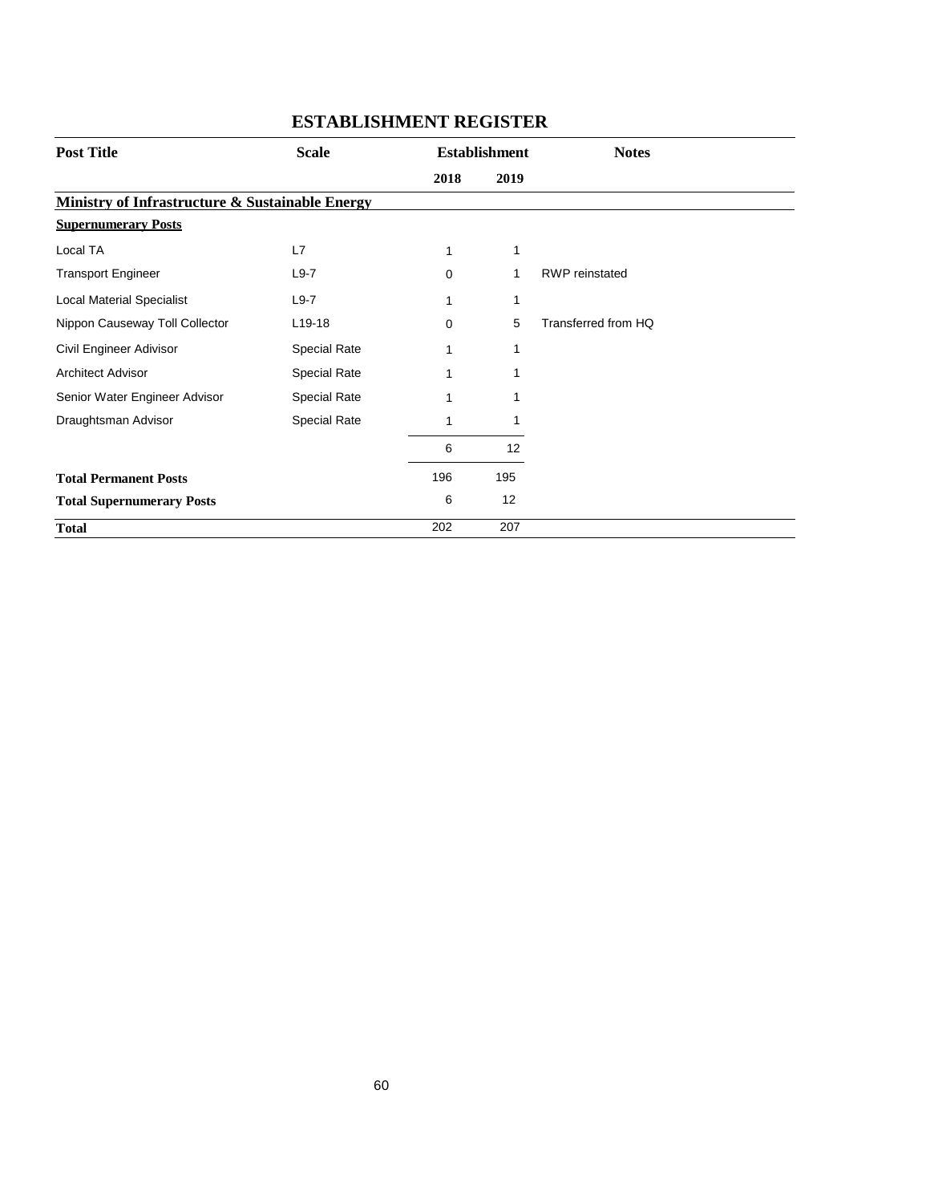# ESTABLISHMENT REGISTER

| Post Title | Scale | Establishment | | Notes |
|---|---|---|---|---|
| | | 2018 | 2019 | |
| **Ministry of Infrastructure & Sustainable Energy** | | | | |
| **Supernumerary Posts** | | | | |
| Local TA | L7 | 1 | 1 | |
| Transport Engineer | L9-7 | 0 | 1 | RWP reinstated |
| Local Material Specialist | L9-7 | 1 | 1 | |
| Nippon Causeway Toll Collector | L19-18 | 0 | 5 | Transferred from HQ |
| Civil Engineer Adivisor | Special Rate | 1 | 1 | |
| Architect Advisor | Special Rate | 1 | 1 | |
| Senior Water Engineer Advisor | Special Rate | 1 | 1 | |
| Draughtsman Advisor | Special Rate | 1 | 1 | |
| | | 6 | 12 | |
| **Total Permanent Posts** | | 196 | 195 | |
| **Total Supernumerary Posts** | | 6 | 12 | |
| **Total** | | 202 | 207 | |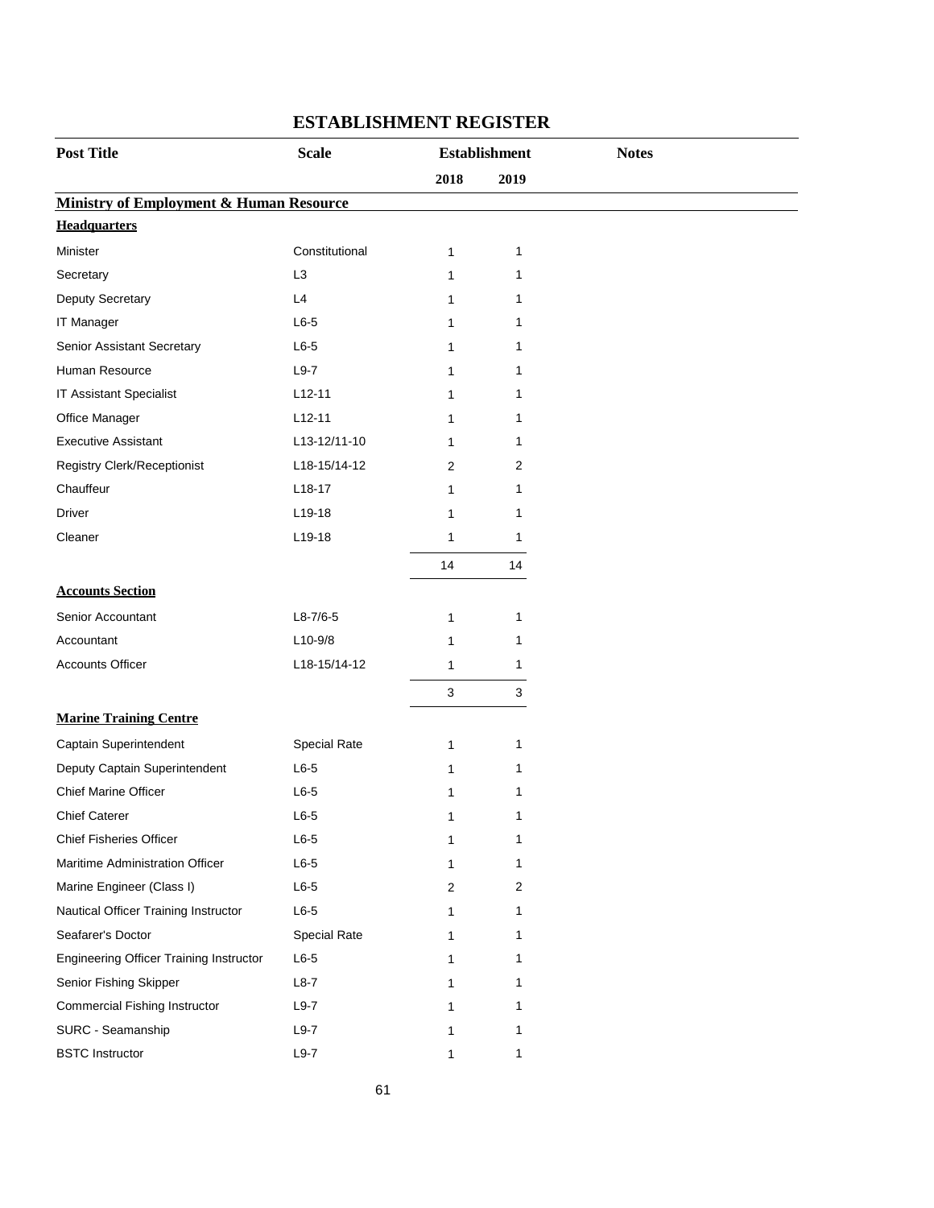# ESTABLISHMENT REGISTER

| Post Title | Scale | Establishment | | Notes |
|---|---|---|---|---|
| | | 2018 | 2019 | |
| **Ministry of Employment & Human Resource** | | | | |
| **Headquarters** | | | | |
| Minister | Constitutional | 1 | 1 | |
| Secretary | L3 | 1 | 1 | |
| Deputy Secretary | L4 | 1 | 1 | |
| IT Manager | L6-5 | 1 | 1 | |
| Senior Assistant Secretary | L6-5 | 1 | 1 | |
| Human Resource | L9-7 | 1 | 1 | |
| IT Assistant Specialist | L12-11 | 1 | 1 | |
| Office Manager | L12-11 | 1 | 1 | |
| Executive Assistant | L13-12/11-10 | 1 | 1 | |
| Registry Clerk/Receptionist | L18-15/14-12 | 2 | 2 | |
| Chauffeur | L18-17 | 1 | 1 | |
| Driver | L19-18 | 1 | 1 | |
| Cleaner | L19-18 | 1 | 1 | |
| | | 14 | 14 | |
| **Accounts Section** | | | | |
| Senior Accountant | L8-7/6-5 | 1 | 1 | |
| Accountant | L10-9/8 | 1 | 1 | |
| Accounts Officer | L18-15/14-12 | 1 | 1 | |
| | | 3 | 3 | |
| **Marine Training Centre** | | | | |
| Captain Superintendent | Special Rate | 1 | 1 | |
| Deputy Captain Superintendent | L6-5 | 1 | 1 | |
| Chief Marine Officer | L6-5 | 1 | 1 | |
| Chief Caterer | L6-5 | 1 | 1 | |
| Chief Fisheries Officer | L6-5 | 1 | 1 | |
| Maritime Administration Officer | L6-5 | 1 | 1 | |
| Marine Engineer (Class I) | L6-5 | 2 | 2 | |
| Nautical Officer Training Instructor | L6-5 | 1 | 1 | |
| Seafarer's Doctor | Special Rate | 1 | 1 | |
| Engineering Officer Training Instructor | L6-5 | 1 | 1 | |
| Senior Fishing Skipper | L8-7 | 1 | 1 | |
| Commercial Fishing Instructor | L9-7 | 1 | 1 | |
| SURC - Seamanship | L9-7 | 1 | 1 | |
| BSTC Instructor | L9-7 | 1 | 1 | |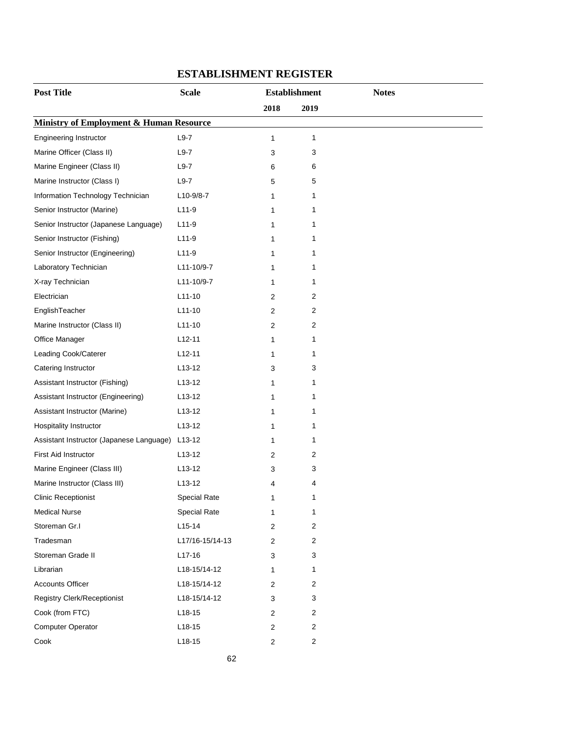# ESTABLISHMENT REGISTER

| Post Title | Scale | Establishment | | Notes |
|---|---|---|---|---|
| | | 2018 | 2019 | |
| **Ministry of Employment & Human Resource** | | | | |
| Engineering Instructor | L9-7 | 1 | 1 | |
| Marine Officer (Class II) | L9-7 | 3 | 3 | |
| Marine Engineer (Class II) | L9-7 | 6 | 6 | |
| Marine Instructor (Class I) | L9-7 | 5 | 5 | |
| Information Technology Technician | L10-9/8-7 | 1 | 1 | |
| Senior Instructor (Marine) | L11-9 | 1 | 1 | |
| Senior Instructor (Japanese Language) | L11-9 | 1 | 1 | |
| Senior Instructor (Fishing) | L11-9 | 1 | 1 | |
| Senior Instructor (Engineering) | L11-9 | 1 | 1 | |
| Laboratory Technician | L11-10/9-7 | 1 | 1 | |
| X-ray Technician | L11-10/9-7 | 1 | 1 | |
| Electrician | L11-10 | 2 | 2 | |
| EnglishTeacher | L11-10 | 2 | 2 | |
| Marine Instructor (Class II) | L11-10 | 2 | 2 | |
| Office Manager | L12-11 | 1 | 1 | |
| Leading Cook/Caterer | L12-11 | 1 | 1 | |
| Catering Instructor | L13-12 | 3 | 3 | |
| Assistant Instructor (Fishing) | L13-12 | 1 | 1 | |
| Assistant Instructor (Engineering) | L13-12 | 1 | 1 | |
| Assistant Instructor (Marine) | L13-12 | 1 | 1 | |
| Hospitality Instructor | L13-12 | 1 | 1 | |
| Assistant Instructor (Japanese Language) | L13-12 | 1 | 1 | |
| First Aid Instructor | L13-12 | 2 | 2 | |
| Marine Engineer (Class III) | L13-12 | 3 | 3 | |
| Marine Instructor (Class III) | L13-12 | 4 | 4 | |
| Clinic Receptionist | Special Rate | 1 | 1 | |
| Medical Nurse | Special Rate | 1 | 1 | |
| Storeman Gr.I | L15-14 | 2 | 2 | |
| Tradesman | L17/16-15/14-13 | 2 | 2 | |
| Storeman Grade II | L17-16 | 3 | 3 | |
| Librarian | L18-15/14-12 | 1 | 1 | |
| Accounts Officer | L18-15/14-12 | 2 | 2 | |
| Registry Clerk/Receptionist | L18-15/14-12 | 3 | 3 | |
| Cook (from FTC) | L18-15 | 2 | 2 | |
| Computer Operator | L18-15 | 2 | 2 | |
| Cook | L18-15 | 2 | 2 | |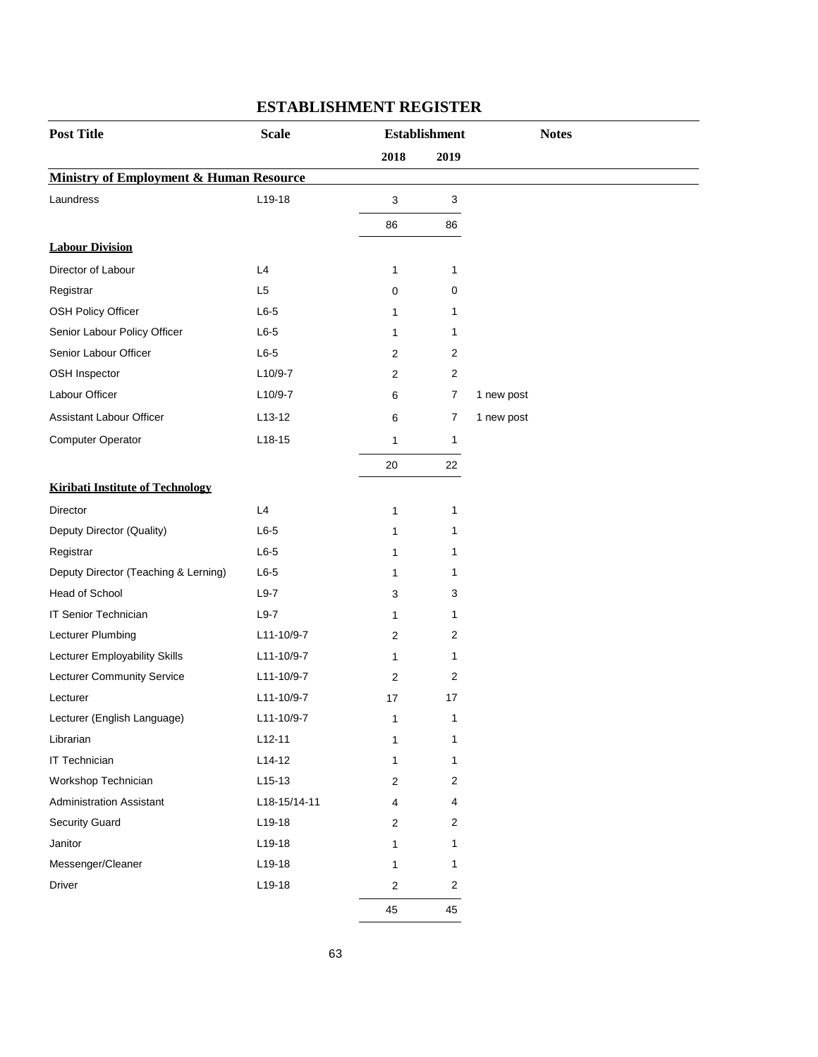# ESTABLISHMENT REGISTER

| Post Title | Scale | Establishment | | Notes |
|---|---|---|---|---|
| | | 2018 | 2019 | |
| **Ministry of Employment & Human Resource** | | | | |
| Laundress | L19-18 | 3 | 3 | |
| | | 86 | 86 | |
| **Labour Division** | | | | |
| Director of Labour | L4 | 1 | 1 | |
| Registrar | L5 | 0 | 0 | |
| OSH Policy Officer | L6-5 | 1 | 1 | |
| Senior Labour Policy Officer | L6-5 | 1 | 1 | |
| Senior Labour Officer | L6-5 | 2 | 2 | |
| OSH Inspector | L10/9-7 | 2 | 2 | |
| Labour Officer | L10/9-7 | 6 | 7 | 1 new post |
| Assistant Labour Officer | L13-12 | 6 | 7 | 1 new post |
| Computer Operator | L18-15 | 1 | 1 | |
| | | 20 | 22 | |
| **Kiribati Institute of Technology** | | | | |
| Director | L4 | 1 | 1 | |
| Deputy Director (Quality) | L6-5 | 1 | 1 | |
| Registrar | L6-5 | 1 | 1 | |
| Deputy Director (Teaching & Lerning) | L6-5 | 1 | 1 | |
| Head of School | L9-7 | 3 | 3 | |
| IT Senior Technician | L9-7 | 1 | 1 | |
| Lecturer Plumbing | L11-10/9-7 | 2 | 2 | |
| Lecturer Employability Skills | L11-10/9-7 | 1 | 1 | |
| Lecturer Community Service | L11-10/9-7 | 2 | 2 | |
| Lecturer | L11-10/9-7 | 17 | 17 | |
| Lecturer (English Language) | L11-10/9-7 | 1 | 1 | |
| Librarian | L12-11 | 1 | 1 | |
| IT Technician | L14-12 | 1 | 1 | |
| Workshop Technician | L15-13 | 2 | 2 | |
| Administration Assistant | L18-15/14-11 | 4 | 4 | |
| Security Guard | L19-18 | 2 | 2 | |
| Janitor | L19-18 | 1 | 1 | |
| Messenger/Cleaner | L19-18 | 1 | 1 | |
| Driver | L19-18 | 2 | 2 | |
| | | 45 | 45 | |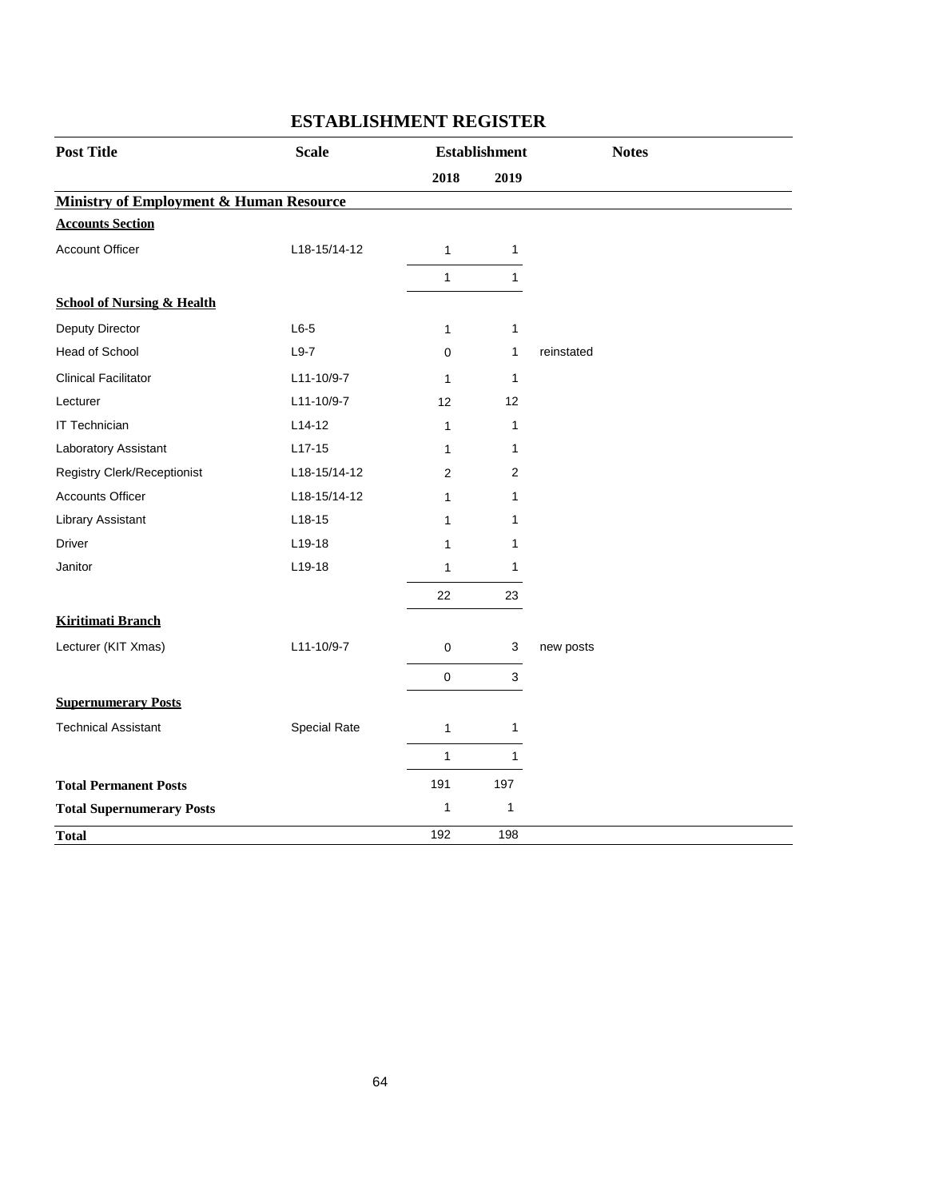# ESTABLISHMENT REGISTER

| Post Title | Scale | Establishment | | Notes |
|---|---|---|---|---|
| | | 2018 | 2019 | |
| **Ministry of Employment & Human Resource** | | | | |
| **Accounts Section** | | | | |
| Account Officer | L18-15/14-12 | 1 | 1 | |
| | | 1 | 1 | |
| **School of Nursing & Health** | | | | |
| Deputy Director | L6-5 | 1 | 1 | |
| Head of School | L9-7 | 0 | 1 | reinstated |
| Clinical Facilitator | L11-10/9-7 | 1 | 1 | |
| Lecturer | L11-10/9-7 | 12 | 12 | |
| IT Technician | L14-12 | 1 | 1 | |
| Laboratory Assistant | L17-15 | 1 | 1 | |
| Registry Clerk/Receptionist | L18-15/14-12 | 2 | 2 | |
| Accounts Officer | L18-15/14-12 | 1 | 1 | |
| Library Assistant | L18-15 | 1 | 1 | |
| Driver | L19-18 | 1 | 1 | |
| Janitor | L19-18 | 1 | 1 | |
| | | 22 | 23 | |
| **Kiritimati Branch** | | | | |
| Lecturer (KIT Xmas) | L11-10/9-7 | 0 | 3 | new posts |
| | | 0 | 3 | |
| **Supernumerary Posts** | | | | |
| Technical Assistant | Special Rate | 1 | 1 | |
| | | 1 | 1 | |
| **Total Permanent Posts** | | 191 | 197 | |
| **Total Supernumerary Posts** | | 1 | 1 | |
| **Total** | | 192 | 198 | |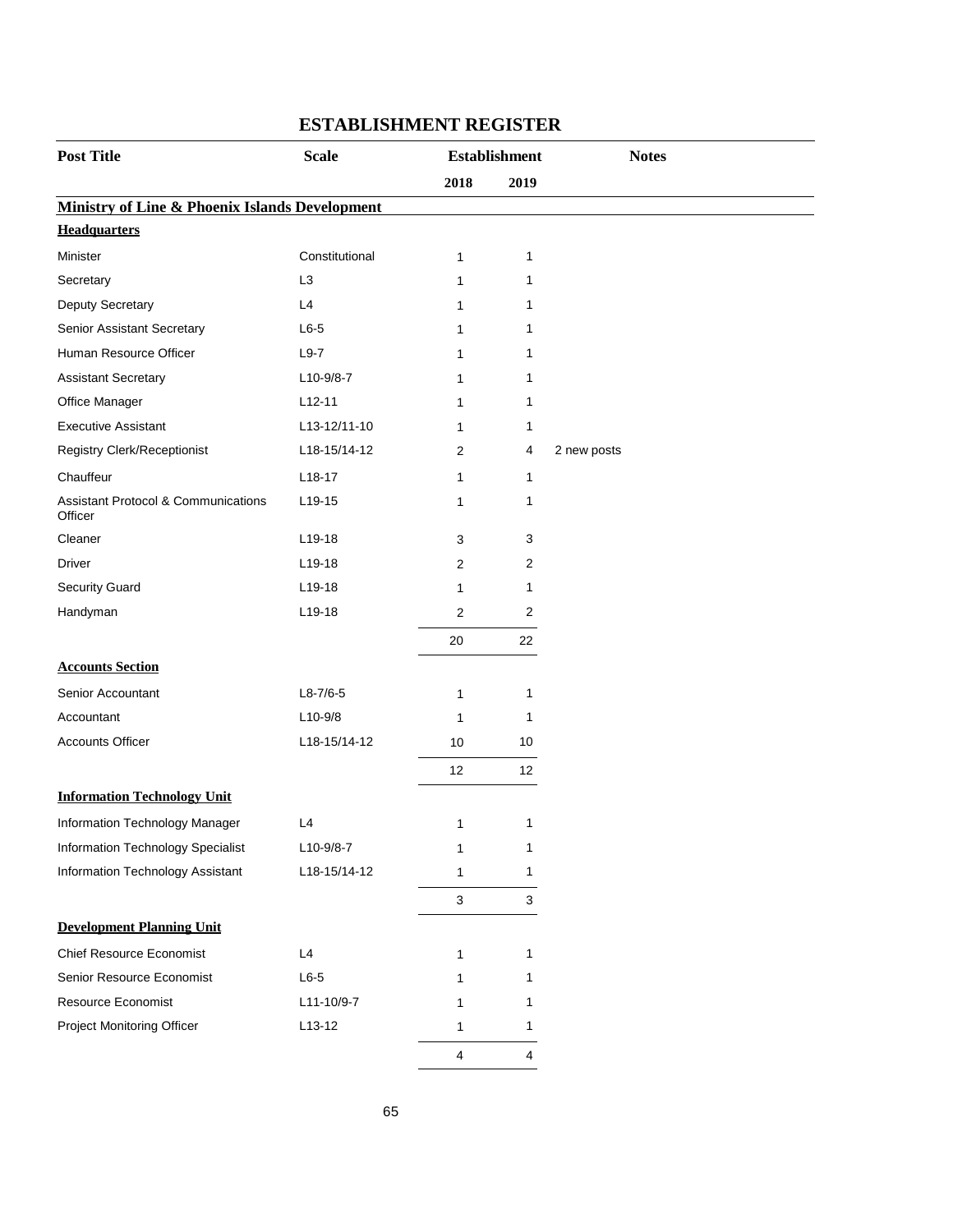# ESTABLISHMENT REGISTER

| Post Title | Scale | Establishment | | Notes |
|---|---|---|---|---|
| | | 2018 | 2019 | |
| **Ministry of Line & Phoenix Islands Development** | | | | |
| **Headquarters** | | | | |
| Minister | Constitutional | 1 | 1 | |
| Secretary | L3 | 1 | 1 | |
| Deputy Secretary | L4 | 1 | 1 | |
| Senior Assistant Secretary | L6-5 | 1 | 1 | |
| Human Resource Officer | L9-7 | 1 | 1 | |
| Assistant Secretary | L10-9/8-7 | 1 | 1 | |
| Office Manager | L12-11 | 1 | 1 | |
| Executive Assistant | L13-12/11-10 | 1 | 1 | |
| Registry Clerk/Receptionist | L18-15/14-12 | 2 | 4 | 2 new posts |
| Chauffeur | L18-17 | 1 | 1 | |
| Assistant Protocol & Communications Officer | L19-15 | 1 | 1 | |
| Cleaner | L19-18 | 3 | 3 | |
| Driver | L19-18 | 2 | 2 | |
| Security Guard | L19-18 | 1 | 1 | |
| Handyman | L19-18 | 2 | 2 | |
| | | 20 | 22 | |
| **Accounts Section** | | | | |
| Senior Accountant | L8-7/6-5 | 1 | 1 | |
| Accountant | L10-9/8 | 1 | 1 | |
| Accounts Officer | L18-15/14-12 | 10 | 10 | |
| | | 12 | 12 | |
| **Information Technology Unit** | | | | |
| Information Technology Manager | L4 | 1 | 1 | |
| Information Technology Specialist | L10-9/8-7 | 1 | 1 | |
| Information Technology Assistant | L18-15/14-12 | 1 | 1 | |
| | | 3 | 3 | |
| **Development Planning Unit** | | | | |
| Chief Resource Economist | L4 | 1 | 1 | |
| Senior Resource Economist | L6-5 | 1 | 1 | |
| Resource Economist | L11-10/9-7 | 1 | 1 | |
| Project Monitoring Officer | L13-12 | 1 | 1 | |
| | | 4 | 4 | |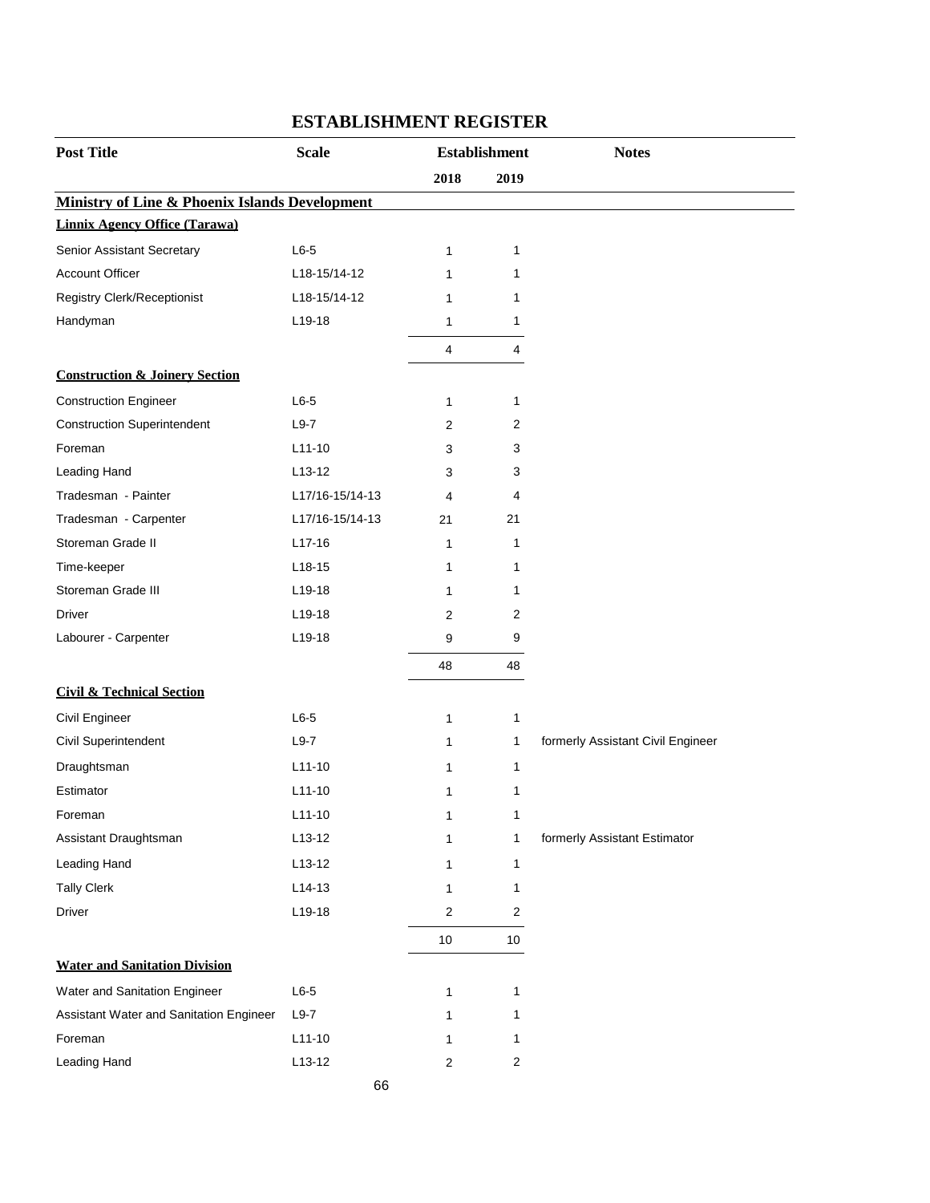# ESTABLISHMENT REGISTER

| Post Title | Scale | Establishment | | Notes |
|---|---|---|---|---|
| | | 2018 | 2019 | |
| **Ministry of Line & Phoenix Islands Development** | | | | |
| **Linnix Agency Office (Tarawa)** | | | | |
| Senior Assistant Secretary | L6-5 | 1 | 1 | |
| Account Officer | L18-15/14-12 | 1 | 1 | |
| Registry Clerk/Receptionist | L18-15/14-12 | 1 | 1 | |
| Handyman | L19-18 | 1 | 1 | |
| | | 4 | 4 | |
| **Construction & Joinery Section** | | | | |
| Construction Engineer | L6-5 | 1 | 1 | |
| Construction Superintendent | L9-7 | 2 | 2 | |
| Foreman | L11-10 | 3 | 3 | |
| Leading Hand | L13-12 | 3 | 3 | |
| Tradesman - Painter | L17/16-15/14-13 | 4 | 4 | |
| Tradesman - Carpenter | L17/16-15/14-13 | 21 | 21 | |
| Storeman Grade II | L17-16 | 1 | 1 | |
| Time-keeper | L18-15 | 1 | 1 | |
| Storeman Grade III | L19-18 | 1 | 1 | |
| Driver | L19-18 | 2 | 2 | |
| Labourer - Carpenter | L19-18 | 9 | 9 | |
| | | 48 | 48 | |
| **Civil & Technical Section** | | | | |
| Civil Engineer | L6-5 | 1 | 1 | |
| Civil Superintendent | L9-7 | 1 | 1 | formerly Assistant Civil Engineer |
| Draughtsman | L11-10 | 1 | 1 | |
| Estimator | L11-10 | 1 | 1 | |
| Foreman | L11-10 | 1 | 1 | |
| Assistant Draughtsman | L13-12 | 1 | 1 | formerly Assistant Estimator |
| Leading Hand | L13-12 | 1 | 1 | |
| Tally Clerk | L14-13 | 1 | 1 | |
| Driver | L19-18 | 2 | 2 | |
| | | 10 | 10 | |
| **Water and Sanitation Division** | | | | |
| Water and Sanitation Engineer | L6-5 | 1 | 1 | |
| Assistant Water and Sanitation Engineer | L9-7 | 1 | 1 | |
| Foreman | L11-10 | 1 | 1 | |
| Leading Hand | L13-12 | 2 | 2 | |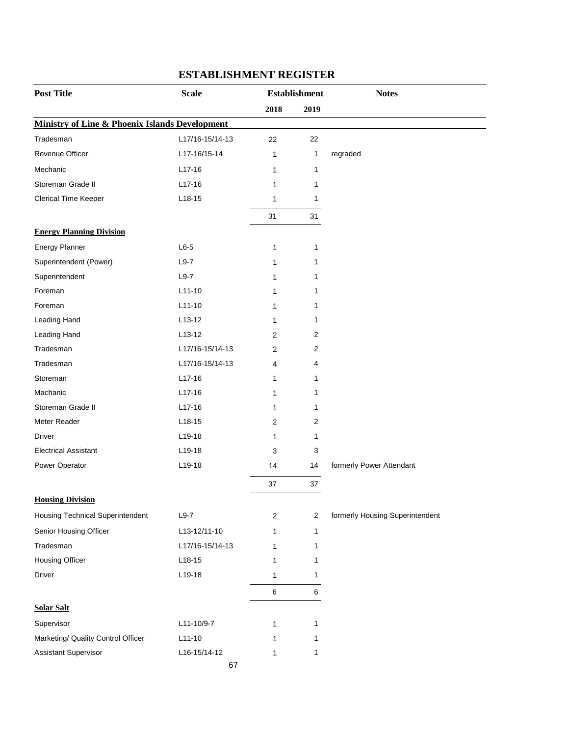## ESTABLISHMENT REGISTER

| Post Title | Scale | Establishment | | Notes |
|---|---|---|---|---|
| | | 2018 | 2019 | |
| **Ministry of Line & Phoenix Islands Development** | | | | |
| Tradesman | L17/16-15/14-13 | 22 | 22 | |
| Revenue Officer | L17-16/15-14 | 1 | 1 | regraded |
| Mechanic | L17-16 | 1 | 1 | |
| Storeman Grade II | L17-16 | 1 | 1 | |
| Clerical Time Keeper | L18-15 | 1 | 1 | |
| | | 31 | 31 | |
| **Energy Planning Division** | | | | |
| Energy Planner | L6-5 | 1 | 1 | |
| Superintendent (Power) | L9-7 | 1 | 1 | |
| Superintendent | L9-7 | 1 | 1 | |
| Foreman | L11-10 | 1 | 1 | |
| Foreman | L11-10 | 1 | 1 | |
| Leading Hand | L13-12 | 1 | 1 | |
| Leading Hand | L13-12 | 2 | 2 | |
| Tradesman | L17/16-15/14-13 | 2 | 2 | |
| Tradesman | L17/16-15/14-13 | 4 | 4 | |
| Storeman | L17-16 | 1 | 1 | |
| Machanic | L17-16 | 1 | 1 | |
| Storeman Grade II | L17-16 | 1 | 1 | |
| Meter Reader | L18-15 | 2 | 2 | |
| Driver | L19-18 | 1 | 1 | |
| Electrical Assistant | L19-18 | 3 | 3 | |
| Power Operator | L19-18 | 14 | 14 | formerly Power Attendant |
| | | 37 | 37 | |
| **Housing Division** | | | | |
| Housing Technical Superintendent | L9-7 | 2 | 2 | formerly Housing Superintendent |
| Senior Housing Officer | L13-12/11-10 | 1 | 1 | |
| Tradesman | L17/16-15/14-13 | 1 | 1 | |
| Housing Officer | L18-15 | 1 | 1 | |
| Driver | L19-18 | 1 | 1 | |
| | | 6 | 6 | |
| **Solar Salt** | | | | |
| Supervisor | L11-10/9-7 | 1 | 1 | |
| Marketing/ Quality Control Officer | L11-10 | 1 | 1 | |
| Assistant Supervisor | L16-15/14-12 | 1 | 1 | |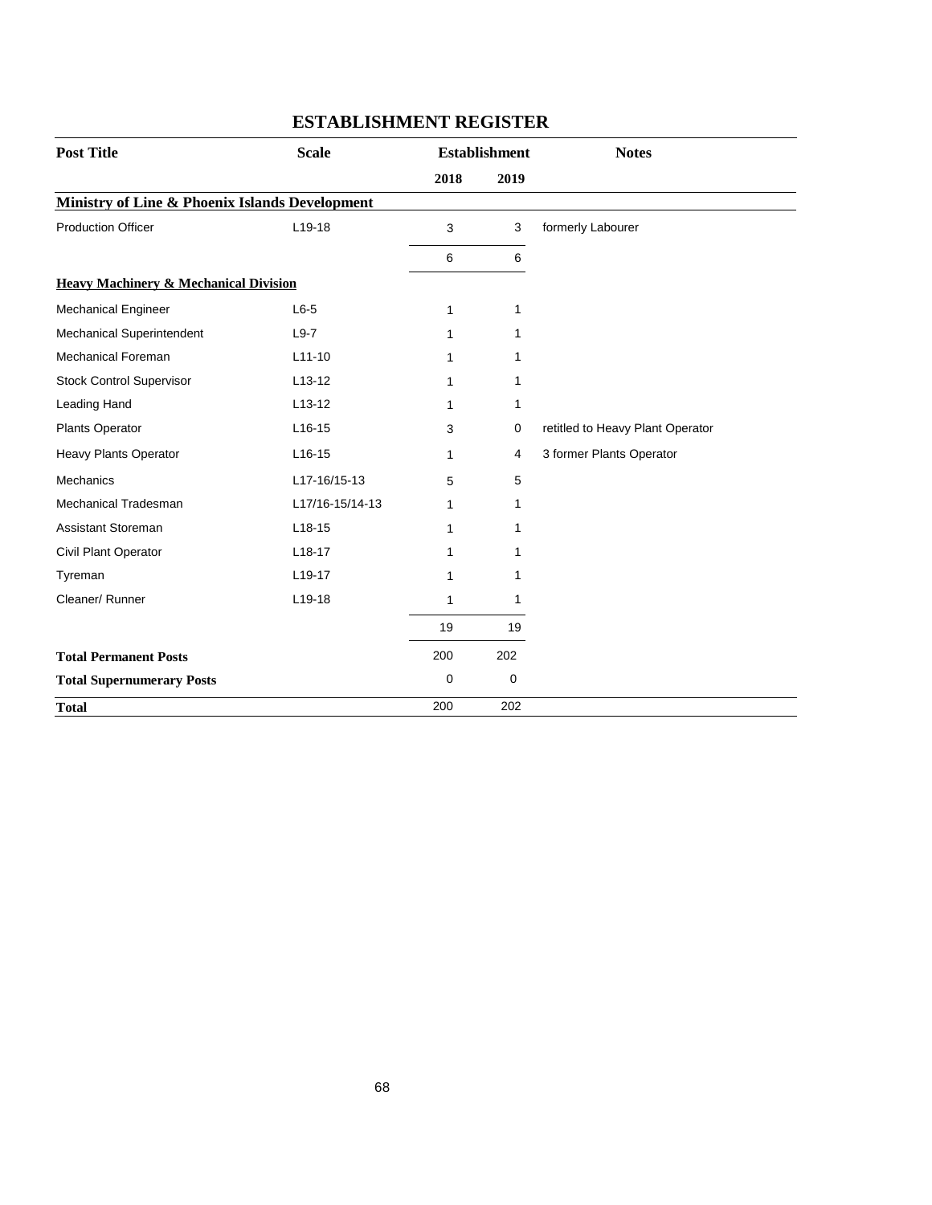# ESTABLISHMENT REGISTER

| Post Title | Scale | Establishment | | Notes |
|---|---|---|---|---|
| | | 2018 | 2019 | |
| **Ministry of Line & Phoenix Islands Development** | | | | |
| Production Officer | L19-18 | 3 | 3 | formerly Labourer |
| | | 6 | 6 | |
| **Heavy Machinery & Mechanical Division** | | | | |
| Mechanical Engineer | L6-5 | 1 | 1 | |
| Mechanical Superintendent | L9-7 | 1 | 1 | |
| Mechanical Foreman | L11-10 | 1 | 1 | |
| Stock Control Supervisor | L13-12 | 1 | 1 | |
| Leading Hand | L13-12 | 1 | 1 | |
| Plants Operator | L16-15 | 3 | 0 | retitled to Heavy Plant Operator |
| Heavy Plants Operator | L16-15 | 1 | 4 | 3 former Plants Operator |
| Mechanics | L17-16/15-13 | 5 | 5 | |
| Mechanical Tradesman | L17/16-15/14-13 | 1 | 1 | |
| Assistant Storeman | L18-15 | 1 | 1 | |
| Civil Plant Operator | L18-17 | 1 | 1 | |
| Tyreman | L19-17 | 1 | 1 | |
| Cleaner/ Runner | L19-18 | 1 | 1 | |
| | | 19 | 19 | |
| **Total Permanent Posts** | | 200 | 202 | |
| **Total Supernumerary Posts** | | 0 | 0 | |
| **Total** | | 200 | 202 | |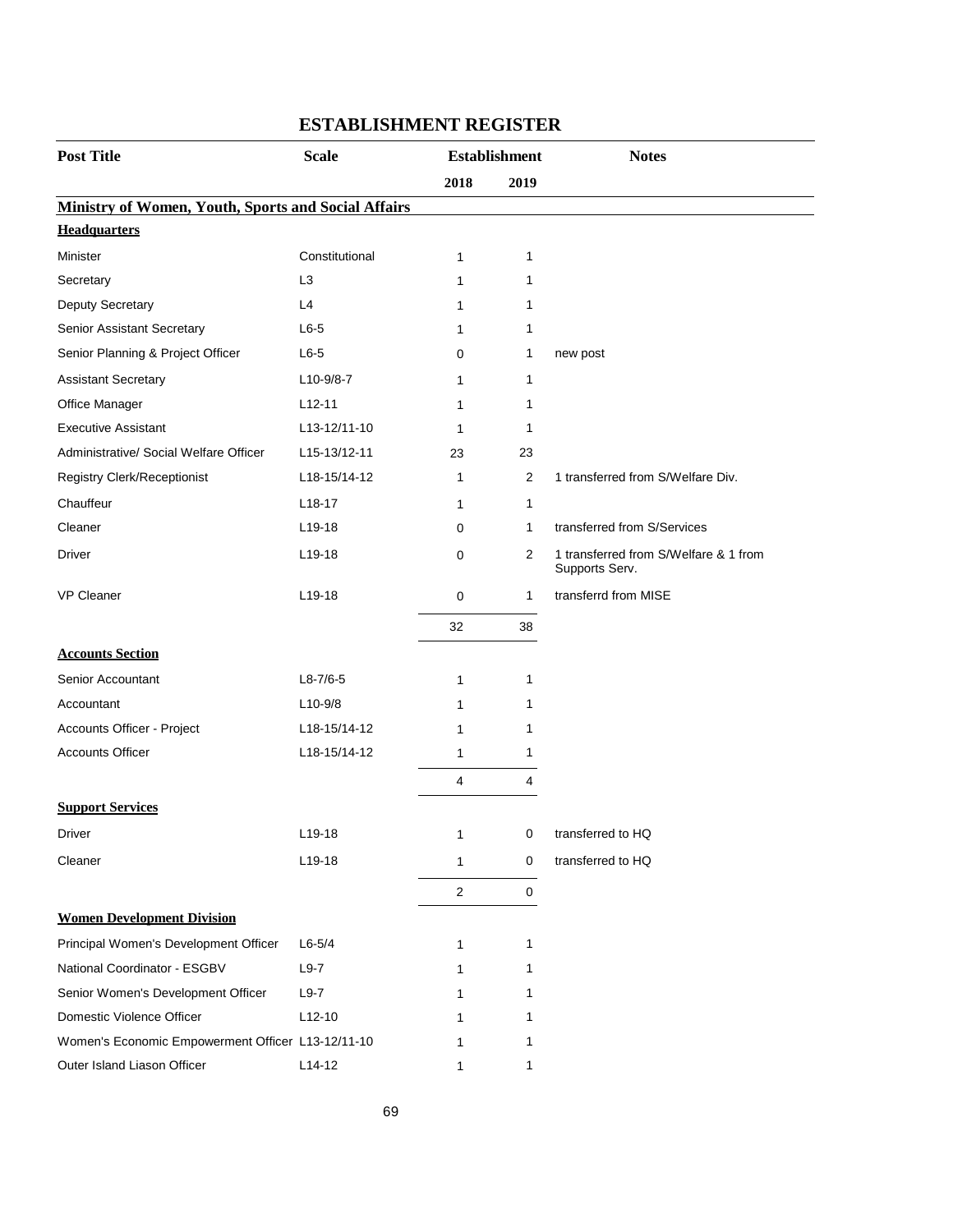# ESTABLISHMENT REGISTER

| Post Title | Scale | Establishment | | Notes |
|---|---|---|---|---|
| | | 2018 | 2019 | |
| **Ministry of Women, Youth, Sports and Social Affairs** | | | | |
| **Headquarters** | | | | |
| Minister | Constitutional | 1 | 1 | |
| Secretary | L3 | 1 | 1 | |
| Deputy Secretary | L4 | 1 | 1 | |
| Senior Assistant Secretary | L6-5 | 1 | 1 | |
| Senior Planning & Project Officer | L6-5 | 0 | 1 | new post |
| Assistant Secretary | L10-9/8-7 | 1 | 1 | |
| Office Manager | L12-11 | 1 | 1 | |
| Executive Assistant | L13-12/11-10 | 1 | 1 | |
| Administrative/ Social Welfare Officer | L15-13/12-11 | 23 | 23 | |
| Registry Clerk/Receptionist | L18-15/14-12 | 1 | 2 | 1 transferred from S/Welfare Div. |
| Chauffeur | L18-17 | 1 | 1 | |
| Cleaner | L19-18 | 0 | 1 | transferred from S/Services |
| Driver | L19-18 | 0 | 2 | 1 transferred from S/Welfare & 1 from Supports Serv. |
| VP Cleaner | L19-18 | 0 | 1 | transferrd from MISE |
| | | 32 | 38 | |
| **Accounts Section** | | | | |
| Senior Accountant | L8-7/6-5 | 1 | 1 | |
| Accountant | L10-9/8 | 1 | 1 | |
| Accounts Officer - Project | L18-15/14-12 | 1 | 1 | |
| Accounts Officer | L18-15/14-12 | 1 | 1 | |
| | | 4 | 4 | |
| **Support Services** | | | | |
| Driver | L19-18 | 1 | 0 | transferred to HQ |
| Cleaner | L19-18 | 1 | 0 | transferred to HQ |
| | | 2 | 0 | |
| **Women Development Division** | | | | |
| Principal Women's Development Officer | L6-5/4 | 1 | 1 | |
| National Coordinator - ESGBV | L9-7 | 1 | 1 | |
| Senior Women's Development Officer | L9-7 | 1 | 1 | |
| Domestic Violence Officer | L12-10 | 1 | 1 | |
| Women's Economic Empowerment Officer | L13-12/11-10 | 1 | 1 | |
| Outer Island Liason Officer | L14-12 | 1 | 1 | |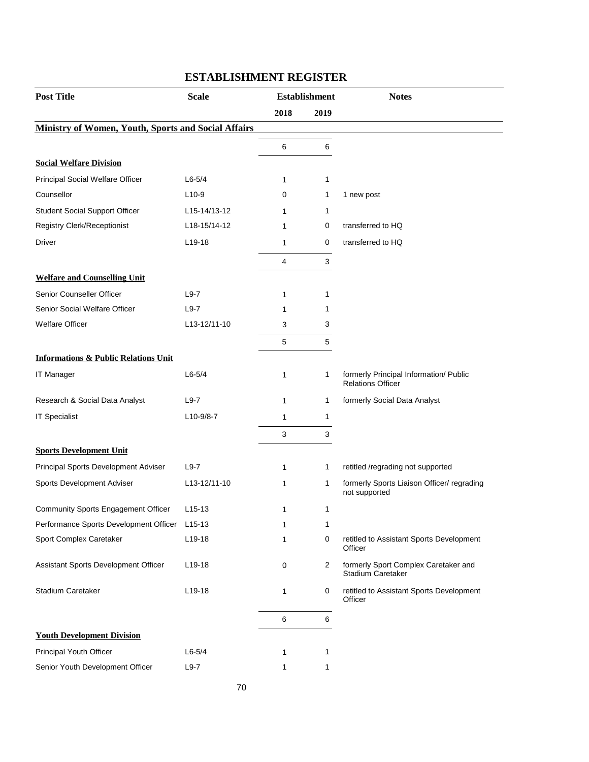# ESTABLISHMENT REGISTER

| Post Title | Scale | Establishment | | Notes |
|---|---|---|---|---|
| | | 2018 | 2019 | |
| **Ministry of Women, Youth, Sports and Social Affairs** | | | | |
| | | 6 | 6 | |
| **Social Welfare Division** | | | | |
| Principal Social Welfare Officer | L6-5/4 | 1 | 1 | |
| Counsellor | L10-9 | 0 | 1 | 1 new post |
| Student Social Support Officer | L15-14/13-12 | 1 | 1 | |
| Registry Clerk/Receptionist | L18-15/14-12 | 1 | 0 | transferred to HQ |
| Driver | L19-18 | 1 | 0 | transferred to HQ |
| | | 4 | 3 | |
| **Welfare and Counselling Unit** | | | | |
| Senior Counseller Officer | L9-7 | 1 | 1 | |
| Senior Social Welfare Officer | L9-7 | 1 | 1 | |
| Welfare Officer | L13-12/11-10 | 3 | 3 | |
| | | 5 | 5 | |
| **Informations & Public Relations Unit** | | | | |
| IT Manager | L6-5/4 | 1 | 1 | formerly Principal Information/ Public Relations Officer |
| Research & Social Data Analyst | L9-7 | 1 | 1 | formerly Social Data Analyst |
| IT Specialist | L10-9/8-7 | 1 | 1 | |
| | | 3 | 3 | |
| **Sports Development Unit** | | | | |
| Principal Sports Development Adviser | L9-7 | 1 | 1 | retitled /regrading not supported |
| Sports Development Adviser | L13-12/11-10 | 1 | 1 | formerly Sports Liaison Officer/ regrading not supported |
| Community Sports Engagement Officer | L15-13 | 1 | 1 | |
| Performance Sports Development Officer | L15-13 | 1 | 1 | |
| Sport Complex Caretaker | L19-18 | 1 | 0 | retitled to Assistant Sports Development Officer |
| Assistant Sports Development Officer | L19-18 | 0 | 2 | formerly Sport Complex Caretaker and Stadium Caretaker |
| Stadium Caretaker | L19-18 | 1 | 0 | retitled to Assistant Sports Development Officer |
| | | 6 | 6 | |
| **Youth Development Division** | | | | |
| Principal Youth Officer | L6-5/4 | 1 | 1 | |
| Senior Youth Development Officer | L9-7 | 1 | 1 | |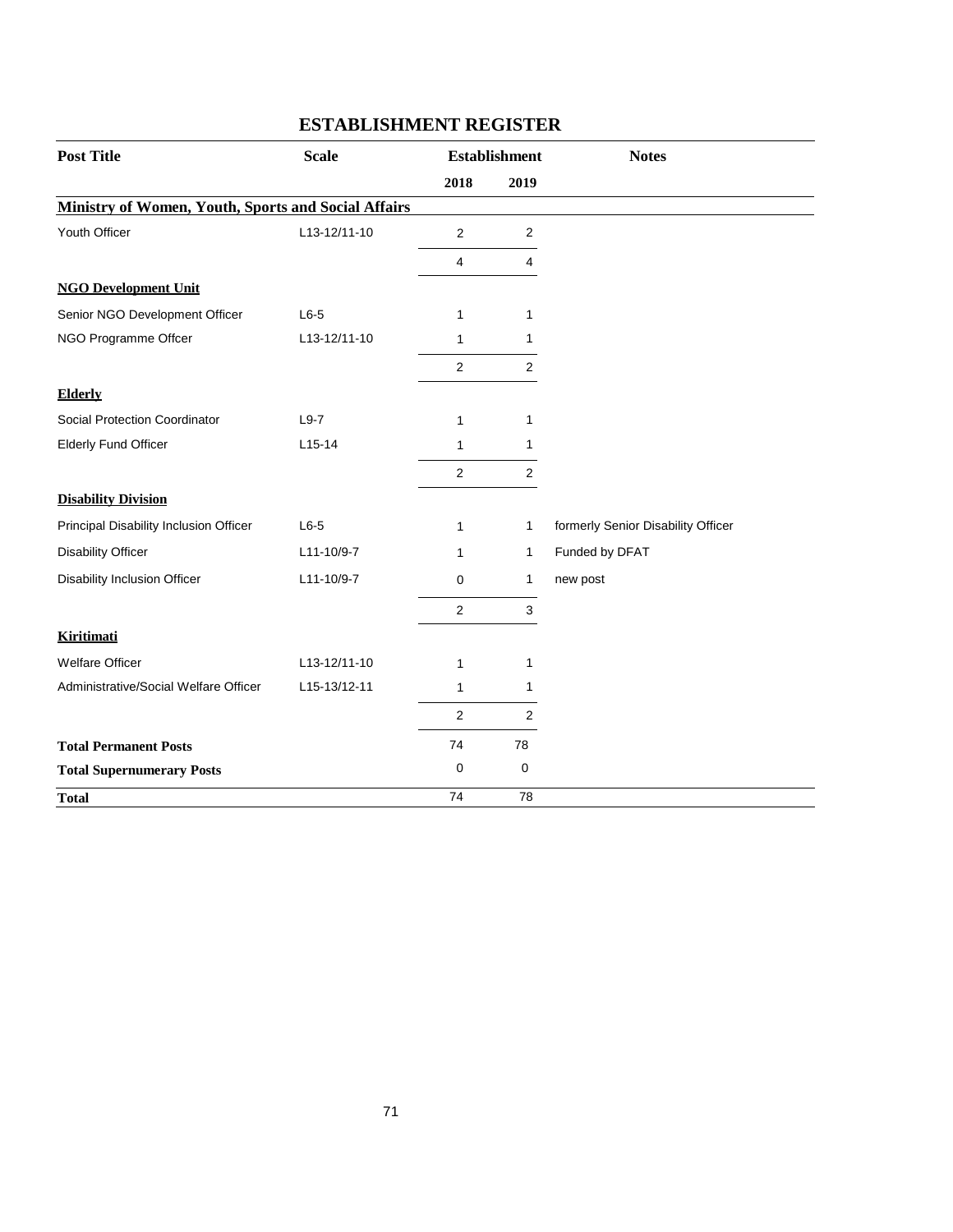## ESTABLISHMENT REGISTER

| Post Title | Scale | Establishment | | Notes |
|---|---|---|---|---|
| | | 2018 | 2019 | |
| **Ministry of Women, Youth, Sports and Social Affairs** | | | | |
| Youth Officer | L13-12/11-10 | 2 | 2 | |
| | | 4 | 4 | |
| **NGO Development Unit** | | | | |
| Senior NGO Development Officer | L6-5 | 1 | 1 | |
| NGO Programme Offcer | L13-12/11-10 | 1 | 1 | |
| | | 2 | 2 | |
| **Elderly** | | | | |
| Social Protection Coordinator | L9-7 | 1 | 1 | |
| Elderly Fund Officer | L15-14 | 1 | 1 | |
| | | 2 | 2 | |
| **Disability Division** | | | | |
| Principal Disability Inclusion Officer | L6-5 | 1 | 1 | formerly Senior Disability Officer |
| Disability Officer | L11-10/9-7 | 1 | 1 | Funded by DFAT |
| Disability Inclusion Officer | L11-10/9-7 | 0 | 1 | new post |
| | | 2 | 3 | |
| **Kiritimati** | | | | |
| Welfare Officer | L13-12/11-10 | 1 | 1 | |
| Administrative/Social Welfare Officer | L15-13/12-11 | 1 | 1 | |
| | | 2 | 2 | |
| **Total Permanent Posts** | | 74 | 78 | |
| **Total Supernumerary Posts** | | 0 | 0 | |
| **Total** | | 74 | 78 | |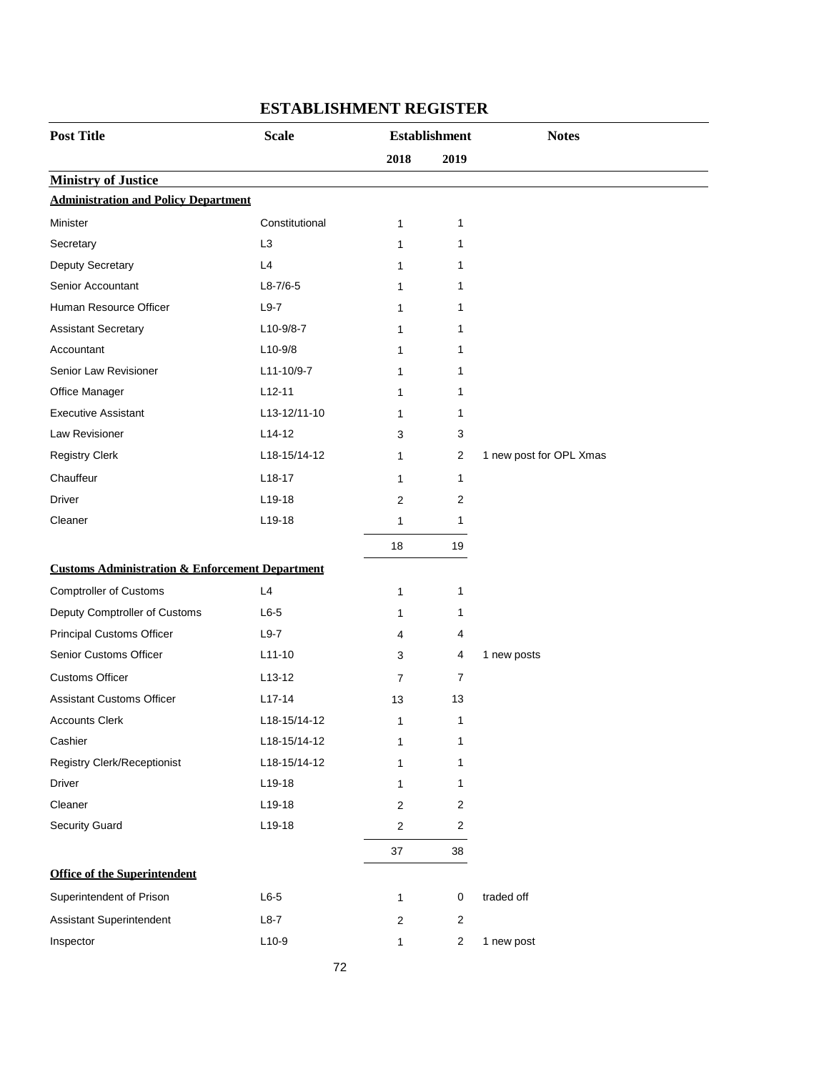# ESTABLISHMENT REGISTER

| Post Title | Scale | Establishment | | Notes |
|---|---|---|---|---|
| | | 2018 | 2019 | |
| **Ministry of Justice** | | | | |
| **Administration and Policy Department** | | | | |
| Minister | Constitutional | 1 | 1 | |
| Secretary | L3 | 1 | 1 | |
| Deputy Secretary | L4 | 1 | 1 | |
| Senior Accountant | L8-7/6-5 | 1 | 1 | |
| Human Resource Officer | L9-7 | 1 | 1 | |
| Assistant Secretary | L10-9/8-7 | 1 | 1 | |
| Accountant | L10-9/8 | 1 | 1 | |
| Senior Law Revisioner | L11-10/9-7 | 1 | 1 | |
| Office Manager | L12-11 | 1 | 1 | |
| Executive Assistant | L13-12/11-10 | 1 | 1 | |
| Law Revisioner | L14-12 | 3 | 3 | |
| Registry Clerk | L18-15/14-12 | 1 | 2 | 1 new post for OPL Xmas |
| Chauffeur | L18-17 | 1 | 1 | |
| Driver | L19-18 | 2 | 2 | |
| Cleaner | L19-18 | 1 | 1 | |
| | | 18 | 19 | |
| **Customs Administration & Enforcement Department** | | | | |
| Comptroller of Customs | L4 | 1 | 1 | |
| Deputy Comptroller of Customs | L6-5 | 1 | 1 | |
| Principal Customs Officer | L9-7 | 4 | 4 | |
| Senior Customs Officer | L11-10 | 3 | 4 | 1 new posts |
| Customs Officer | L13-12 | 7 | 7 | |
| Assistant Customs Officer | L17-14 | 13 | 13 | |
| Accounts Clerk | L18-15/14-12 | 1 | 1 | |
| Cashier | L18-15/14-12 | 1 | 1 | |
| Registry Clerk/Receptionist | L18-15/14-12 | 1 | 1 | |
| Driver | L19-18 | 1 | 1 | |
| Cleaner | L19-18 | 2 | 2 | |
| Security Guard | L19-18 | 2 | 2 | |
| | | 37 | 38 | |
| **Office of the Superintendent** | | | | |
| Superintendent of Prison | L6-5 | 1 | 0 | traded off |
| Assistant Superintendent | L8-7 | 2 | 2 | |
| Inspector | L10-9 | 1 | 2 | 1 new post |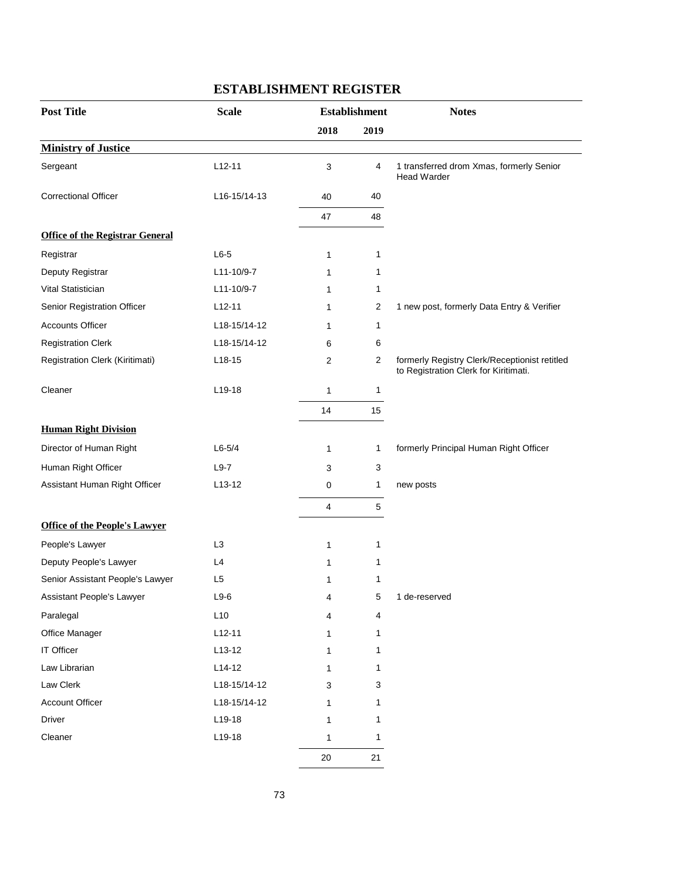# ESTABLISHMENT REGISTER

| Post Title | Scale | Establishment | | Notes |
|---|---|---|---|---|
| | | 2018 | 2019 | |
| **Ministry of Justice** | | | | |
| Sergeant | L12-11 | 3 | 4 | 1 transferred drom Xmas, formerly Senior Head Warder |
| Correctional Officer | L16-15/14-13 | 40 | 40 | |
| | | 47 | 48 | |
| **Office of the Registrar General** | | | | |
| Registrar | L6-5 | 1 | 1 | |
| Deputy Registrar | L11-10/9-7 | 1 | 1 | |
| Vital Statistician | L11-10/9-7 | 1 | 1 | |
| Senior Registration Officer | L12-11 | 1 | 2 | 1 new post, formerly Data Entry & Verifier |
| Accounts Officer | L18-15/14-12 | 1 | 1 | |
| Registration Clerk | L18-15/14-12 | 6 | 6 | |
| Registration Clerk (Kiritimati) | L18-15 | 2 | 2 | formerly Registry Clerk/Receptionist retitled to Registration Clerk for Kiritimati. |
| Cleaner | L19-18 | 1 | 1 | |
| | | 14 | 15 | |
| **Human Right Division** | | | | |
| Director of Human Right | L6-5/4 | 1 | 1 | formerly Principal Human Right Officer |
| Human Right Officer | L9-7 | 3 | 3 | |
| Assistant Human Right Officer | L13-12 | 0 | 1 | new posts |
| | | 4 | 5 | |
| **Office of the People's Lawyer** | | | | |
| People's Lawyer | L3 | 1 | 1 | |
| Deputy People's Lawyer | L4 | 1 | 1 | |
| Senior Assistant People's Lawyer | L5 | 1 | 1 | |
| Assistant People's Lawyer | L9-6 | 4 | 5 | 1 de-reserved |
| Paralegal | L10 | 4 | 4 | |
| Office Manager | L12-11 | 1 | 1 | |
| IT Officer | L13-12 | 1 | 1 | |
| Law Librarian | L14-12 | 1 | 1 | |
| Law Clerk | L18-15/14-12 | 3 | 3 | |
| Account Officer | L18-15/14-12 | 1 | 1 | |
| Driver | L19-18 | 1 | 1 | |
| Cleaner | L19-18 | 1 | 1 | |
| | | 20 | 21 | |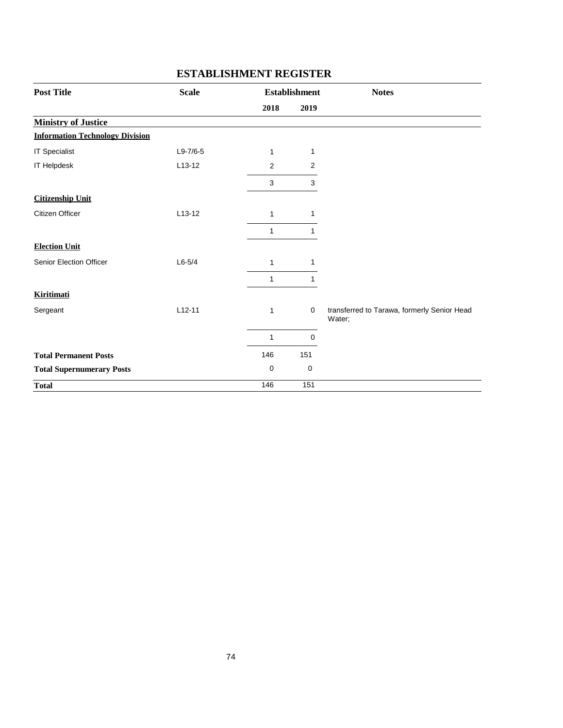# ESTABLISHMENT REGISTER

| Post Title | Scale | Establishment | | Notes |
|---|---|---|---|---|
| | | 2018 | 2019 | |
| **Ministry of Justice** | | | | |
| **Information Technology Division** | | | | |
| IT Specialist | L9-7/6-5 | 1 | 1 | |
| IT Helpdesk | L13-12 | 2 | 2 | |
| | | 3 | 3 | |
| **Citizenship Unit** | | | | |
| Citizen Officer | L13-12 | 1 | 1 | |
| | | 1 | 1 | |
| **Election Unit** | | | | |
| Senior Election Officer | L6-5/4 | 1 | 1 | |
| | | 1 | 1 | |
| **Kiritimati** | | | | |
| Sergeant | L12-11 | 1 | 0 | transferred to Tarawa, formerly Senior Head Water; |
| | | 1 | 0 | |
| **Total Permanent Posts** | | 146 | 151 | |
| **Total Supernumerary Posts** | | 0 | 0 | |
| **Total** | | 146 | 151 | |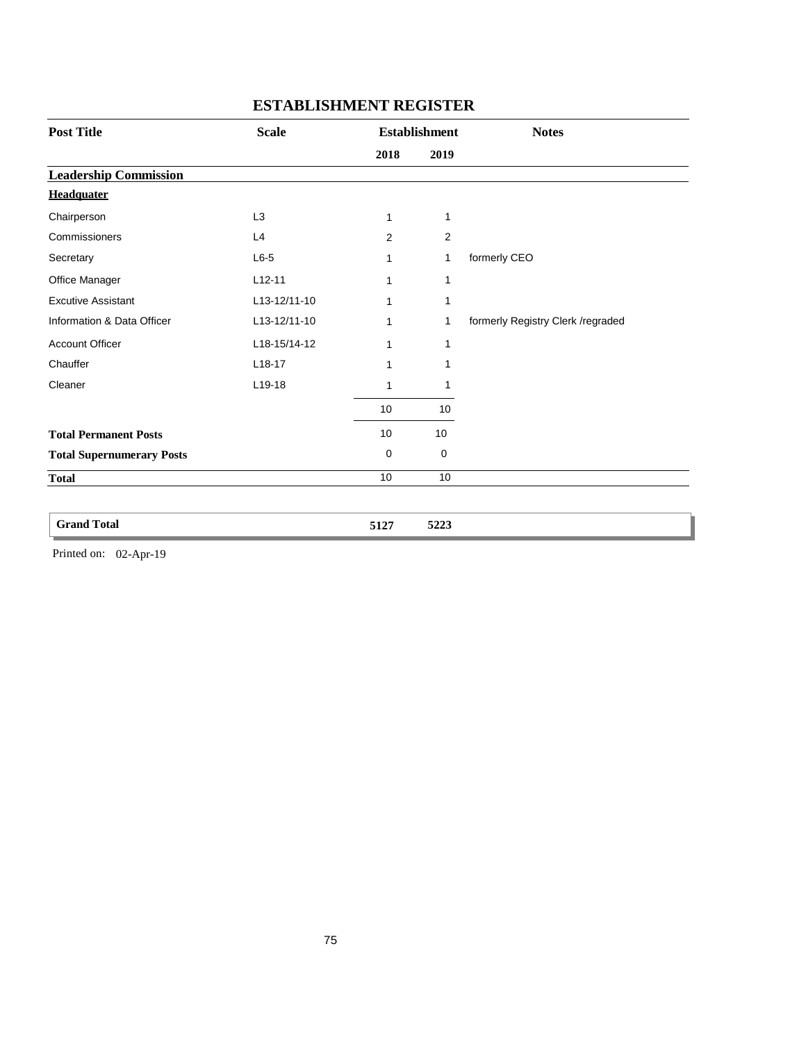# ESTABLISHMENT REGISTER

| Post Title | Scale | Establishment | | Notes |
|---|---|---|---|---|
| | | 2018 | 2019 | |
| **Leadership Commission** | | | | |
| **Headquater** | | | | |
| Chairperson | L3 | 1 | 1 | |
| Commissioners | L4 | 2 | 2 | |
| Secretary | L6-5 | 1 | 1 | formerly CEO |
| Office Manager | L12-11 | 1 | 1 | |
| Excutive Assistant | L13-12/11-10 | 1 | 1 | |
| Information & Data Officer | L13-12/11-10 | 1 | 1 | formerly Registry Clerk /regraded |
| Account Officer | L18-15/14-12 | 1 | 1 | |
| Chauffer | L18-17 | 1 | 1 | |
| Cleaner | L19-18 | 1 | 1 | |
| | | 10 | 10 | |
| **Total Permanent Posts** | | 10 | 10 | |
| **Total Supernumerary Posts** | | 0 | 0 | |
| **Total** | | 10 | 10 | |

| | | | |
|---|---|---|---|
| **Grand Total** | | **5127** | **5223** |

Printed on: 02-Apr-19